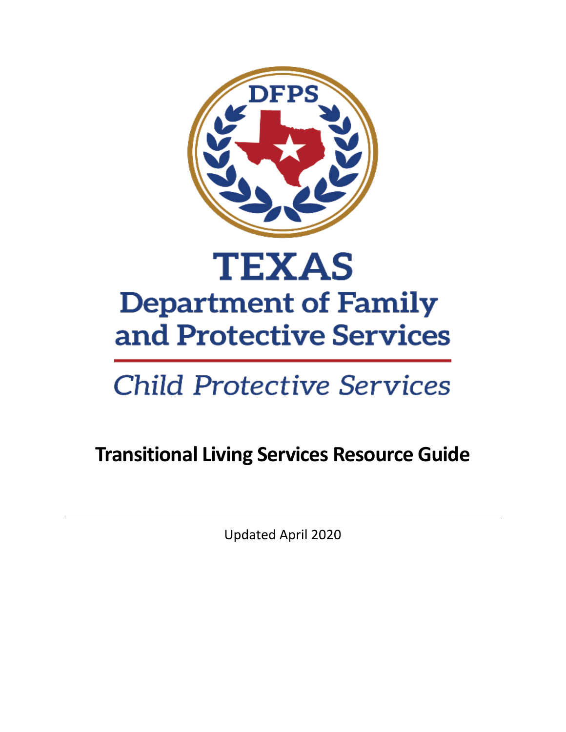DFPS

TEXAS

Department of Family and Protective Services

*Child Protective Services*

# Transitional Living Services Resource Guide

Updated April 2020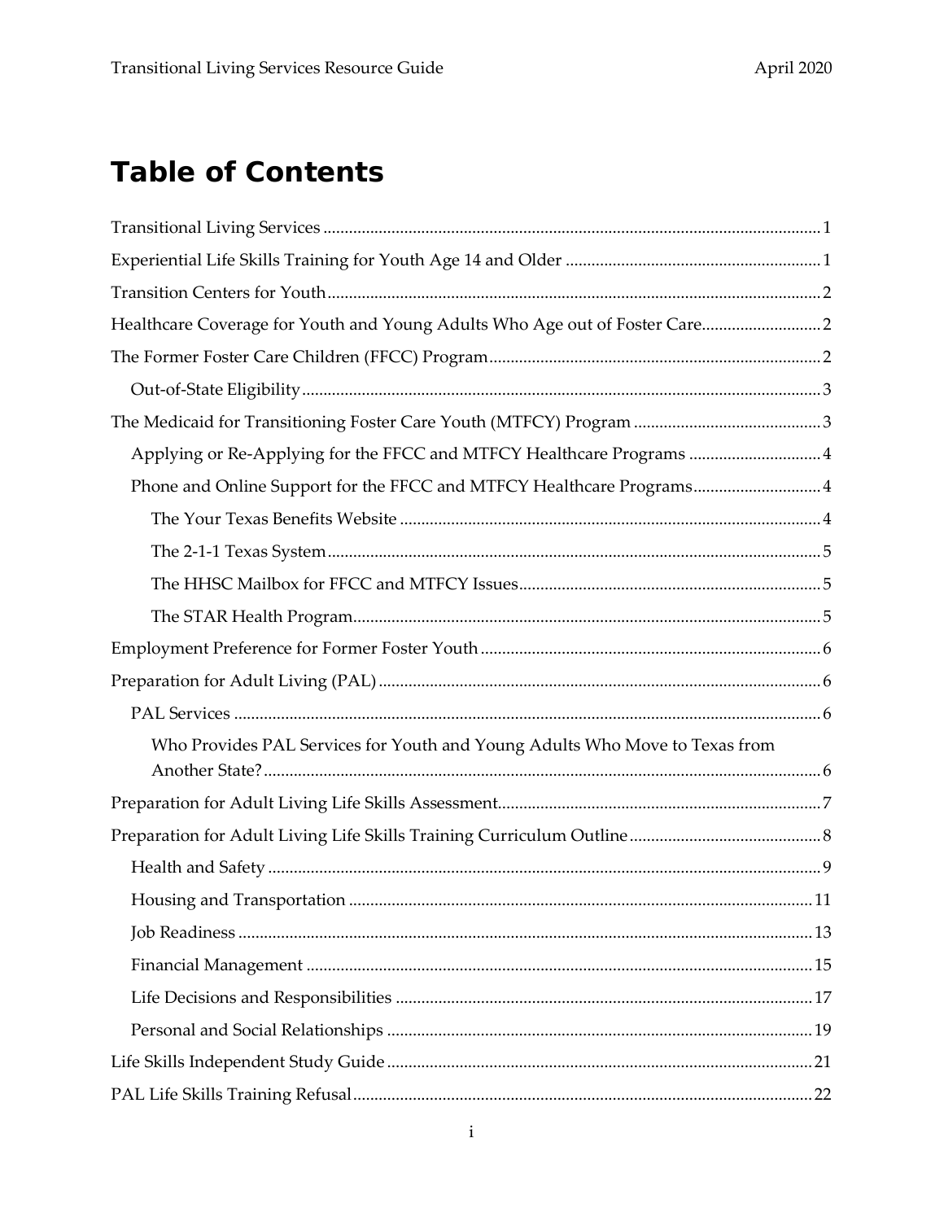# Table of Contents

- Transitional Living Services ........ 1
- Experiential Life Skills Training for Youth Age 14 and Older ........ 1
- Transition Centers for Youth ........ 2
- Healthcare Coverage for Youth and Young Adults Who Age out of Foster Care ........ 2
- The Former Foster Care Children (FFCC) Program ........ 2
  - Out-of-State Eligibility ........ 3
- The Medicaid for Transitioning Foster Care Youth (MTFCY) Program ........ 3
  - Applying or Re-Applying for the FFCC and MTFCY Healthcare Programs ........ 4
  - Phone and Online Support for the FFCC and MTFCY Healthcare Programs ........ 4
    - The Your Texas Benefits Website ........ 4
    - The 2-1-1 Texas System ........ 5
    - The HHSC Mailbox for FFCC and MTFCY Issues ........ 5
    - The STAR Health Program ........ 5
- Employment Preference for Former Foster Youth ........ 6
- Preparation for Adult Living (PAL) ........ 6
  - PAL Services ........ 6
    - Who Provides PAL Services for Youth and Young Adults Who Move to Texas from Another State? ........ 6
- Preparation for Adult Living Life Skills Assessment ........ 7
- Preparation for Adult Living Life Skills Training Curriculum Outline ........ 8
  - Health and Safety ........ 9
  - Housing and Transportation ........ 11
  - Job Readiness ........ 13
  - Financial Management ........ 15
  - Life Decisions and Responsibilities ........ 17
  - Personal and Social Relationships ........ 19
- Life Skills Independent Study Guide ........ 21
- PAL Life Skills Training Refusal ........ 22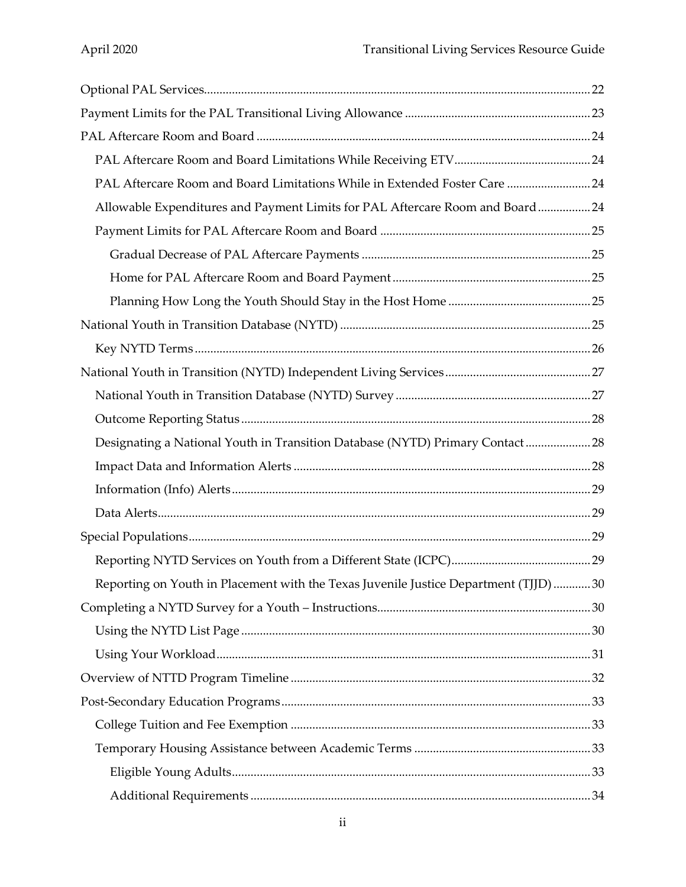Optional PAL Services ... 22
Payment Limits for the PAL Transitional Living Allowance ... 23
PAL Aftercare Room and Board ... 24
- PAL Aftercare Room and Board Limitations While Receiving ETV ... 24
- PAL Aftercare Room and Board Limitations While in Extended Foster Care ... 24
- Allowable Expenditures and Payment Limits for PAL Aftercare Room and Board ... 24
- Payment Limits for PAL Aftercare Room and Board ... 25
  - Gradual Decrease of PAL Aftercare Payments ... 25
  - Home for PAL Aftercare Room and Board Payment ... 25
  - Planning How Long the Youth Should Stay in the Host Home ... 25

National Youth in Transition Database (NYTD) ... 25
- Key NYTD Terms ... 26

National Youth in Transition (NYTD) Independent Living Services ... 27
- National Youth in Transition Database (NYTD) Survey ... 27
- Outcome Reporting Status ... 28
- Designating a National Youth in Transition Database (NYTD) Primary Contact ... 28
- Impact Data and Information Alerts ... 28
- Information (Info) Alerts ... 29
- Data Alerts ... 29

Special Populations ... 29
- Reporting NYTD Services on Youth from a Different State (ICPC) ... 29
- Reporting on Youth in Placement with the Texas Juvenile Justice Department (TJJD) ... 30

Completing a NYTD Survey for a Youth – Instructions ... 30
- Using the NYTD List Page ... 30
- Using Your Workload ... 31

Overview of NTTD Program Timeline ... 32

Post-Secondary Education Programs ... 33
- College Tuition and Fee Exemption ... 33
- Temporary Housing Assistance between Academic Terms ... 33
  - Eligible Young Adults ... 33
  - Additional Requirements ... 34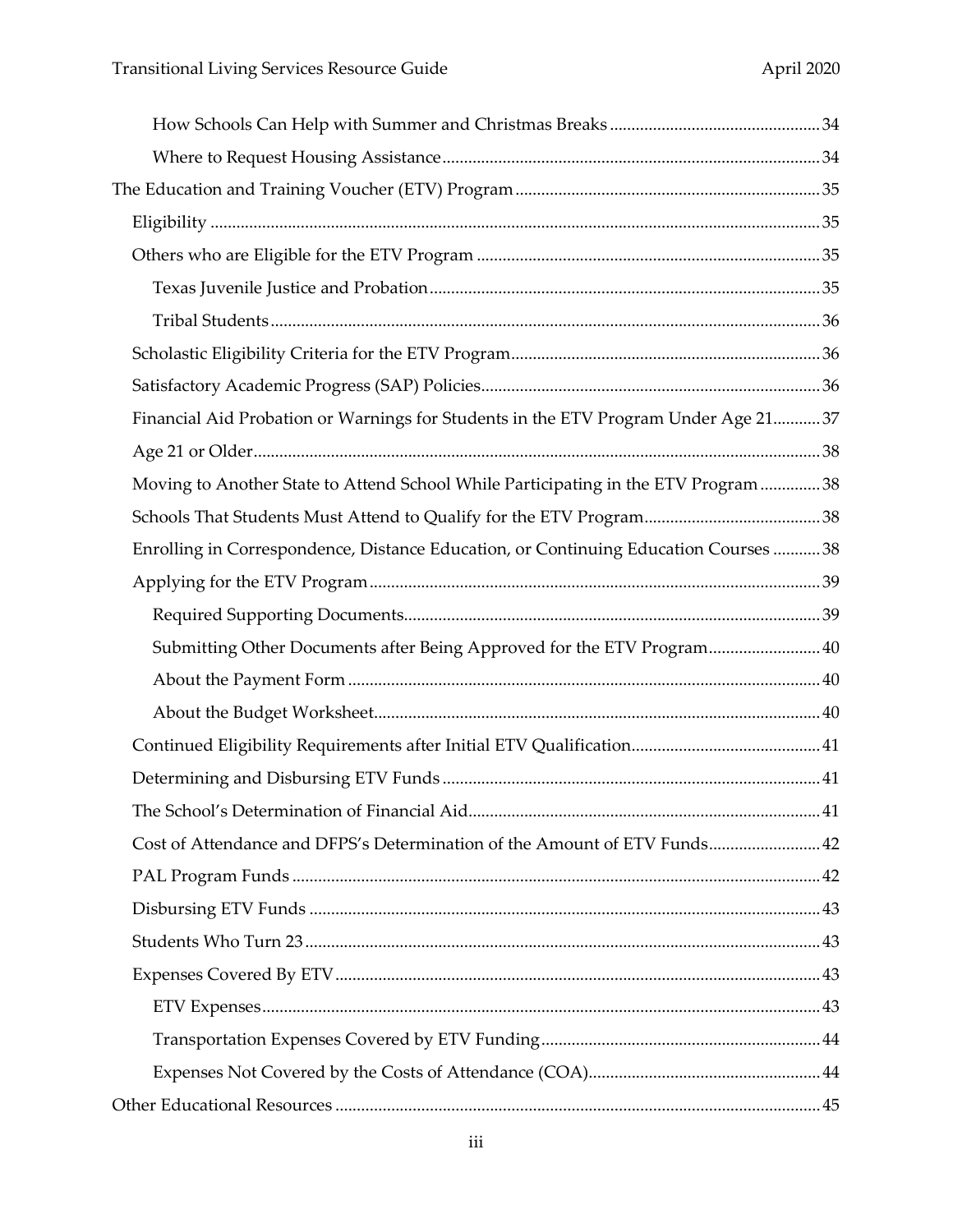- How Schools Can Help with Summer and Christmas Breaks ... 34
- Where to Request Housing Assistance ... 34

The Education and Training Voucher (ETV) Program ... 35

- Eligibility ... 35
- Others who are Eligible for the ETV Program ... 35
  - Texas Juvenile Justice and Probation ... 35
  - Tribal Students ... 36
- Scholastic Eligibility Criteria for the ETV Program ... 36
- Satisfactory Academic Progress (SAP) Policies ... 36
- Financial Aid Probation or Warnings for Students in the ETV Program Under Age 21 ... 37
- Age 21 or Older ... 38
- Moving to Another State to Attend School While Participating in the ETV Program ... 38
- Schools That Students Must Attend to Qualify for the ETV Program ... 38
- Enrolling in Correspondence, Distance Education, or Continuing Education Courses ... 38
- Applying for the ETV Program ... 39
  - Required Supporting Documents ... 39
  - Submitting Other Documents after Being Approved for the ETV Program ... 40
  - About the Payment Form ... 40
  - About the Budget Worksheet ... 40
- Continued Eligibility Requirements after Initial ETV Qualification ... 41
- Determining and Disbursing ETV Funds ... 41
- The School's Determination of Financial Aid ... 41
- Cost of Attendance and DFPS's Determination of the Amount of ETV Funds ... 42
- PAL Program Funds ... 42
- Disbursing ETV Funds ... 43
- Students Who Turn 23 ... 43
- Expenses Covered By ETV ... 43
  - ETV Expenses ... 43
  - Transportation Expenses Covered by ETV Funding ... 44
  - Expenses Not Covered by the Costs of Attendance (COA) ... 44

Other Educational Resources ... 45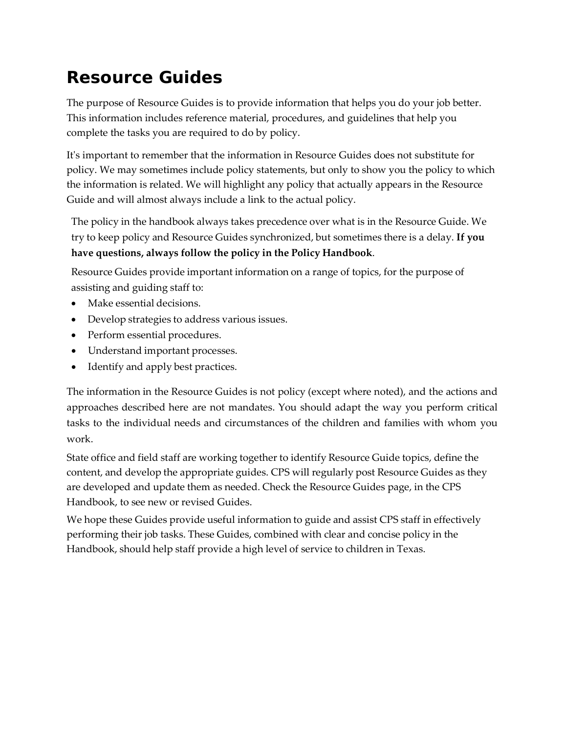# Resource Guides

The purpose of Resource Guides is to provide information that helps you do your job better. This information includes reference material, procedures, and guidelines that help you complete the tasks you are required to do by policy.

It's important to remember that the information in Resource Guides does not substitute for policy. We may sometimes include policy statements, but only to show you the policy to which the information is related. We will highlight any policy that actually appears in the Resource Guide and will almost always include a link to the actual policy.

The policy in the handbook always takes precedence over what is in the Resource Guide. We try to keep policy and Resource Guides synchronized, but sometimes there is a delay. **If you have questions, always follow the policy in the Policy Handbook**.

Resource Guides provide important information on a range of topics, for the purpose of assisting and guiding staff to:

- Make essential decisions.
- Develop strategies to address various issues.
- Perform essential procedures.
- Understand important processes.
- Identify and apply best practices.

The information in the Resource Guides is not policy (except where noted), and the actions and approaches described here are not mandates. You should adapt the way you perform critical tasks to the individual needs and circumstances of the children and families with whom you work.

State office and field staff are working together to identify Resource Guide topics, define the content, and develop the appropriate guides. CPS will regularly post Resource Guides as they are developed and update them as needed. Check the Resource Guides page, in the CPS Handbook, to see new or revised Guides.

We hope these Guides provide useful information to guide and assist CPS staff in effectively performing their job tasks. These Guides, combined with clear and concise policy in the Handbook, should help staff provide a high level of service to children in Texas.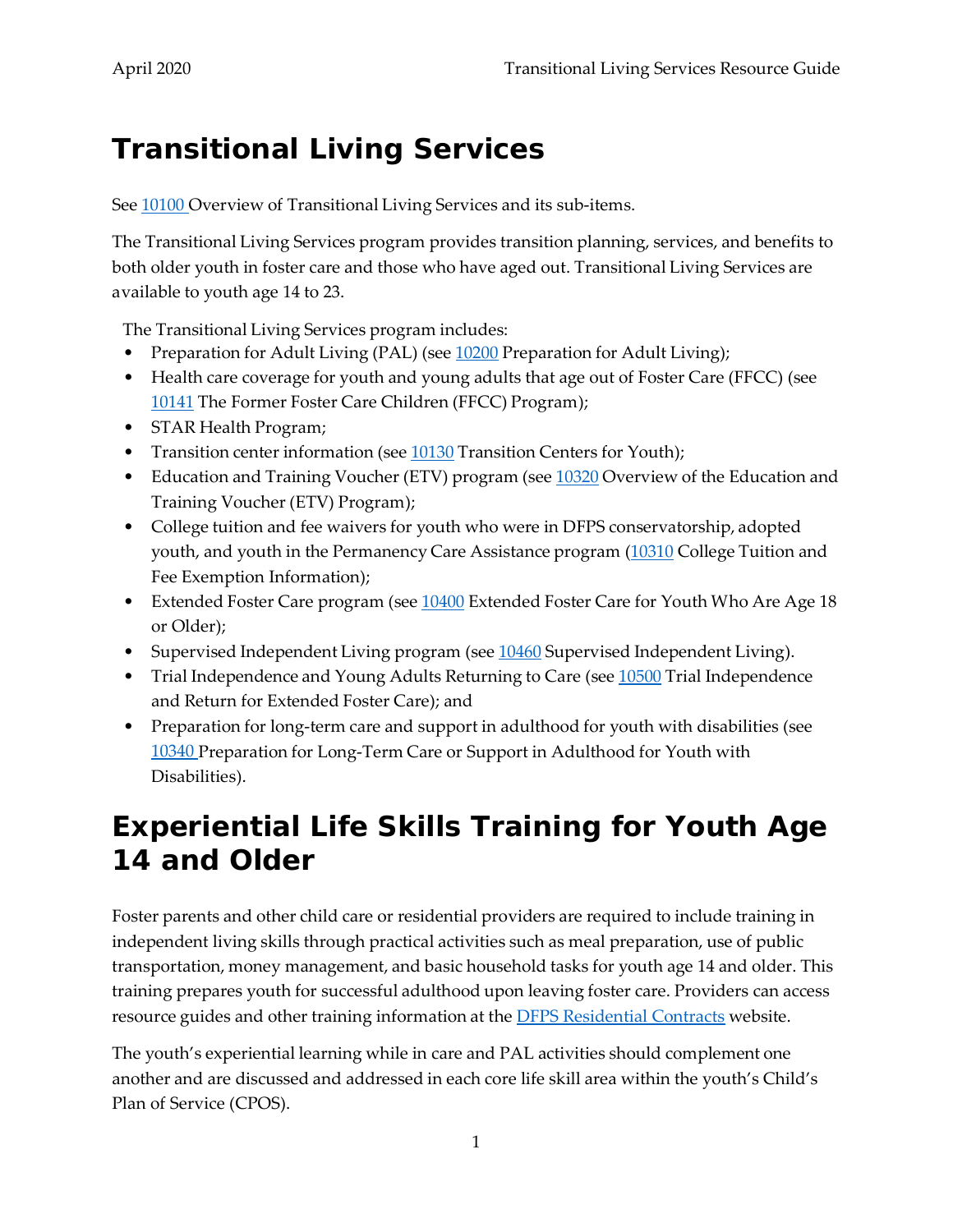# Transitional Living Services

See 10100 Overview of Transitional Living Services and its sub-items.

The Transitional Living Services program provides transition planning, services, and benefits to both older youth in foster care and those who have aged out. Transitional Living Services are available to youth age 14 to 23.

The Transitional Living Services program includes:

- Preparation for Adult Living (PAL) (see 10200 Preparation for Adult Living);
- Health care coverage for youth and young adults that age out of Foster Care (FFCC) (see 10141 The Former Foster Care Children (FFCC) Program);
- STAR Health Program;
- Transition center information (see 10130 Transition Centers for Youth);
- Education and Training Voucher (ETV) program (see 10320 Overview of the Education and Training Voucher (ETV) Program);
- College tuition and fee waivers for youth who were in DFPS conservatorship, adopted youth, and youth in the Permanency Care Assistance program (10310 College Tuition and Fee Exemption Information);
- Extended Foster Care program (see 10400 Extended Foster Care for Youth Who Are Age 18 or Older);
- Supervised Independent Living program (see 10460 Supervised Independent Living).
- Trial Independence and Young Adults Returning to Care (see 10500 Trial Independence and Return for Extended Foster Care); and
- Preparation for long-term care and support in adulthood for youth with disabilities (see 10340 Preparation for Long-Term Care or Support in Adulthood for Youth with Disabilities).

# Experiential Life Skills Training for Youth Age 14 and Older

Foster parents and other child care or residential providers are required to include training in independent living skills through practical activities such as meal preparation, use of public transportation, money management, and basic household tasks for youth age 14 and older. This training prepares youth for successful adulthood upon leaving foster care. Providers can access resource guides and other training information at the DFPS Residential Contracts website.

The youth's experiential learning while in care and PAL activities should complement one another and are discussed and addressed in each core life skill area within the youth's Child's Plan of Service (CPOS).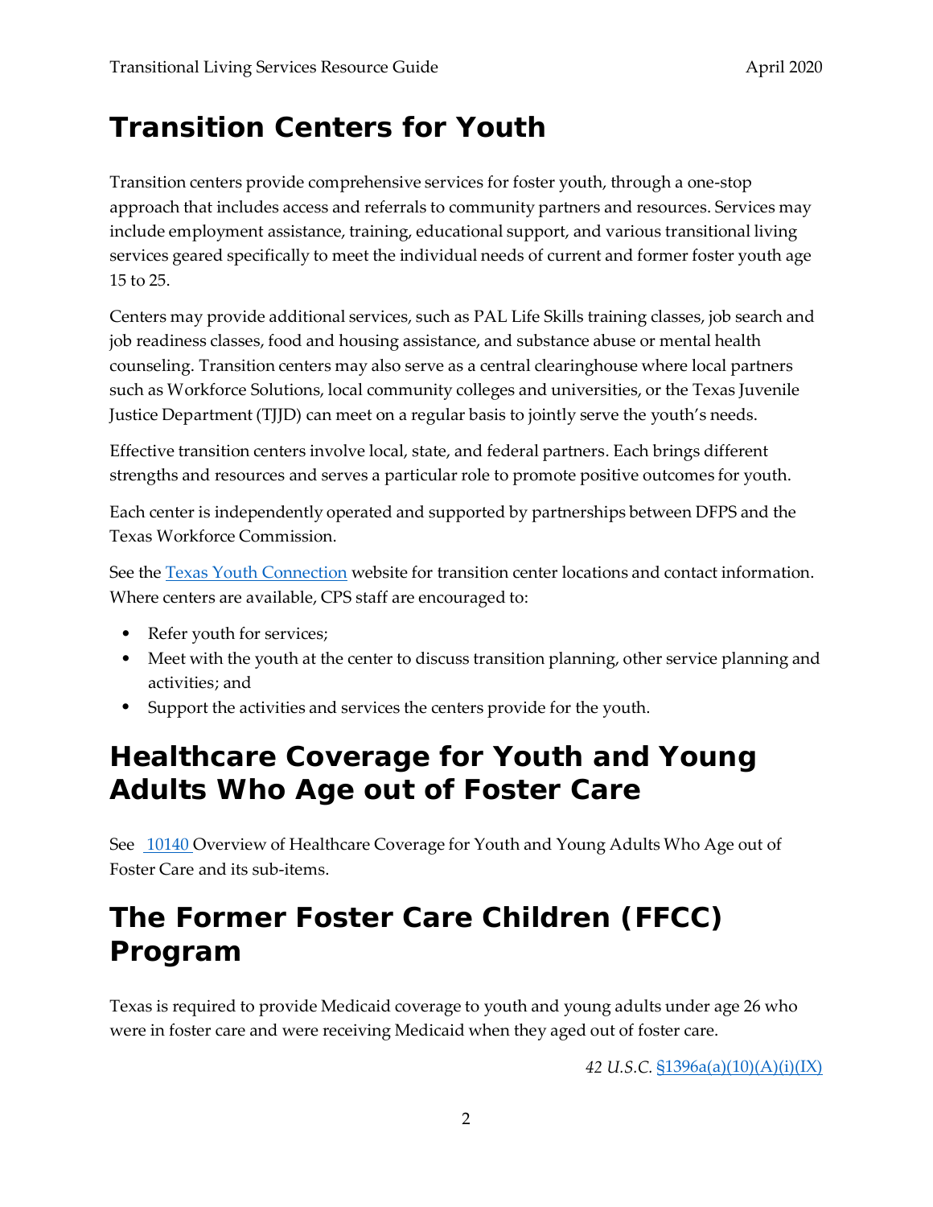# Transition Centers for Youth

Transition centers provide comprehensive services for foster youth, through a one-stop approach that includes access and referrals to community partners and resources. Services may include employment assistance, training, educational support, and various transitional living services geared specifically to meet the individual needs of current and former foster youth age 15 to 25.

Centers may provide additional services, such as PAL Life Skills training classes, job search and job readiness classes, food and housing assistance, and substance abuse or mental health counseling. Transition centers may also serve as a central clearinghouse where local partners such as Workforce Solutions, local community colleges and universities, or the Texas Juvenile Justice Department (TJJD) can meet on a regular basis to jointly serve the youth's needs.

Effective transition centers involve local, state, and federal partners. Each brings different strengths and resources and serves a particular role to promote positive outcomes for youth.

Each center is independently operated and supported by partnerships between DFPS and the Texas Workforce Commission.

See the Texas Youth Connection website for transition center locations and contact information. Where centers are available, CPS staff are encouraged to:

- Refer youth for services;
- Meet with the youth at the center to discuss transition planning, other service planning and activities; and
- Support the activities and services the centers provide for the youth.

# Healthcare Coverage for Youth and Young Adults Who Age out of Foster Care

See 10140 Overview of Healthcare Coverage for Youth and Young Adults Who Age out of Foster Care and its sub-items.

# The Former Foster Care Children (FFCC) Program

Texas is required to provide Medicaid coverage to youth and young adults under age 26 who were in foster care and were receiving Medicaid when they aged out of foster care.

*42 U.S.C.* §1396a(a)(10)(A)(i)(IX)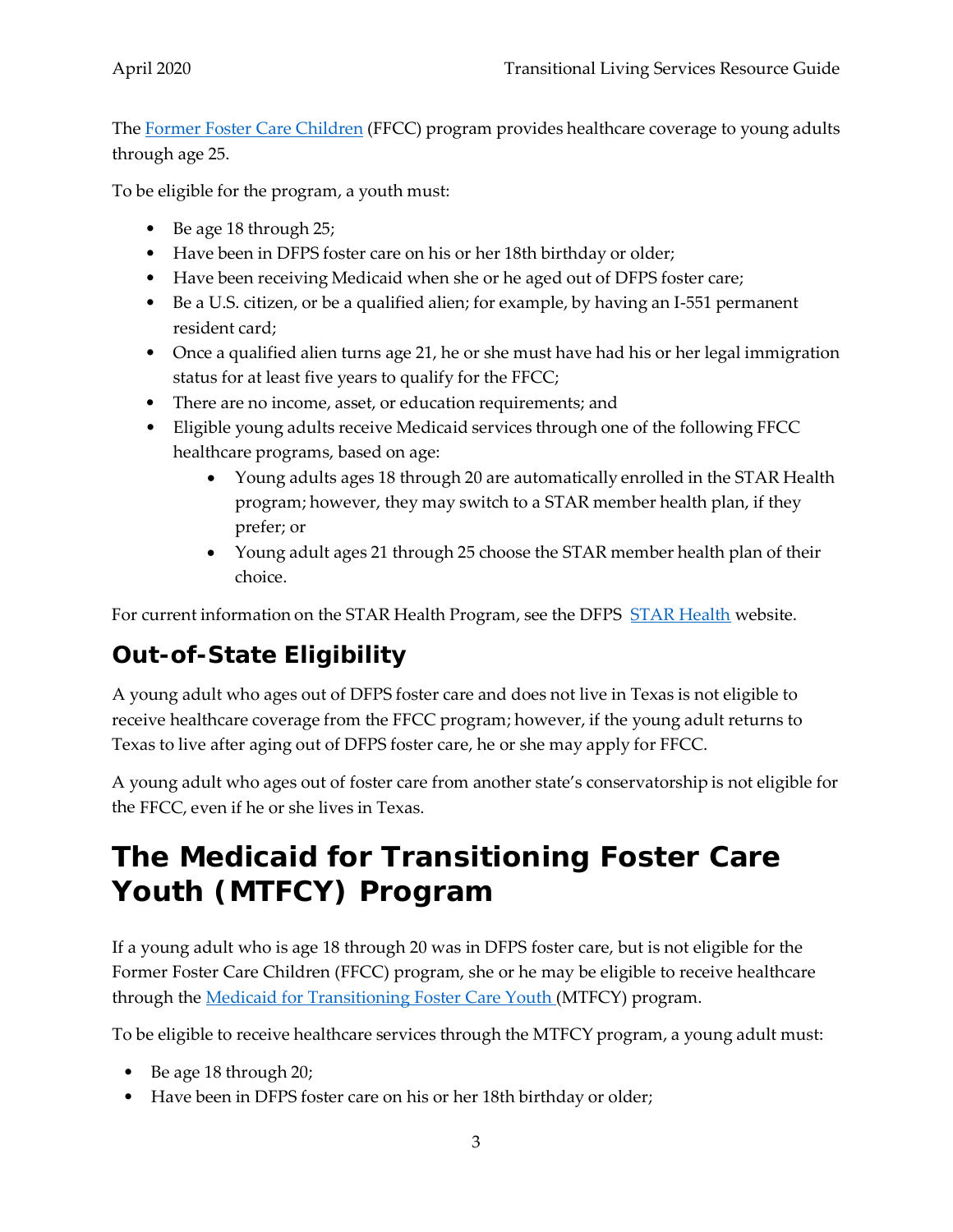The [Former Foster Care Children](#) (FFCC) program provides healthcare coverage to young adults through age 25.

To be eligible for the program, a youth must:

- Be age 18 through 25;
- Have been in DFPS foster care on his or her 18th birthday or older;
- Have been receiving Medicaid when she or he aged out of DFPS foster care;
- Be a U.S. citizen, or be a qualified alien; for example, by having an I-551 permanent resident card;
- Once a qualified alien turns age 21, he or she must have had his or her legal immigration status for at least five years to qualify for the FFCC;
- There are no income, asset, or education requirements; and
- Eligible young adults receive Medicaid services through one of the following FFCC healthcare programs, based on age:
  - Young adults ages 18 through 20 are automatically enrolled in the STAR Health program; however, they may switch to a STAR member health plan, if they prefer; or
  - Young adult ages 21 through 25 choose the STAR member health plan of their choice.

For current information on the STAR Health Program, see the DFPS [STAR Health](#) website.

## Out-of-State Eligibility

A young adult who ages out of DFPS foster care and does not live in Texas is not eligible to receive healthcare coverage from the FFCC program; however, if the young adult returns to Texas to live after aging out of DFPS foster care, he or she may apply for FFCC.

A young adult who ages out of foster care from another state's conservatorship is not eligible for the FFCC, even if he or she lives in Texas.

# The Medicaid for Transitioning Foster Care Youth (MTFCY) Program

If a young adult who is age 18 through 20 was in DFPS foster care, but is not eligible for the Former Foster Care Children (FFCC) program, she or he may be eligible to receive healthcare through the [Medicaid for Transitioning Foster Care Youth](#) (MTFCY) program.

To be eligible to receive healthcare services through the MTFCY program, a young adult must:

- Be age 18 through 20;
- Have been in DFPS foster care on his or her 18th birthday or older;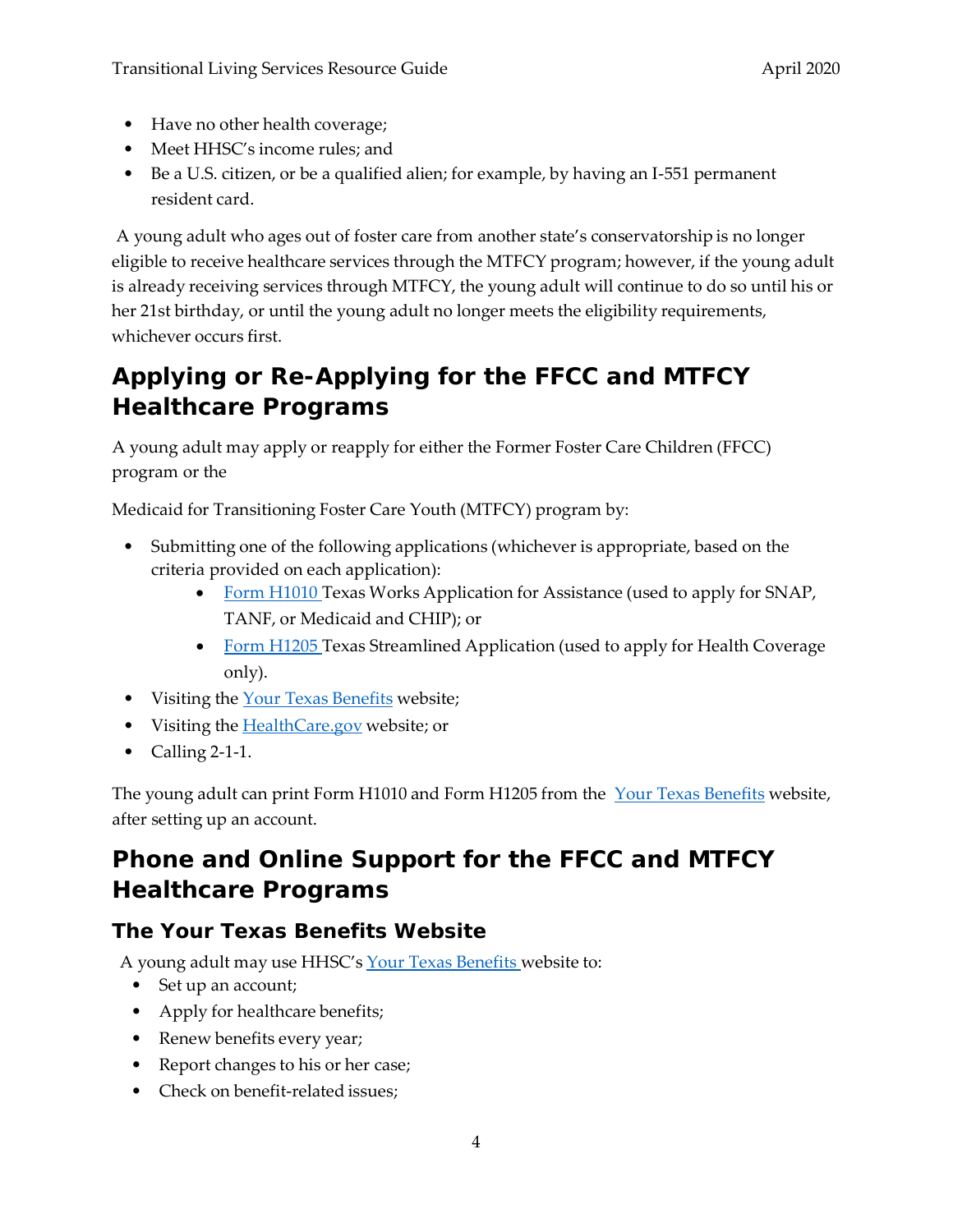- Have no other health coverage;
- Meet HHSC's income rules; and
- Be a U.S. citizen, or be a qualified alien; for example, by having an I-551 permanent resident card.

A young adult who ages out of foster care from another state's conservatorship is no longer eligible to receive healthcare services through the MTFCY program; however, if the young adult is already receiving services through MTFCY, the young adult will continue to do so until his or her 21st birthday, or until the young adult no longer meets the eligibility requirements, whichever occurs first.

## Applying or Re-Applying for the FFCC and MTFCY Healthcare Programs

A young adult may apply or reapply for either the Former Foster Care Children (FFCC) program or the

Medicaid for Transitioning Foster Care Youth (MTFCY) program by:

- Submitting one of the following applications (whichever is appropriate, based on the criteria provided on each application):
    - Form H1010 Texas Works Application for Assistance (used to apply for SNAP, TANF, or Medicaid and CHIP); or
    - Form H1205 Texas Streamlined Application (used to apply for Health Coverage only).
- Visiting the Your Texas Benefits website;
- Visiting the HealthCare.gov website; or
- Calling 2-1-1.

The young adult can print Form H1010 and Form H1205 from the Your Texas Benefits website, after setting up an account.

## Phone and Online Support for the FFCC and MTFCY Healthcare Programs

### The Your Texas Benefits Website

A young adult may use HHSC's Your Texas Benefits website to:

- Set up an account;
- Apply for healthcare benefits;
- Renew benefits every year;
- Report changes to his or her case;
- Check on benefit-related issues;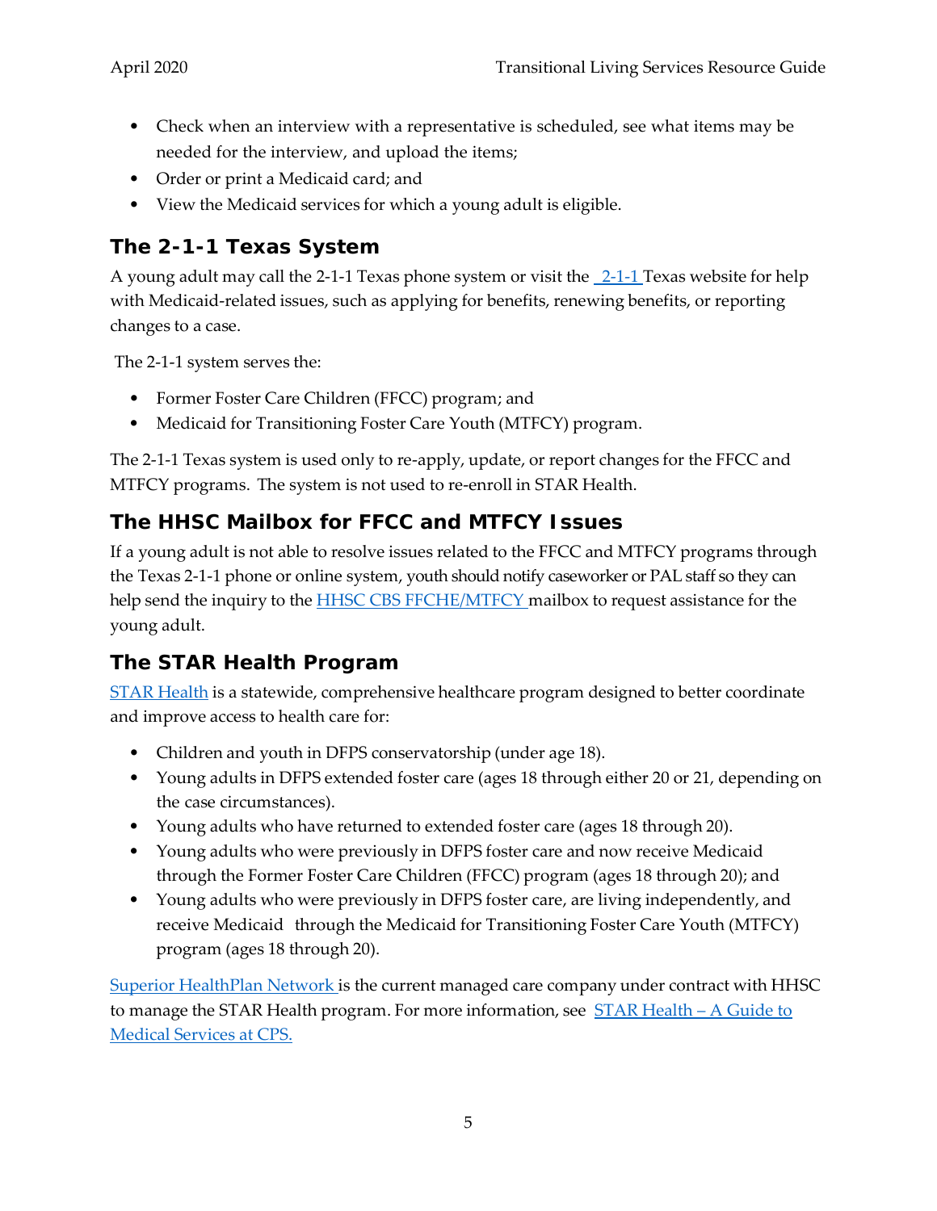- Check when an interview with a representative is scheduled, see what items may be needed for the interview, and upload the items;
- Order or print a Medicaid card; and
- View the Medicaid services for which a young adult is eligible.

## The 2-1-1 Texas System

A young adult may call the 2-1-1 Texas phone system or visit the [2-1-1](#) Texas website for help with Medicaid-related issues, such as applying for benefits, renewing benefits, or reporting changes to a case.

The 2-1-1 system serves the:

- Former Foster Care Children (FFCC) program; and
- Medicaid for Transitioning Foster Care Youth (MTFCY) program.

The 2-1-1 Texas system is used only to re-apply, update, or report changes for the FFCC and MTFCY programs. The system is not used to re-enroll in STAR Health.

## The HHSC Mailbox for FFCC and MTFCY Issues

If a young adult is not able to resolve issues related to the FFCC and MTFCY programs through the Texas 2-1-1 phone or online system, youth should notify caseworker or PAL staff so they can help send the inquiry to the [HHSC CBS FFCHE/MTFCY](#) mailbox to request assistance for the young adult.

## The STAR Health Program

[STAR Health](#) is a statewide, comprehensive healthcare program designed to better coordinate and improve access to health care for:

- Children and youth in DFPS conservatorship (under age 18).
- Young adults in DFPS extended foster care (ages 18 through either 20 or 21, depending on the case circumstances).
- Young adults who have returned to extended foster care (ages 18 through 20).
- Young adults who were previously in DFPS foster care and now receive Medicaid through the Former Foster Care Children (FFCC) program (ages 18 through 20); and
- Young adults who were previously in DFPS foster care, are living independently, and receive Medicaid through the Medicaid for Transitioning Foster Care Youth (MTFCY) program (ages 18 through 20).

[Superior HealthPlan Network](#) is the current managed care company under contract with HHSC to manage the STAR Health program. For more information, see [STAR Health – A Guide to Medical Services at CPS.](#)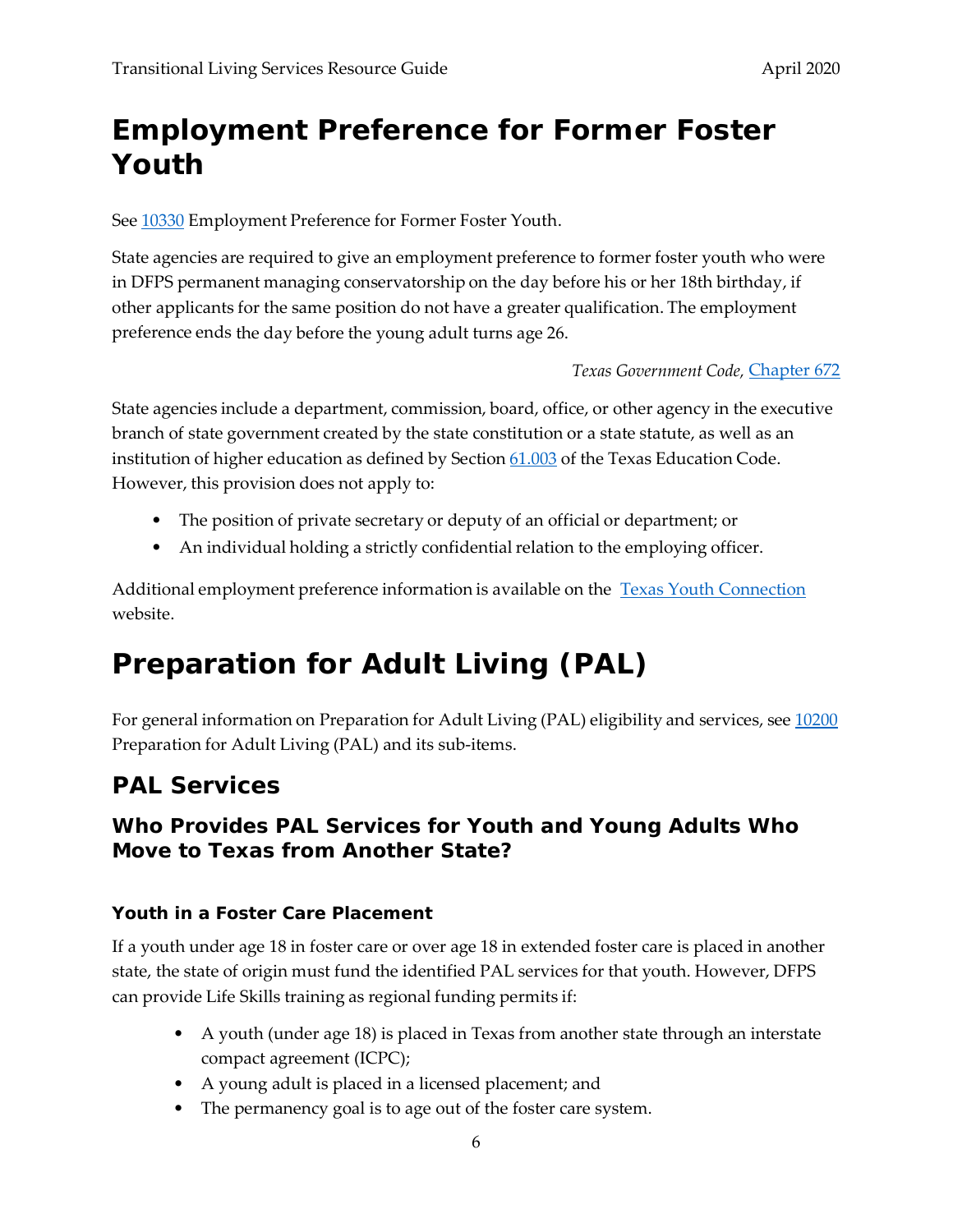# Employment Preference for Former Foster Youth

See 10330 Employment Preference for Former Foster Youth.

State agencies are required to give an employment preference to former foster youth who were in DFPS permanent managing conservatorship on the day before his or her 18th birthday, if other applicants for the same position do not have a greater qualification. The employment preference ends the day before the young adult turns age 26.

*Texas Government Code,* Chapter 672

State agencies include a department, commission, board, office, or other agency in the executive branch of state government created by the state constitution or a state statute, as well as an institution of higher education as defined by Section 61.003 of the Texas Education Code. However, this provision does not apply to:

- The position of private secretary or deputy of an official or department; or
- An individual holding a strictly confidential relation to the employing officer.

Additional employment preference information is available on the Texas Youth Connection website.

# Preparation for Adult Living (PAL)

For general information on Preparation for Adult Living (PAL) eligibility and services, see 10200 Preparation for Adult Living (PAL) and its sub-items.

## PAL Services

### Who Provides PAL Services for Youth and Young Adults Who Move to Texas from Another State?

#### Youth in a Foster Care Placement

If a youth under age 18 in foster care or over age 18 in extended foster care is placed in another state, the state of origin must fund the identified PAL services for that youth. However, DFPS can provide Life Skills training as regional funding permits if:

- A youth (under age 18) is placed in Texas from another state through an interstate compact agreement (ICPC);
- A young adult is placed in a licensed placement; and
- The permanency goal is to age out of the foster care system.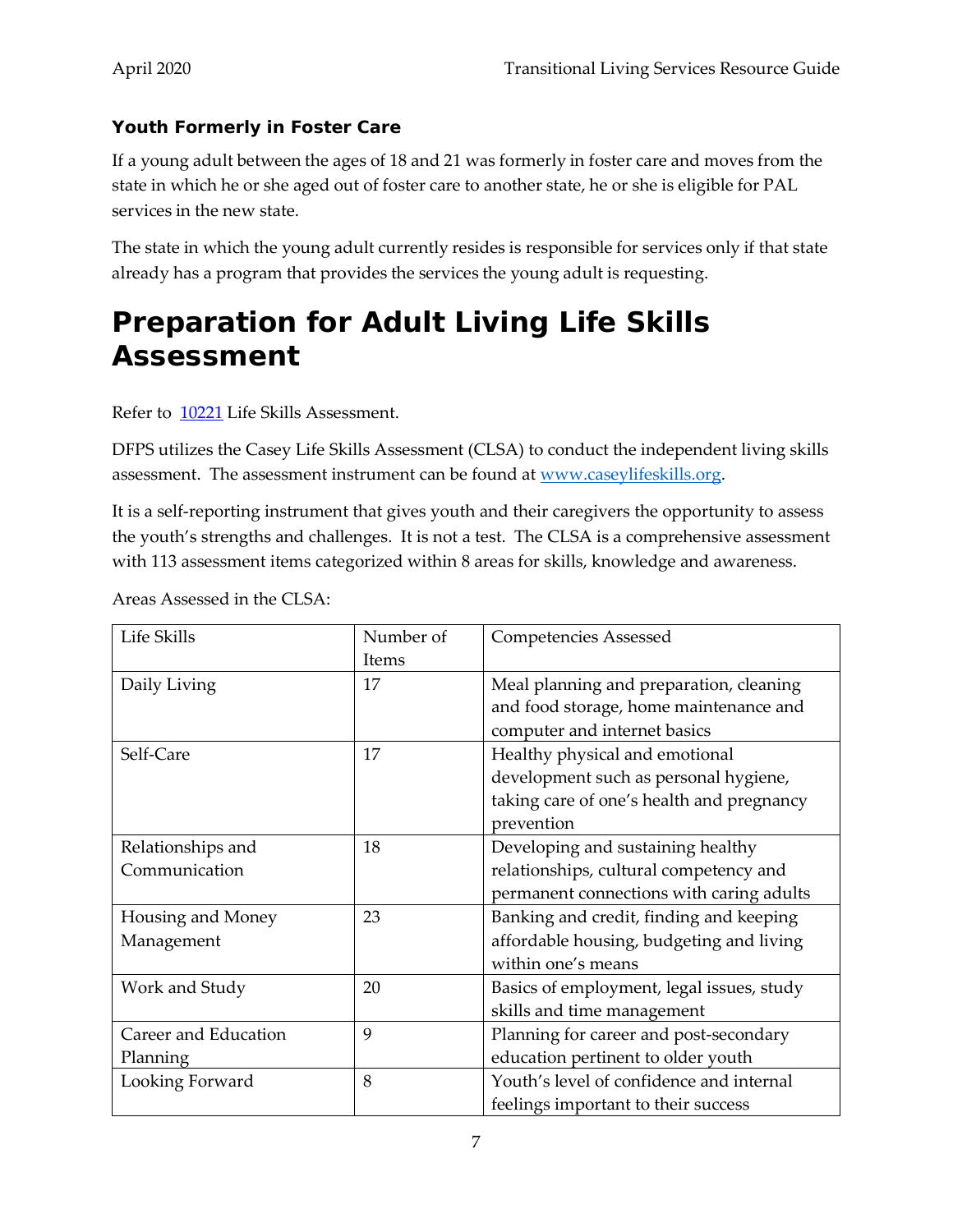### Youth Formerly in Foster Care

If a young adult between the ages of 18 and 21 was formerly in foster care and moves from the state in which he or she aged out of foster care to another state, he or she is eligible for PAL services in the new state.

The state in which the young adult currently resides is responsible for services only if that state already has a program that provides the services the young adult is requesting.

# Preparation for Adult Living Life Skills Assessment

Refer to [10221](10221) Life Skills Assessment.

DFPS utilizes the Casey Life Skills Assessment (CLSA) to conduct the independent living skills assessment. The assessment instrument can be found at [www.caseylifeskills.org](http://www.caseylifeskills.org).

It is a self-reporting instrument that gives youth and their caregivers the opportunity to assess the youth's strengths and challenges. It is not a test. The CLSA is a comprehensive assessment with 113 assessment items categorized within 8 areas for skills, knowledge and awareness.

Areas Assessed in the CLSA:

| Life Skills | Number of Items | Competencies Assessed |
| --- | --- | --- |
| Daily Living | 17 | Meal planning and preparation, cleaning and food storage, home maintenance and computer and internet basics |
| Self-Care | 17 | Healthy physical and emotional development such as personal hygiene, taking care of one's health and pregnancy prevention |
| Relationships and Communication | 18 | Developing and sustaining healthy relationships, cultural competency and permanent connections with caring adults |
| Housing and Money Management | 23 | Banking and credit, finding and keeping affordable housing, budgeting and living within one's means |
| Work and Study | 20 | Basics of employment, legal issues, study skills and time management |
| Career and Education Planning | 9 | Planning for career and post-secondary education pertinent to older youth |
| Looking Forward | 8 | Youth's level of confidence and internal feelings important to their success |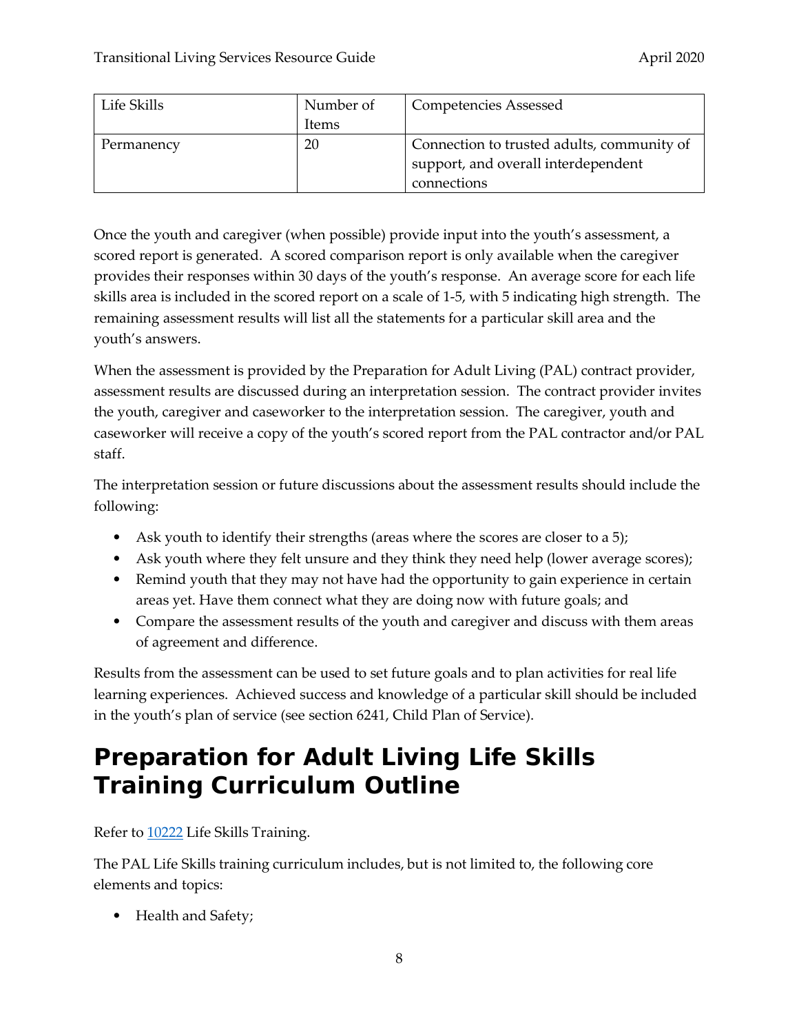| Life Skills | Number of Items | Competencies Assessed |
| --- | --- | --- |
| Permanency | 20 | Connection to trusted adults, community of support, and overall interdependent connections |

Once the youth and caregiver (when possible) provide input into the youth's assessment, a scored report is generated. A scored comparison report is only available when the caregiver provides their responses within 30 days of the youth's response. An average score for each life skills area is included in the scored report on a scale of 1-5, with 5 indicating high strength. The remaining assessment results will list all the statements for a particular skill area and the youth's answers.

When the assessment is provided by the Preparation for Adult Living (PAL) contract provider, assessment results are discussed during an interpretation session. The contract provider invites the youth, caregiver and caseworker to the interpretation session. The caregiver, youth and caseworker will receive a copy of the youth's scored report from the PAL contractor and/or PAL staff.

The interpretation session or future discussions about the assessment results should include the following:

- Ask youth to identify their strengths (areas where the scores are closer to a 5);
- Ask youth where they felt unsure and they think they need help (lower average scores);
- Remind youth that they may not have had the opportunity to gain experience in certain areas yet. Have them connect what they are doing now with future goals; and
- Compare the assessment results of the youth and caregiver and discuss with them areas of agreement and difference.

Results from the assessment can be used to set future goals and to plan activities for real life learning experiences. Achieved success and knowledge of a particular skill should be included in the youth's plan of service (see section 6241, Child Plan of Service).

# Preparation for Adult Living Life Skills Training Curriculum Outline

Refer to 10222 Life Skills Training.

The PAL Life Skills training curriculum includes, but is not limited to, the following core elements and topics:

- Health and Safety;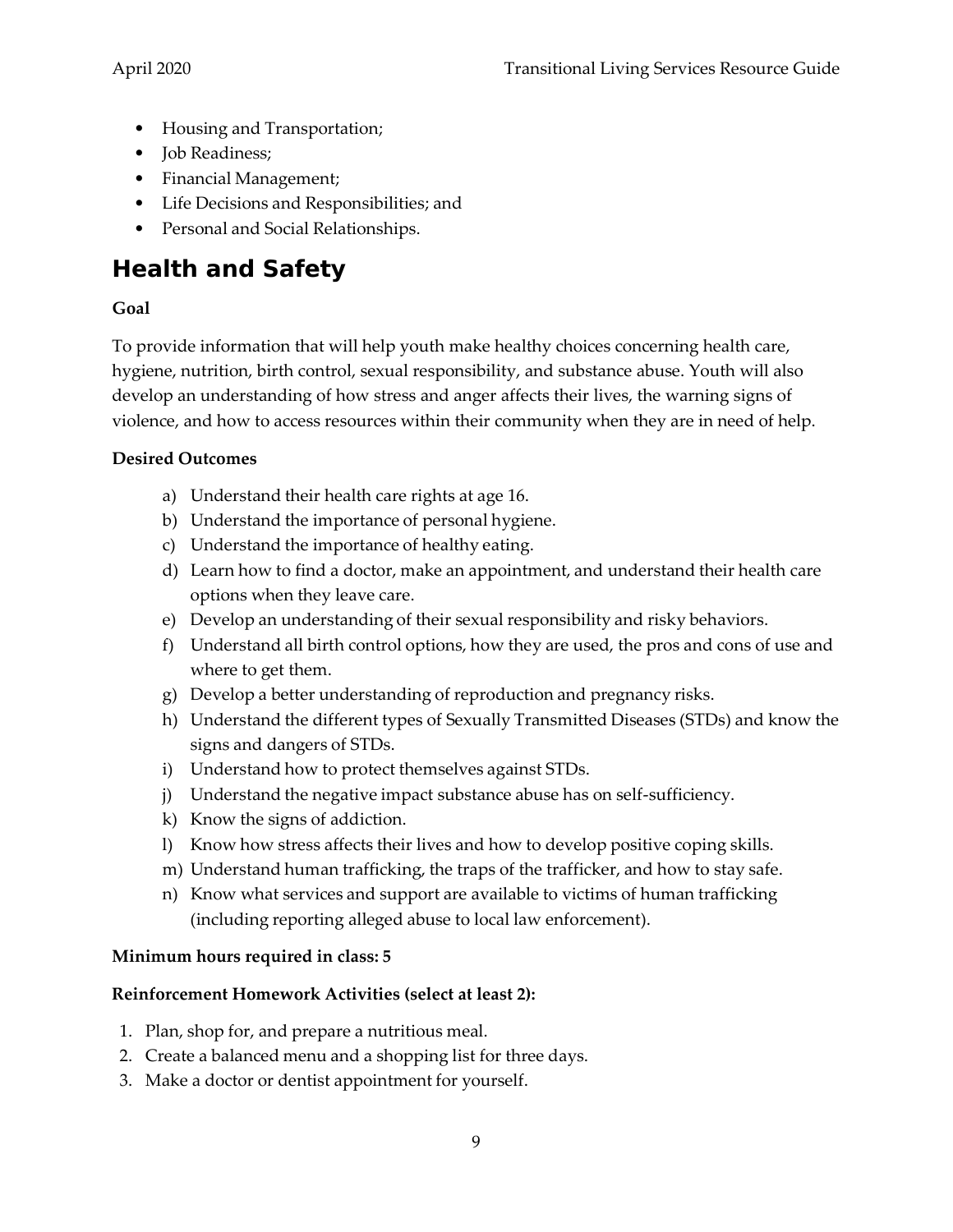- Housing and Transportation;
- Job Readiness;
- Financial Management;
- Life Decisions and Responsibilities; and
- Personal and Social Relationships.

# Health and Safety

**Goal**

To provide information that will help youth make healthy choices concerning health care, hygiene, nutrition, birth control, sexual responsibility, and substance abuse. Youth will also develop an understanding of how stress and anger affects their lives, the warning signs of violence, and how to access resources within their community when they are in need of help.

**Desired Outcomes**

a) Understand their health care rights at age 16.
b) Understand the importance of personal hygiene.
c) Understand the importance of healthy eating.
d) Learn how to find a doctor, make an appointment, and understand their health care options when they leave care.
e) Develop an understanding of their sexual responsibility and risky behaviors.
f) Understand all birth control options, how they are used, the pros and cons of use and where to get them.
g) Develop a better understanding of reproduction and pregnancy risks.
h) Understand the different types of Sexually Transmitted Diseases (STDs) and know the signs and dangers of STDs.
i) Understand how to protect themselves against STDs.
j) Understand the negative impact substance abuse has on self-sufficiency.
k) Know the signs of addiction.
l) Know how stress affects their lives and how to develop positive coping skills.
m) Understand human trafficking, the traps of the trafficker, and how to stay safe.
n) Know what services and support are available to victims of human trafficking (including reporting alleged abuse to local law enforcement).

**Minimum hours required in class: 5**

**Reinforcement Homework Activities (select at least 2):**

1. Plan, shop for, and prepare a nutritious meal.
2. Create a balanced menu and a shopping list for three days.
3. Make a doctor or dentist appointment for yourself.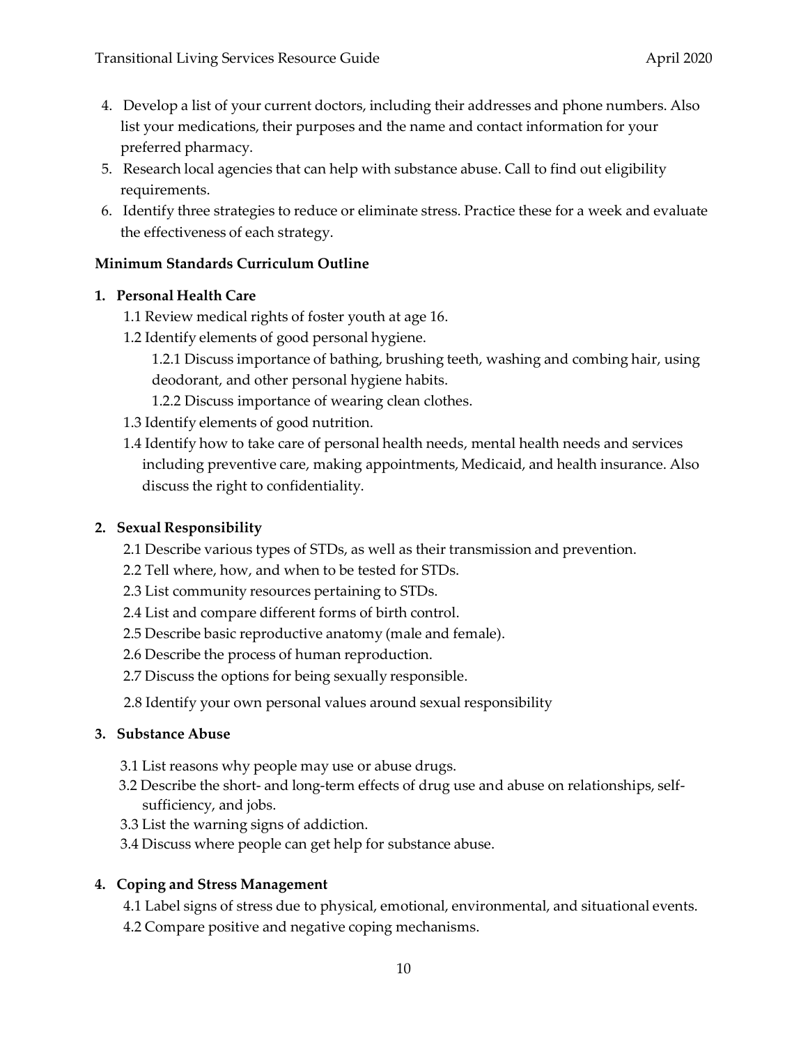4. Develop a list of your current doctors, including their addresses and phone numbers. Also list your medications, their purposes and the name and contact information for your preferred pharmacy.
5. Research local agencies that can help with substance abuse. Call to find out eligibility requirements.
6. Identify three strategies to reduce or eliminate stress. Practice these for a week and evaluate the effectiveness of each strategy.

**Minimum Standards Curriculum Outline**

**1. Personal Health Care**

- 1.1 Review medical rights of foster youth at age 16.
- 1.2 Identify elements of good personal hygiene.
  - 1.2.1 Discuss importance of bathing, brushing teeth, washing and combing hair, using deodorant, and other personal hygiene habits.
  - 1.2.2 Discuss importance of wearing clean clothes.
- 1.3 Identify elements of good nutrition.
- 1.4 Identify how to take care of personal health needs, mental health needs and services including preventive care, making appointments, Medicaid, and health insurance. Also discuss the right to confidentiality.

**2. Sexual Responsibility**

- 2.1 Describe various types of STDs, as well as their transmission and prevention.
- 2.2 Tell where, how, and when to be tested for STDs.
- 2.3 List community resources pertaining to STDs.
- 2.4 List and compare different forms of birth control.
- 2.5 Describe basic reproductive anatomy (male and female).
- 2.6 Describe the process of human reproduction.
- 2.7 Discuss the options for being sexually responsible.
- 2.8 Identify your own personal values around sexual responsibility

**3. Substance Abuse**

- 3.1 List reasons why people may use or abuse drugs.
- 3.2 Describe the short- and long-term effects of drug use and abuse on relationships, self-sufficiency, and jobs.
- 3.3 List the warning signs of addiction.
- 3.4 Discuss where people can get help for substance abuse.

**4. Coping and Stress Management**

- 4.1 Label signs of stress due to physical, emotional, environmental, and situational events.
- 4.2 Compare positive and negative coping mechanisms.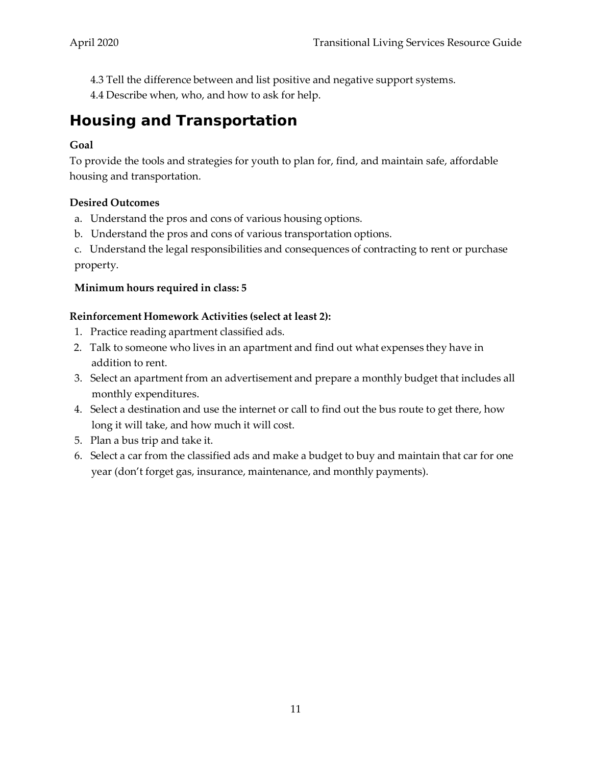4.3 Tell the difference between and list positive and negative support systems.

4.4 Describe when, who, and how to ask for help.

## Housing and Transportation

**Goal**

To provide the tools and strategies for youth to plan for, find, and maintain safe, affordable housing and transportation.

**Desired Outcomes**

a. Understand the pros and cons of various housing options.

b. Understand the pros and cons of various transportation options.

c. Understand the legal responsibilities and consequences of contracting to rent or purchase property.

**Minimum hours required in class: 5**

**Reinforcement Homework Activities (select at least 2):**

1. Practice reading apartment classified ads.
2. Talk to someone who lives in an apartment and find out what expenses they have in addition to rent.
3. Select an apartment from an advertisement and prepare a monthly budget that includes all monthly expenditures.
4. Select a destination and use the internet or call to find out the bus route to get there, how long it will take, and how much it will cost.
5. Plan a bus trip and take it.
6. Select a car from the classified ads and make a budget to buy and maintain that car for one year (don't forget gas, insurance, maintenance, and monthly payments).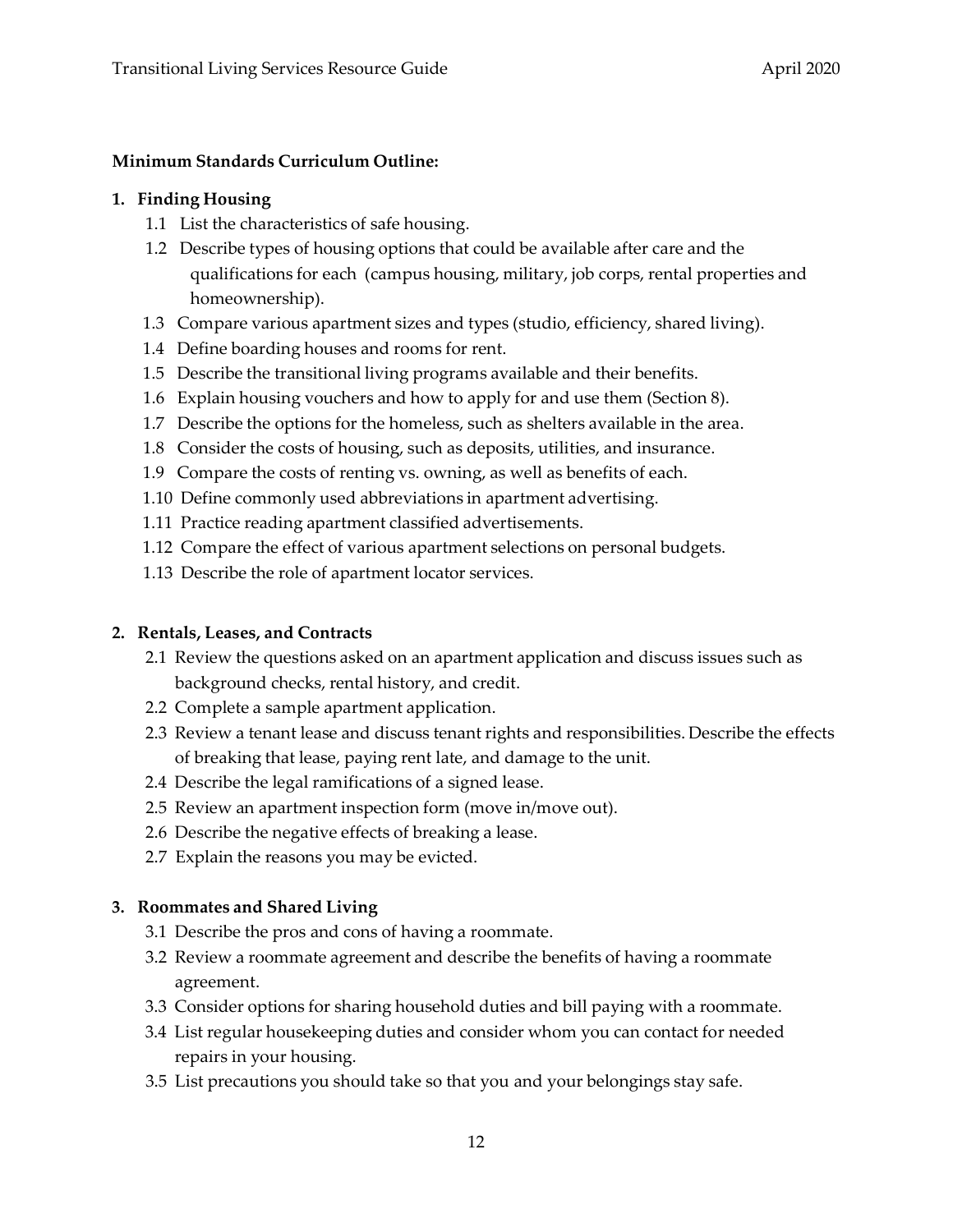**Minimum Standards Curriculum Outline:**

1. **Finding Housing**
   - 1.1 List the characteristics of safe housing.
   - 1.2 Describe types of housing options that could be available after care and the qualifications for each (campus housing, military, job corps, rental properties and homeownership).
   - 1.3 Compare various apartment sizes and types (studio, efficiency, shared living).
   - 1.4 Define boarding houses and rooms for rent.
   - 1.5 Describe the transitional living programs available and their benefits.
   - 1.6 Explain housing vouchers and how to apply for and use them (Section 8).
   - 1.7 Describe the options for the homeless, such as shelters available in the area.
   - 1.8 Consider the costs of housing, such as deposits, utilities, and insurance.
   - 1.9 Compare the costs of renting vs. owning, as well as benefits of each.
   - 1.10 Define commonly used abbreviations in apartment advertising.
   - 1.11 Practice reading apartment classified advertisements.
   - 1.12 Compare the effect of various apartment selections on personal budgets.
   - 1.13 Describe the role of apartment locator services.

2. **Rentals, Leases, and Contracts**
   - 2.1 Review the questions asked on an apartment application and discuss issues such as background checks, rental history, and credit.
   - 2.2 Complete a sample apartment application.
   - 2.3 Review a tenant lease and discuss tenant rights and responsibilities. Describe the effects of breaking that lease, paying rent late, and damage to the unit.
   - 2.4 Describe the legal ramifications of a signed lease.
   - 2.5 Review an apartment inspection form (move in/move out).
   - 2.6 Describe the negative effects of breaking a lease.
   - 2.7 Explain the reasons you may be evicted.

3. **Roommates and Shared Living**
   - 3.1 Describe the pros and cons of having a roommate.
   - 3.2 Review a roommate agreement and describe the benefits of having a roommate agreement.
   - 3.3 Consider options for sharing household duties and bill paying with a roommate.
   - 3.4 List regular housekeeping duties and consider whom you can contact for needed repairs in your housing.
   - 3.5 List precautions you should take so that you and your belongings stay safe.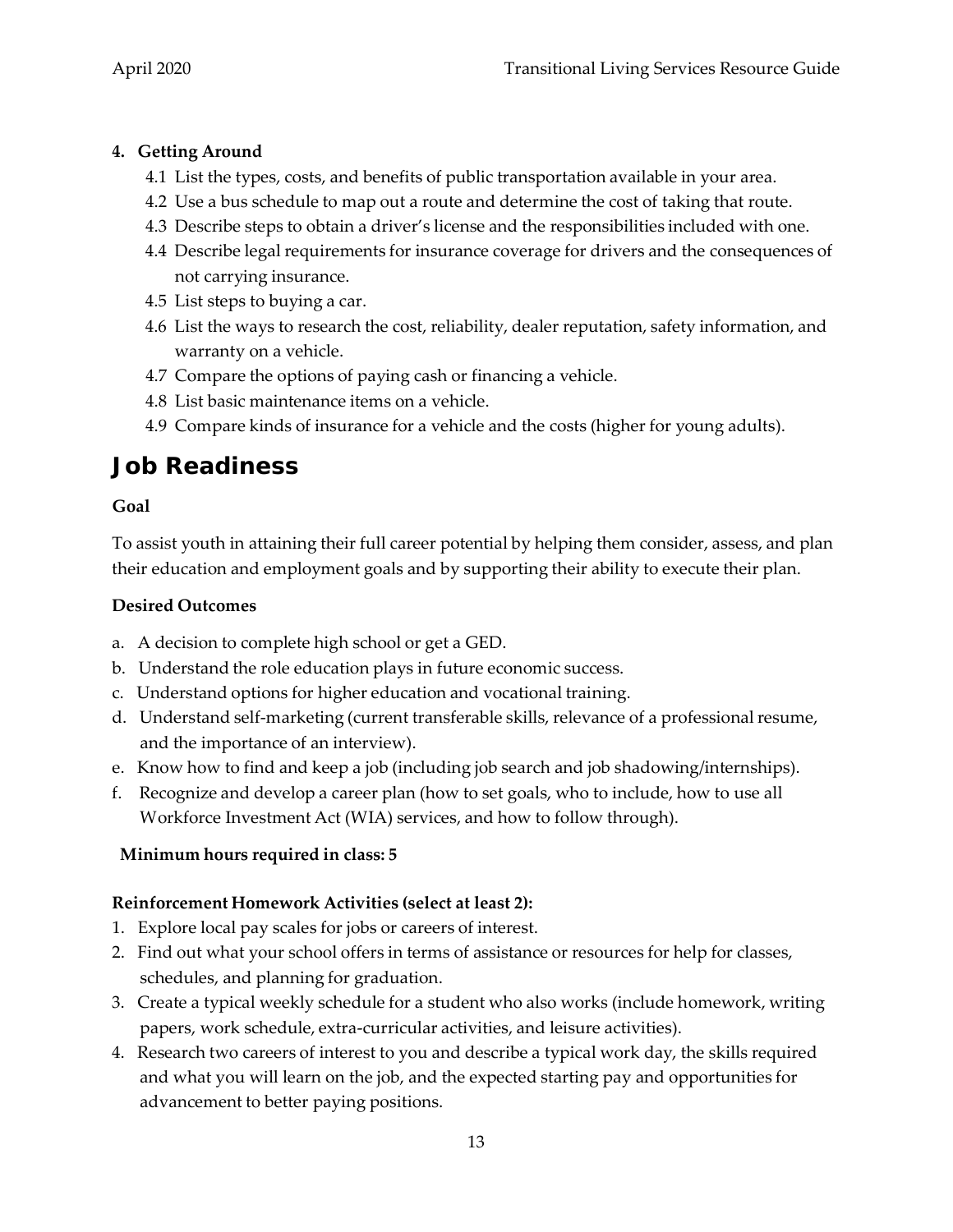**4. Getting Around**

4.1 List the types, costs, and benefits of public transportation available in your area.

4.2 Use a bus schedule to map out a route and determine the cost of taking that route.

4.3 Describe steps to obtain a driver's license and the responsibilities included with one.

4.4 Describe legal requirements for insurance coverage for drivers and the consequences of not carrying insurance.

4.5 List steps to buying a car.

4.6 List the ways to research the cost, reliability, dealer reputation, safety information, and warranty on a vehicle.

4.7 Compare the options of paying cash or financing a vehicle.

4.8 List basic maintenance items on a vehicle.

4.9 Compare kinds of insurance for a vehicle and the costs (higher for young adults).

## Job Readiness

**Goal**

To assist youth in attaining their full career potential by helping them consider, assess, and plan their education and employment goals and by supporting their ability to execute their plan.

**Desired Outcomes**

a. A decision to complete high school or get a GED.
b. Understand the role education plays in future economic success.
c. Understand options for higher education and vocational training.
d. Understand self-marketing (current transferable skills, relevance of a professional resume, and the importance of an interview).
e. Know how to find and keep a job (including job search and job shadowing/internships).
f. Recognize and develop a career plan (how to set goals, who to include, how to use all Workforce Investment Act (WIA) services, and how to follow through).

**Minimum hours required in class: 5**

**Reinforcement Homework Activities (select at least 2):**

1. Explore local pay scales for jobs or careers of interest.
2. Find out what your school offers in terms of assistance or resources for help for classes, schedules, and planning for graduation.
3. Create a typical weekly schedule for a student who also works (include homework, writing papers, work schedule, extra-curricular activities, and leisure activities).
4. Research two careers of interest to you and describe a typical work day, the skills required and what you will learn on the job, and the expected starting pay and opportunities for advancement to better paying positions.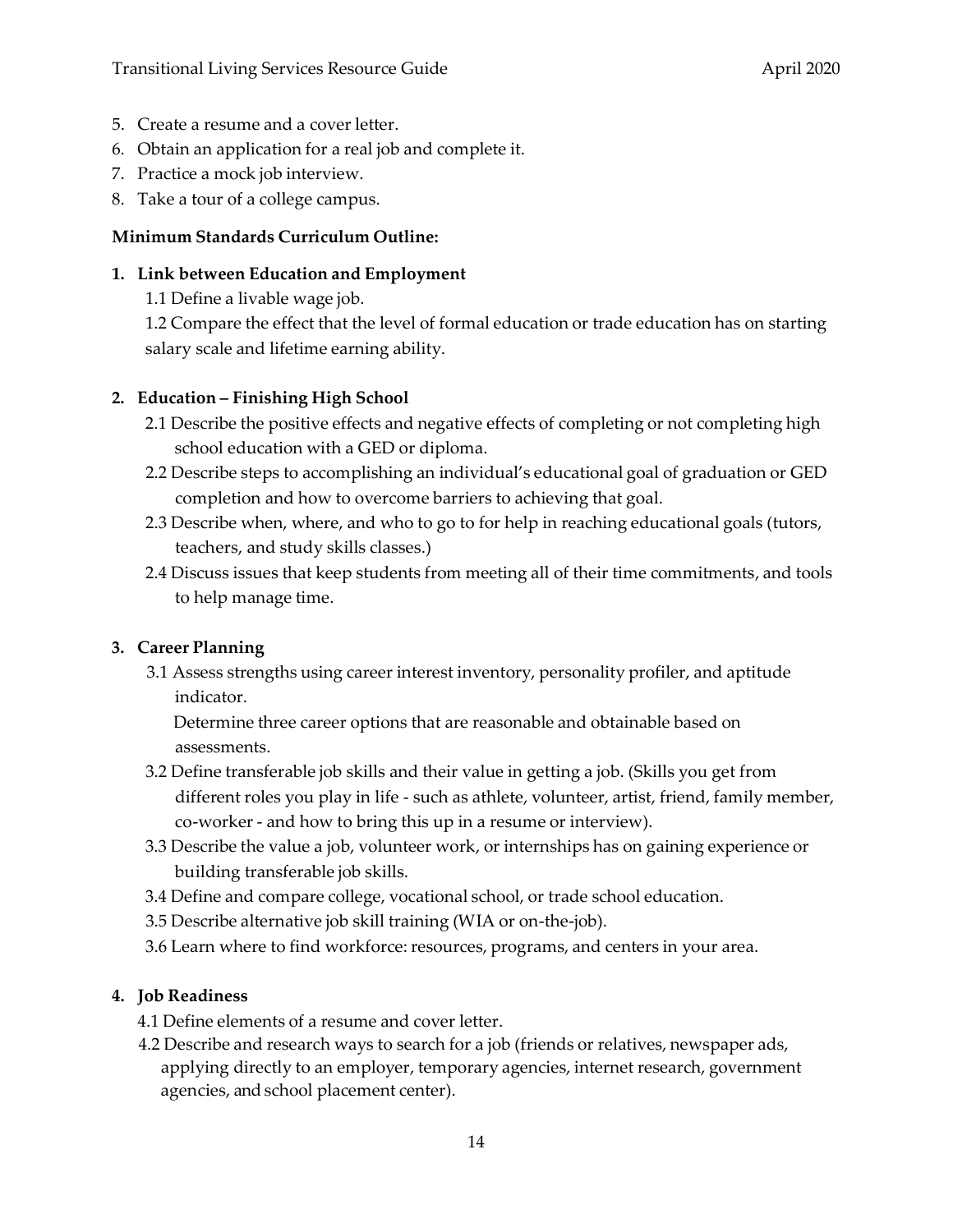5. Create a resume and a cover letter.
6. Obtain an application for a real job and complete it.
7. Practice a mock job interview.
8. Take a tour of a college campus.

**Minimum Standards Curriculum Outline:**

**1. Link between Education and Employment**

1.1 Define a livable wage job.

1.2 Compare the effect that the level of formal education or trade education has on starting salary scale and lifetime earning ability.

**2. Education – Finishing High School**

2.1 Describe the positive effects and negative effects of completing or not completing high school education with a GED or diploma.

2.2 Describe steps to accomplishing an individual's educational goal of graduation or GED completion and how to overcome barriers to achieving that goal.

2.3 Describe when, where, and who to go to for help in reaching educational goals (tutors, teachers, and study skills classes.)

2.4 Discuss issues that keep students from meeting all of their time commitments, and tools to help manage time.

**3. Career Planning**

3.1 Assess strengths using career interest inventory, personality profiler, and aptitude indicator.

Determine three career options that are reasonable and obtainable based on assessments.

3.2 Define transferable job skills and their value in getting a job. (Skills you get from different roles you play in life - such as athlete, volunteer, artist, friend, family member, co-worker - and how to bring this up in a resume or interview).

3.3 Describe the value a job, volunteer work, or internships has on gaining experience or building transferable job skills.

3.4 Define and compare college, vocational school, or trade school education.

3.5 Describe alternative job skill training (WIA or on-the-job).

3.6 Learn where to find workforce: resources, programs, and centers in your area.

**4. Job Readiness**

4.1 Define elements of a resume and cover letter.

4.2 Describe and research ways to search for a job (friends or relatives, newspaper ads, applying directly to an employer, temporary agencies, internet research, government agencies, and school placement center).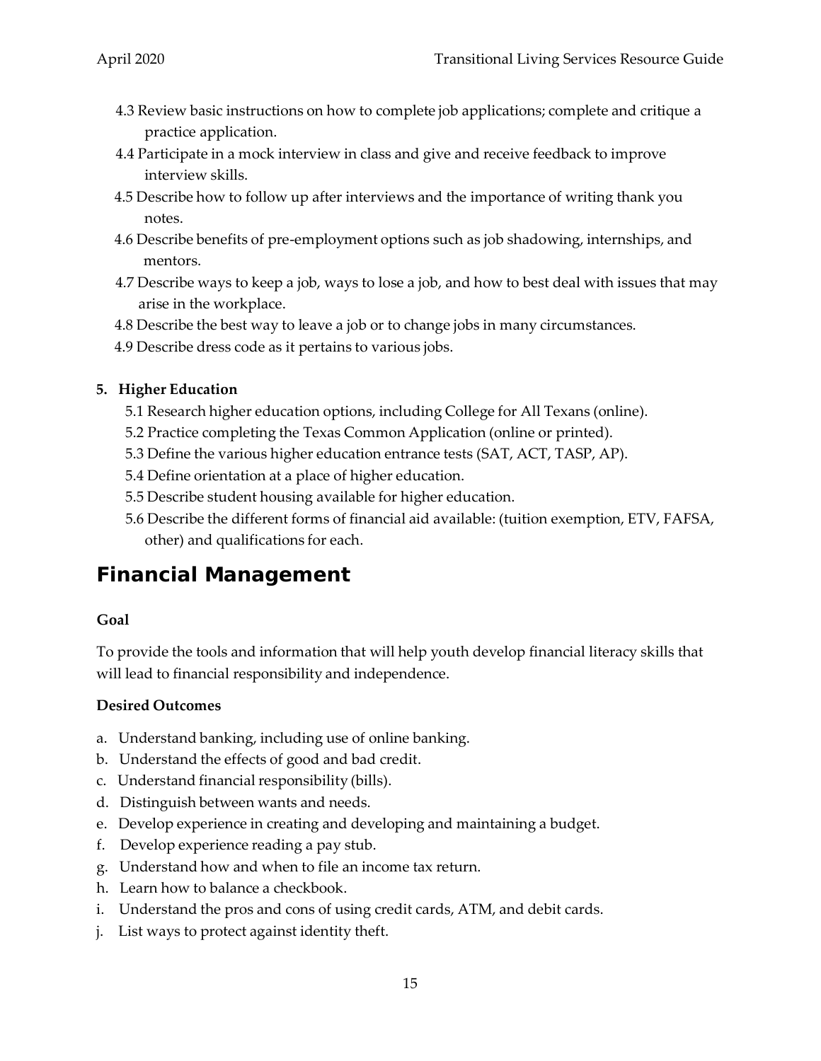4.3 Review basic instructions on how to complete job applications; complete and critique a practice application.

4.4 Participate in a mock interview in class and give and receive feedback to improve interview skills.

4.5 Describe how to follow up after interviews and the importance of writing thank you notes.

4.6 Describe benefits of pre-employment options such as job shadowing, internships, and mentors.

4.7 Describe ways to keep a job, ways to lose a job, and how to best deal with issues that may arise in the workplace.

4.8 Describe the best way to leave a job or to change jobs in many circumstances.

4.9 Describe dress code as it pertains to various jobs.

**5. Higher Education**

5.1 Research higher education options, including College for All Texans (online).

5.2 Practice completing the Texas Common Application (online or printed).

5.3 Define the various higher education entrance tests (SAT, ACT, TASP, AP).

5.4 Define orientation at a place of higher education.

5.5 Describe student housing available for higher education.

5.6 Describe the different forms of financial aid available: (tuition exemption, ETV, FAFSA, other) and qualifications for each.

## Financial Management

**Goal**

To provide the tools and information that will help youth develop financial literacy skills that will lead to financial responsibility and independence.

**Desired Outcomes**

a. Understand banking, including use of online banking.
b. Understand the effects of good and bad credit.
c. Understand financial responsibility (bills).
d. Distinguish between wants and needs.
e. Develop experience in creating and developing and maintaining a budget.
f. Develop experience reading a pay stub.
g. Understand how and when to file an income tax return.
h. Learn how to balance a checkbook.
i. Understand the pros and cons of using credit cards, ATM, and debit cards.
j. List ways to protect against identity theft.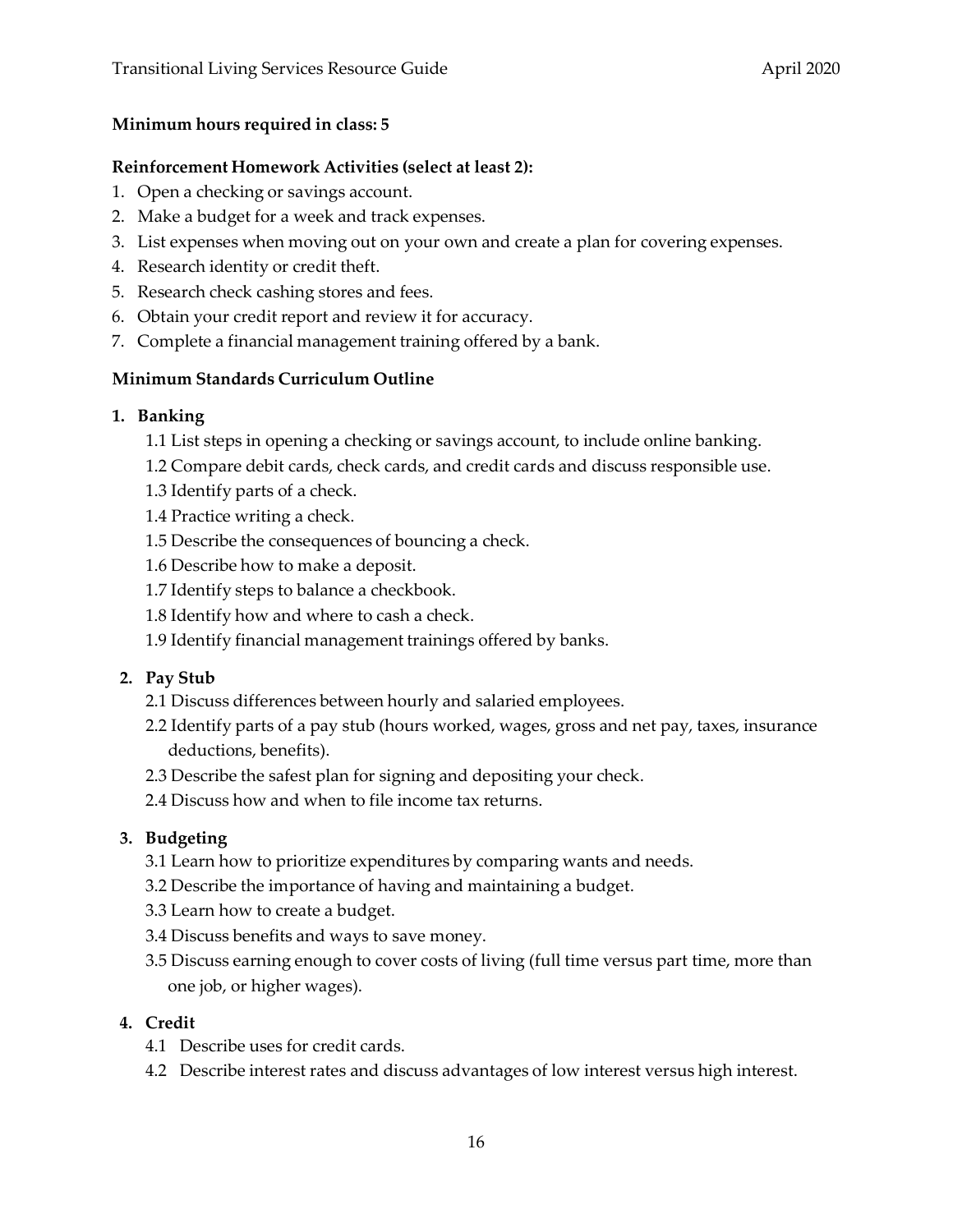**Minimum hours required in class: 5**

**Reinforcement Homework Activities (select at least 2):**

1. Open a checking or savings account.
2. Make a budget for a week and track expenses.
3. List expenses when moving out on your own and create a plan for covering expenses.
4. Research identity or credit theft.
5. Research check cashing stores and fees.
6. Obtain your credit report and review it for accuracy.
7. Complete a financial management training offered by a bank.

**Minimum Standards Curriculum Outline**

1. **Banking**
   - 1.1 List steps in opening a checking or savings account, to include online banking.
   - 1.2 Compare debit cards, check cards, and credit cards and discuss responsible use.
   - 1.3 Identify parts of a check.
   - 1.4 Practice writing a check.
   - 1.5 Describe the consequences of bouncing a check.
   - 1.6 Describe how to make a deposit.
   - 1.7 Identify steps to balance a checkbook.
   - 1.8 Identify how and where to cash a check.
   - 1.9 Identify financial management trainings offered by banks.

2. **Pay Stub**
   - 2.1 Discuss differences between hourly and salaried employees.
   - 2.2 Identify parts of a pay stub (hours worked, wages, gross and net pay, taxes, insurance deductions, benefits).
   - 2.3 Describe the safest plan for signing and depositing your check.
   - 2.4 Discuss how and when to file income tax returns.

3. **Budgeting**
   - 3.1 Learn how to prioritize expenditures by comparing wants and needs.
   - 3.2 Describe the importance of having and maintaining a budget.
   - 3.3 Learn how to create a budget.
   - 3.4 Discuss benefits and ways to save money.
   - 3.5 Discuss earning enough to cover costs of living (full time versus part time, more than one job, or higher wages).

4. **Credit**
   - 4.1 Describe uses for credit cards.
   - 4.2 Describe interest rates and discuss advantages of low interest versus high interest.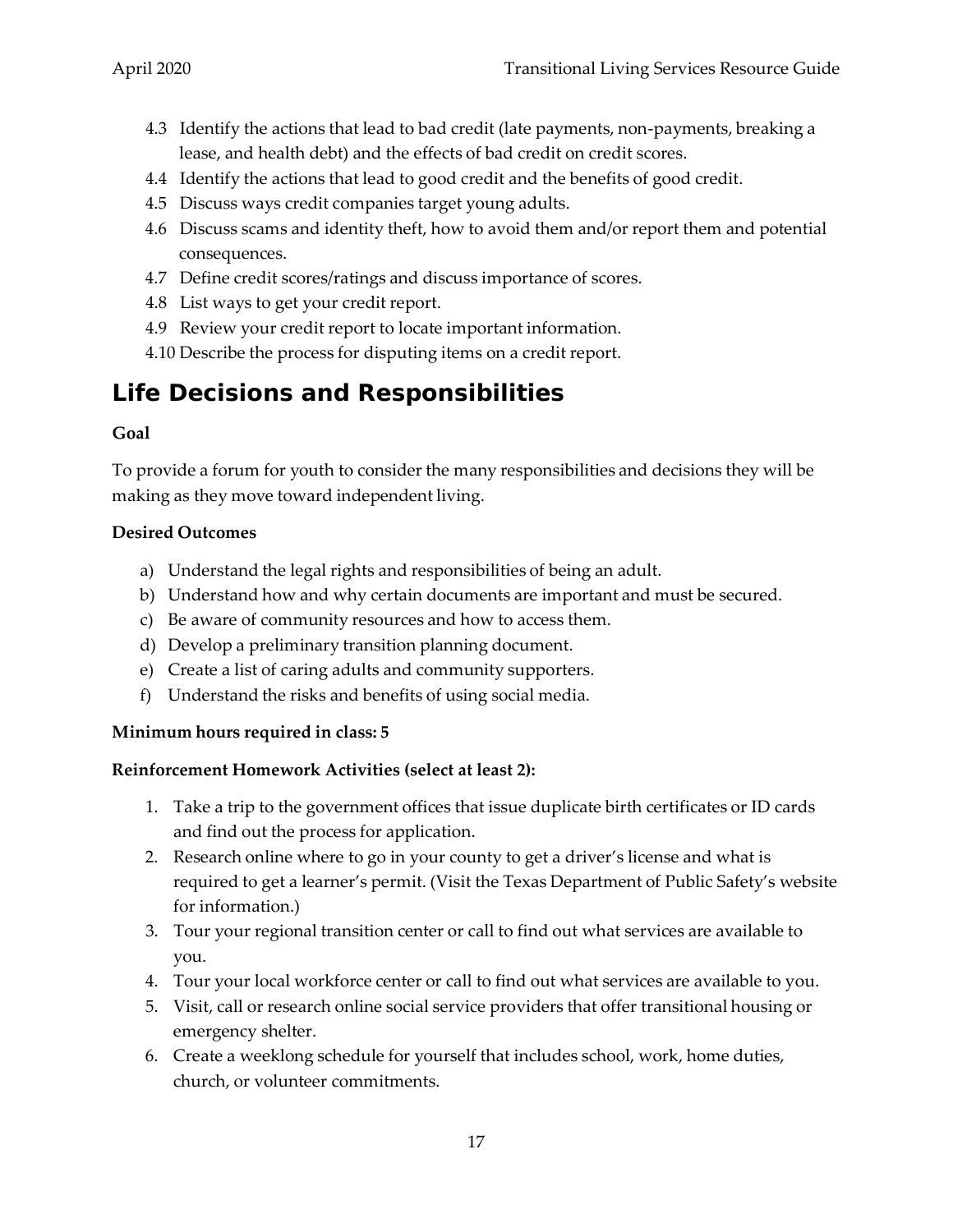4.3 Identify the actions that lead to bad credit (late payments, non-payments, breaking a lease, and health debt) and the effects of bad credit on credit scores.
4.4 Identify the actions that lead to good credit and the benefits of good credit.
4.5 Discuss ways credit companies target young adults.
4.6 Discuss scams and identity theft, how to avoid them and/or report them and potential consequences.
4.7 Define credit scores/ratings and discuss importance of scores.
4.8 List ways to get your credit report.
4.9 Review your credit report to locate important information.
4.10 Describe the process for disputing items on a credit report.

## Life Decisions and Responsibilities

**Goal**

To provide a forum for youth to consider the many responsibilities and decisions they will be making as they move toward independent living.

**Desired Outcomes**

a) Understand the legal rights and responsibilities of being an adult.
b) Understand how and why certain documents are important and must be secured.
c) Be aware of community resources and how to access them.
d) Develop a preliminary transition planning document.
e) Create a list of caring adults and community supporters.
f) Understand the risks and benefits of using social media.

**Minimum hours required in class: 5**

**Reinforcement Homework Activities (select at least 2):**

1. Take a trip to the government offices that issue duplicate birth certificates or ID cards and find out the process for application.
2. Research online where to go in your county to get a driver's license and what is required to get a learner's permit. (Visit the Texas Department of Public Safety's website for information.)
3. Tour your regional transition center or call to find out what services are available to you.
4. Tour your local workforce center or call to find out what services are available to you.
5. Visit, call or research online social service providers that offer transitional housing or emergency shelter.
6. Create a weeklong schedule for yourself that includes school, work, home duties, church, or volunteer commitments.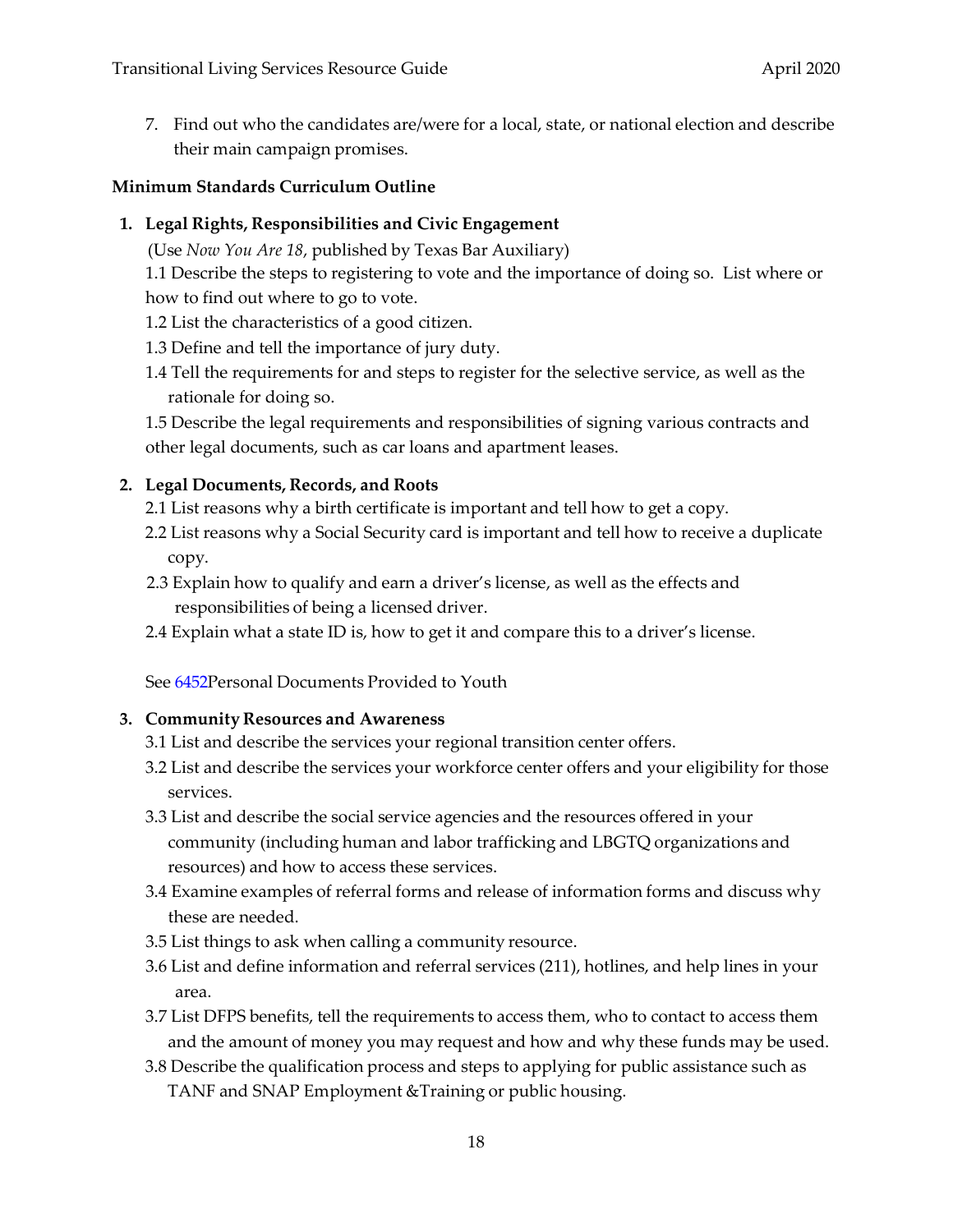7. Find out who the candidates are/were for a local, state, or national election and describe their main campaign promises.

**Minimum Standards Curriculum Outline**

1. **Legal Rights, Responsibilities and Civic Engagement**

   (Use *Now You Are 18*, published by Texas Bar Auxiliary)

   1.1 Describe the steps to registering to vote and the importance of doing so. List where or how to find out where to go to vote.

   1.2 List the characteristics of a good citizen.

   1.3 Define and tell the importance of jury duty.

   1.4 Tell the requirements for and steps to register for the selective service, as well as the rationale for doing so.

   1.5 Describe the legal requirements and responsibilities of signing various contracts and other legal documents, such as car loans and apartment leases.

2. **Legal Documents, Records, and Roots**

   2.1 List reasons why a birth certificate is important and tell how to get a copy.

   2.2 List reasons why a Social Security card is important and tell how to receive a duplicate copy.

   2.3 Explain how to qualify and earn a driver's license, as well as the effects and responsibilities of being a licensed driver.

   2.4 Explain what a state ID is, how to get it and compare this to a driver's license.

   See 6452Personal Documents Provided to Youth

3. **Community Resources and Awareness**

   3.1 List and describe the services your regional transition center offers.

   3.2 List and describe the services your workforce center offers and your eligibility for those services.

   3.3 List and describe the social service agencies and the resources offered in your community (including human and labor trafficking and LBGTQ organizations and resources) and how to access these services.

   3.4 Examine examples of referral forms and release of information forms and discuss why these are needed.

   3.5 List things to ask when calling a community resource.

   3.6 List and define information and referral services (211), hotlines, and help lines in your area.

   3.7 List DFPS benefits, tell the requirements to access them, who to contact to access them and the amount of money you may request and how and why these funds may be used.

   3.8 Describe the qualification process and steps to applying for public assistance such as TANF and SNAP Employment &Training or public housing.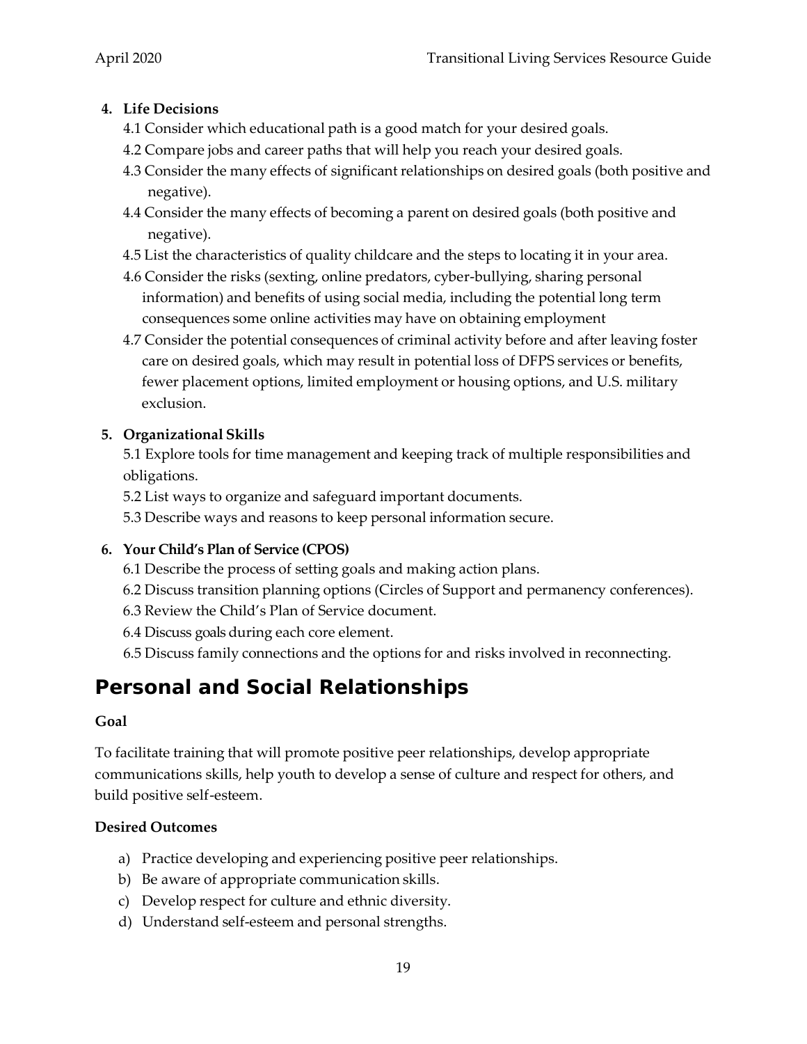4. **Life Decisions**
   4.1 Consider which educational path is a good match for your desired goals.
   4.2 Compare jobs and career paths that will help you reach your desired goals.
   4.3 Consider the many effects of significant relationships on desired goals (both positive and negative).
   4.4 Consider the many effects of becoming a parent on desired goals (both positive and negative).
   4.5 List the characteristics of quality childcare and the steps to locating it in your area.
   4.6 Consider the risks (sexting, online predators, cyber-bullying, sharing personal information) and benefits of using social media, including the potential long term consequences some online activities may have on obtaining employment
   4.7 Consider the potential consequences of criminal activity before and after leaving foster care on desired goals, which may result in potential loss of DFPS services or benefits, fewer placement options, limited employment or housing options, and U.S. military exclusion.

5. **Organizational Skills**
   5.1 Explore tools for time management and keeping track of multiple responsibilities and obligations.
   5.2 List ways to organize and safeguard important documents.
   5.3 Describe ways and reasons to keep personal information secure.

6. **Your Child's Plan of Service (CPOS)**
   6.1 Describe the process of setting goals and making action plans.
   6.2 Discuss transition planning options (Circles of Support and permanency conferences).
   6.3 Review the Child's Plan of Service document.
   6.4 Discuss goals during each core element.
   6.5 Discuss family connections and the options for and risks involved in reconnecting.

## Personal and Social Relationships

**Goal**

To facilitate training that will promote positive peer relationships, develop appropriate communications skills, help youth to develop a sense of culture and respect for others, and build positive self-esteem.

**Desired Outcomes**

a) Practice developing and experiencing positive peer relationships.
b) Be aware of appropriate communication skills.
c) Develop respect for culture and ethnic diversity.
d) Understand self-esteem and personal strengths.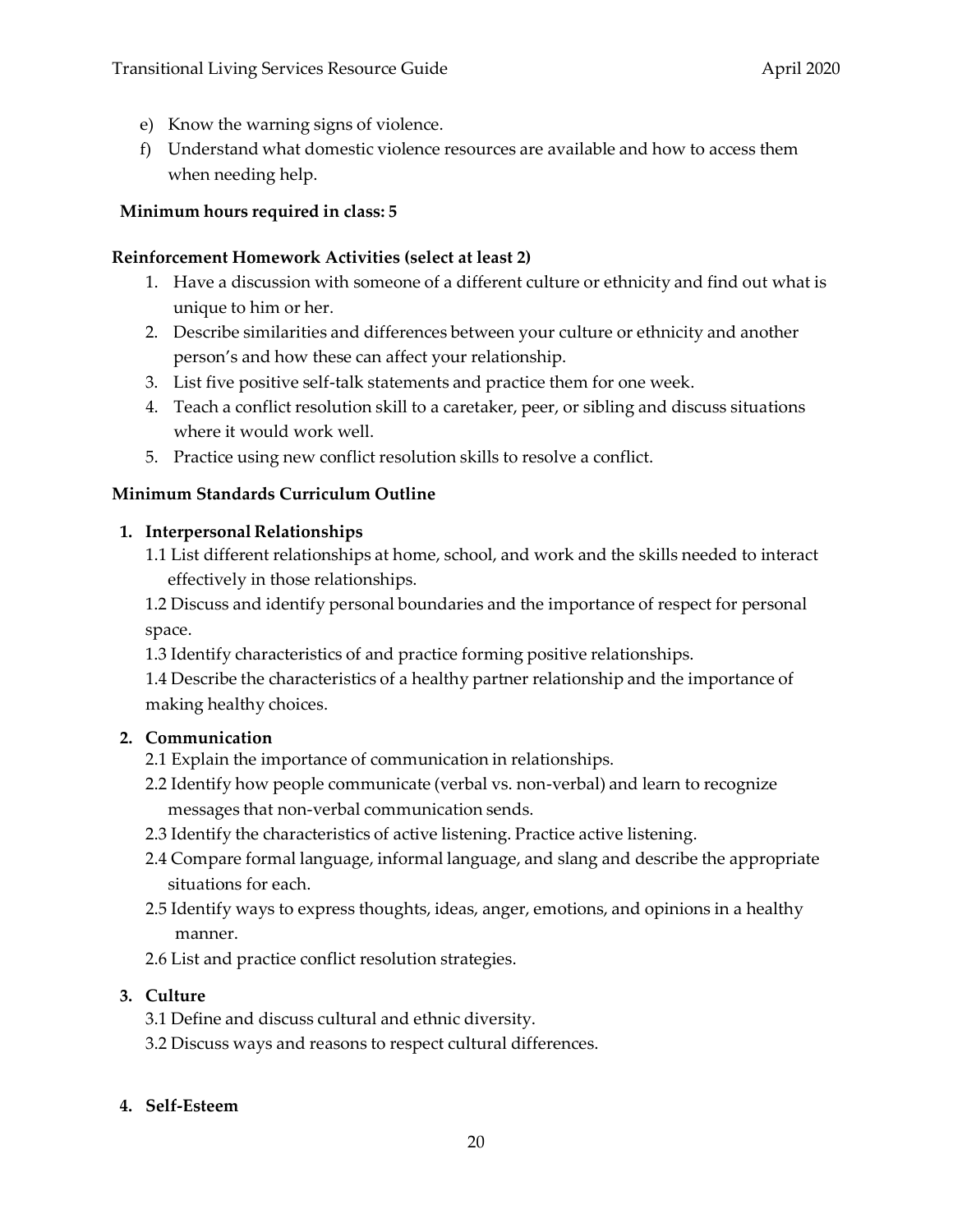e) Know the warning signs of violence.
f) Understand what domestic violence resources are available and how to access them when needing help.

**Minimum hours required in class: 5**

**Reinforcement Homework Activities (select at least 2)**

1. Have a discussion with someone of a different culture or ethnicity and find out what is unique to him or her.
2. Describe similarities and differences between your culture or ethnicity and another person's and how these can affect your relationship.
3. List five positive self-talk statements and practice them for one week.
4. Teach a conflict resolution skill to a caretaker, peer, or sibling and discuss situations where it would work well.
5. Practice using new conflict resolution skills to resolve a conflict.

**Minimum Standards Curriculum Outline**

**1. Interpersonal Relationships**

1.1 List different relationships at home, school, and work and the skills needed to interact effectively in those relationships.

1.2 Discuss and identify personal boundaries and the importance of respect for personal space.

1.3 Identify characteristics of and practice forming positive relationships.

1.4 Describe the characteristics of a healthy partner relationship and the importance of making healthy choices.

**2. Communication**

2.1 Explain the importance of communication in relationships.

2.2 Identify how people communicate (verbal vs. non-verbal) and learn to recognize messages that non-verbal communication sends.

2.3 Identify the characteristics of active listening. Practice active listening.

2.4 Compare formal language, informal language, and slang and describe the appropriate situations for each.

2.5 Identify ways to express thoughts, ideas, anger, emotions, and opinions in a healthy manner.

2.6 List and practice conflict resolution strategies.

**3. Culture**

3.1 Define and discuss cultural and ethnic diversity.

3.2 Discuss ways and reasons to respect cultural differences.

**4. Self-Esteem**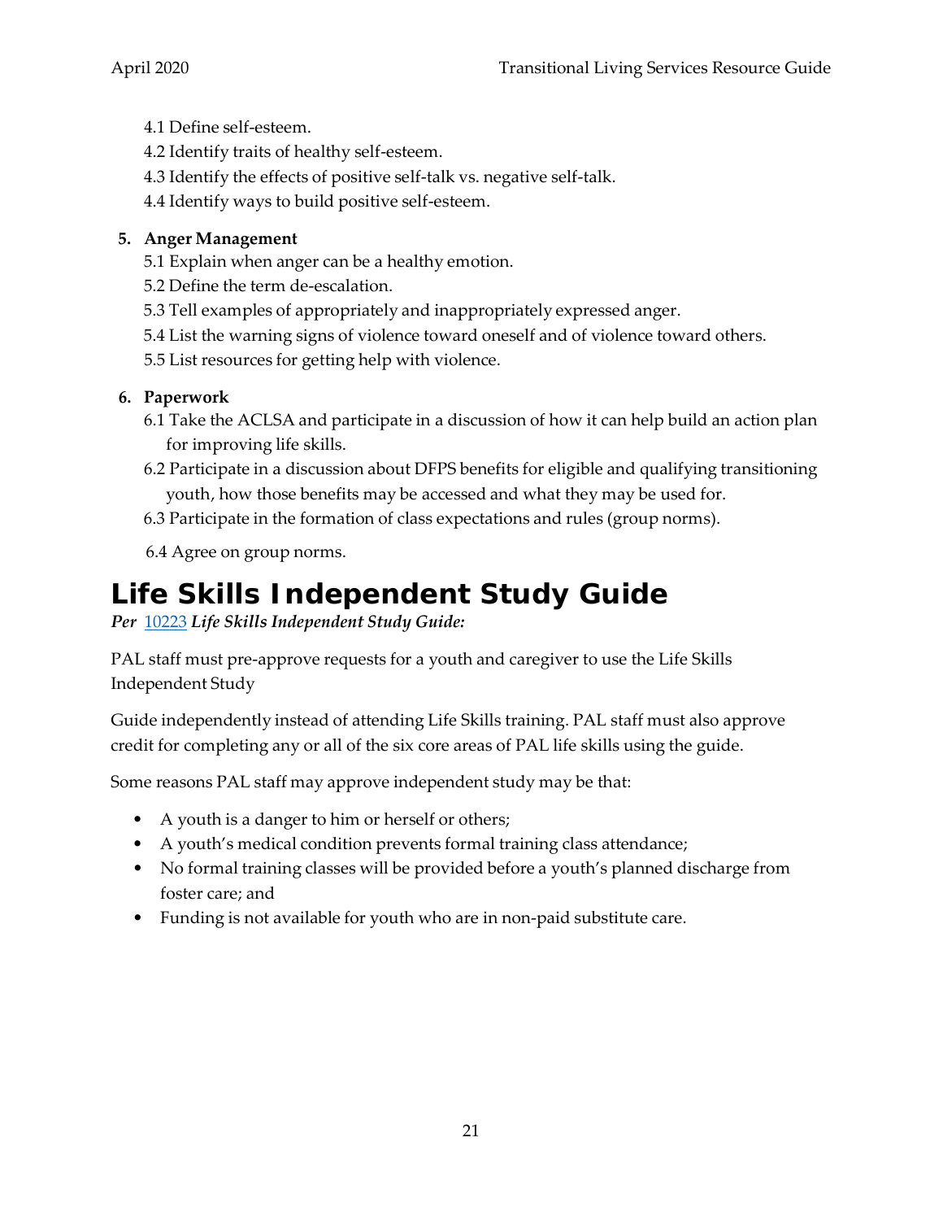4.1 Define self-esteem.

4.2 Identify traits of healthy self-esteem.

4.3 Identify the effects of positive self-talk vs. negative self-talk.

4.4 Identify ways to build positive self-esteem.

5. **Anger Management**

   5.1 Explain when anger can be a healthy emotion.

   5.2 Define the term de-escalation.

   5.3 Tell examples of appropriately and inappropriately expressed anger.

   5.4 List the warning signs of violence toward oneself and of violence toward others.

   5.5 List resources for getting help with violence.

6. **Paperwork**

   6.1 Take the ACLSA and participate in a discussion of how it can help build an action plan for improving life skills.

   6.2 Participate in a discussion about DFPS benefits for eligible and qualifying transitioning youth, how those benefits may be accessed and what they may be used for.

   6.3 Participate in the formation of class expectations and rules (group norms).

   6.4 Agree on group norms.

# Life Skills Independent Study Guide

***Per* 10223 *Life Skills Independent Study Guide:***

PAL staff must pre-approve requests for a youth and caregiver to use the Life Skills Independent Study

Guide independently instead of attending Life Skills training. PAL staff must also approve credit for completing any or all of the six core areas of PAL life skills using the guide.

Some reasons PAL staff may approve independent study may be that:

- A youth is a danger to him or herself or others;
- A youth's medical condition prevents formal training class attendance;
- No formal training classes will be provided before a youth's planned discharge from foster care; and
- Funding is not available for youth who are in non-paid substitute care.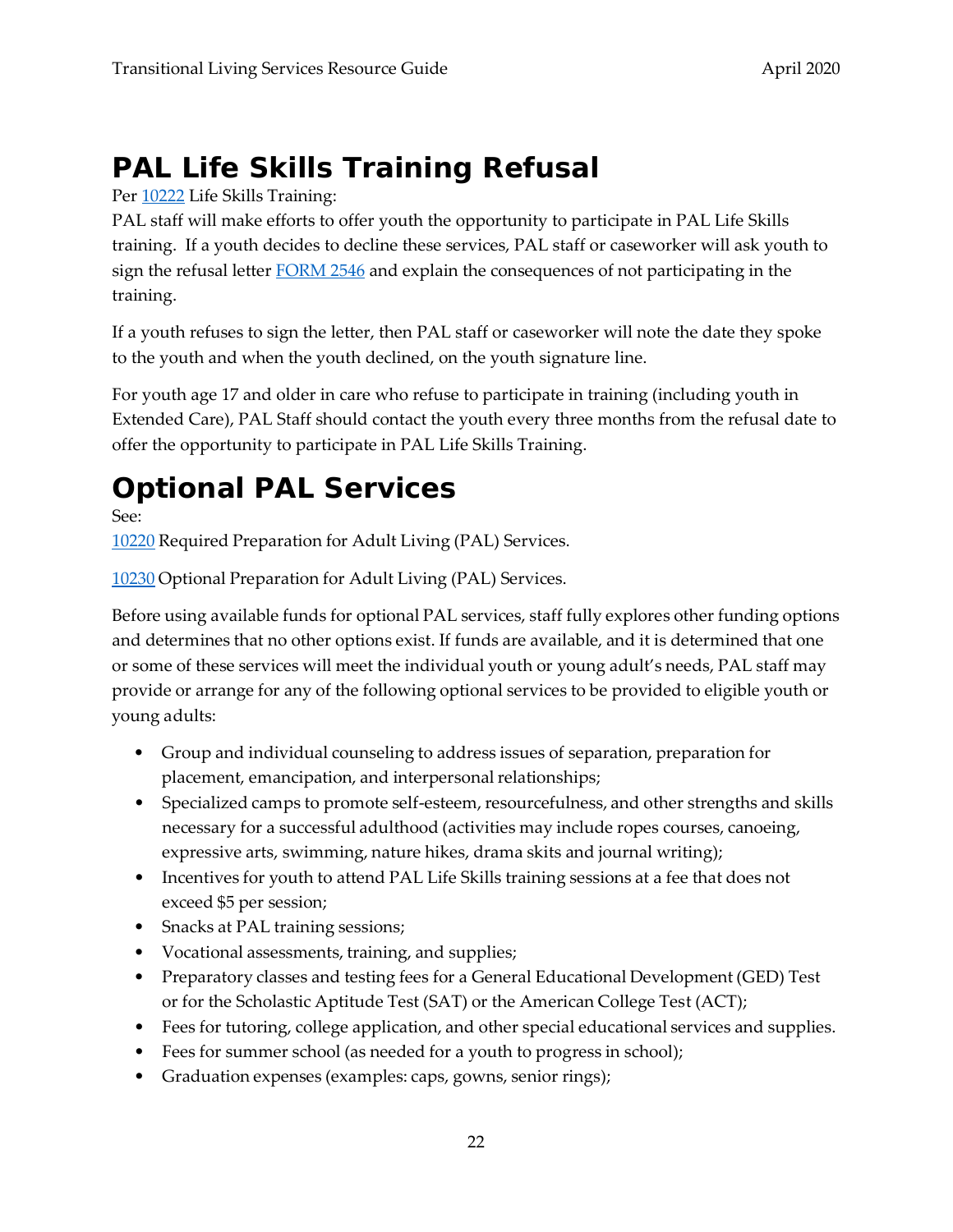# PAL Life Skills Training Refusal

Per [10222](#) Life Skills Training:

PAL staff will make efforts to offer youth the opportunity to participate in PAL Life Skills training. If a youth decides to decline these services, PAL staff or caseworker will ask youth to sign the refusal letter [FORM 2546](#) and explain the consequences of not participating in the training.

If a youth refuses to sign the letter, then PAL staff or caseworker will note the date they spoke to the youth and when the youth declined, on the youth signature line.

For youth age 17 and older in care who refuse to participate in training (including youth in Extended Care), PAL Staff should contact the youth every three months from the refusal date to offer the opportunity to participate in PAL Life Skills Training.

# Optional PAL Services

See:

[10220](#) Required Preparation for Adult Living (PAL) Services.

[10230](#) Optional Preparation for Adult Living (PAL) Services.

Before using available funds for optional PAL services, staff fully explores other funding options and determines that no other options exist. If funds are available, and it is determined that one or some of these services will meet the individual youth or young adult's needs, PAL staff may provide or arrange for any of the following optional services to be provided to eligible youth or young adults:

- Group and individual counseling to address issues of separation, preparation for placement, emancipation, and interpersonal relationships;
- Specialized camps to promote self-esteem, resourcefulness, and other strengths and skills necessary for a successful adulthood (activities may include ropes courses, canoeing, expressive arts, swimming, nature hikes, drama skits and journal writing);
- Incentives for youth to attend PAL Life Skills training sessions at a fee that does not exceed $5 per session;
- Snacks at PAL training sessions;
- Vocational assessments, training, and supplies;
- Preparatory classes and testing fees for a General Educational Development (GED) Test or for the Scholastic Aptitude Test (SAT) or the American College Test (ACT);
- Fees for tutoring, college application, and other special educational services and supplies.
- Fees for summer school (as needed for a youth to progress in school);
- Graduation expenses (examples: caps, gowns, senior rings);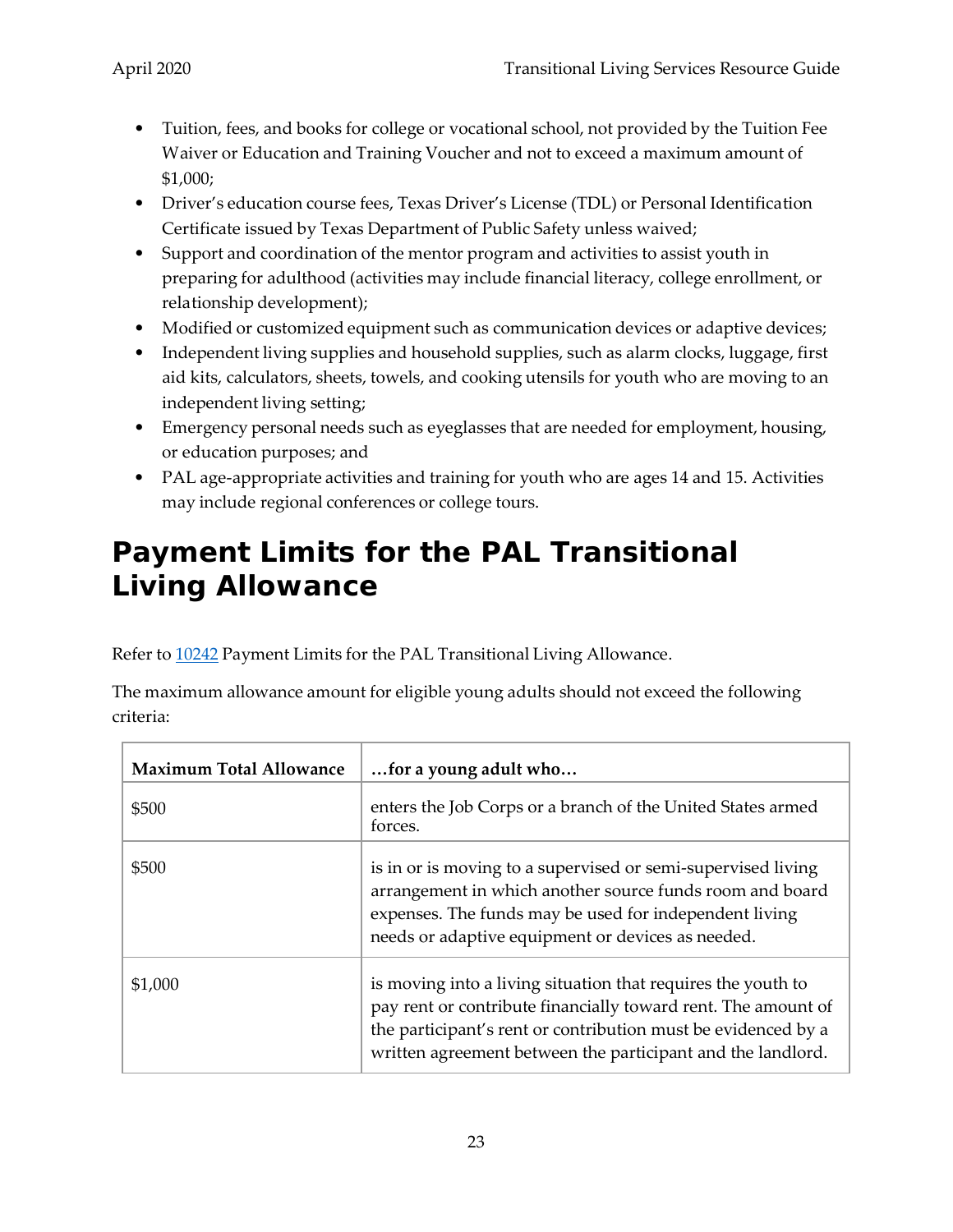- Tuition, fees, and books for college or vocational school, not provided by the Tuition Fee Waiver or Education and Training Voucher and not to exceed a maximum amount of $1,000;
- Driver's education course fees, Texas Driver's License (TDL) or Personal Identification Certificate issued by Texas Department of Public Safety unless waived;
- Support and coordination of the mentor program and activities to assist youth in preparing for adulthood (activities may include financial literacy, college enrollment, or relationship development);
- Modified or customized equipment such as communication devices or adaptive devices;
- Independent living supplies and household supplies, such as alarm clocks, luggage, first aid kits, calculators, sheets, towels, and cooking utensils for youth who are moving to an independent living setting;
- Emergency personal needs such as eyeglasses that are needed for employment, housing, or education purposes; and
- PAL age-appropriate activities and training for youth who are ages 14 and 15. Activities may include regional conferences or college tours.

# Payment Limits for the PAL Transitional Living Allowance

Refer to [10242](10242) Payment Limits for the PAL Transitional Living Allowance.

The maximum allowance amount for eligible young adults should not exceed the following criteria:

| Maximum Total Allowance | …for a young adult who… |
|---|---|
| $500 | enters the Job Corps or a branch of the United States armed forces. |
| $500 | is in or is moving to a supervised or semi-supervised living arrangement in which another source funds room and board expenses. The funds may be used for independent living needs or adaptive equipment or devices as needed. |
| $1,000 | is moving into a living situation that requires the youth to pay rent or contribute financially toward rent. The amount of the participant's rent or contribution must be evidenced by a written agreement between the participant and the landlord. |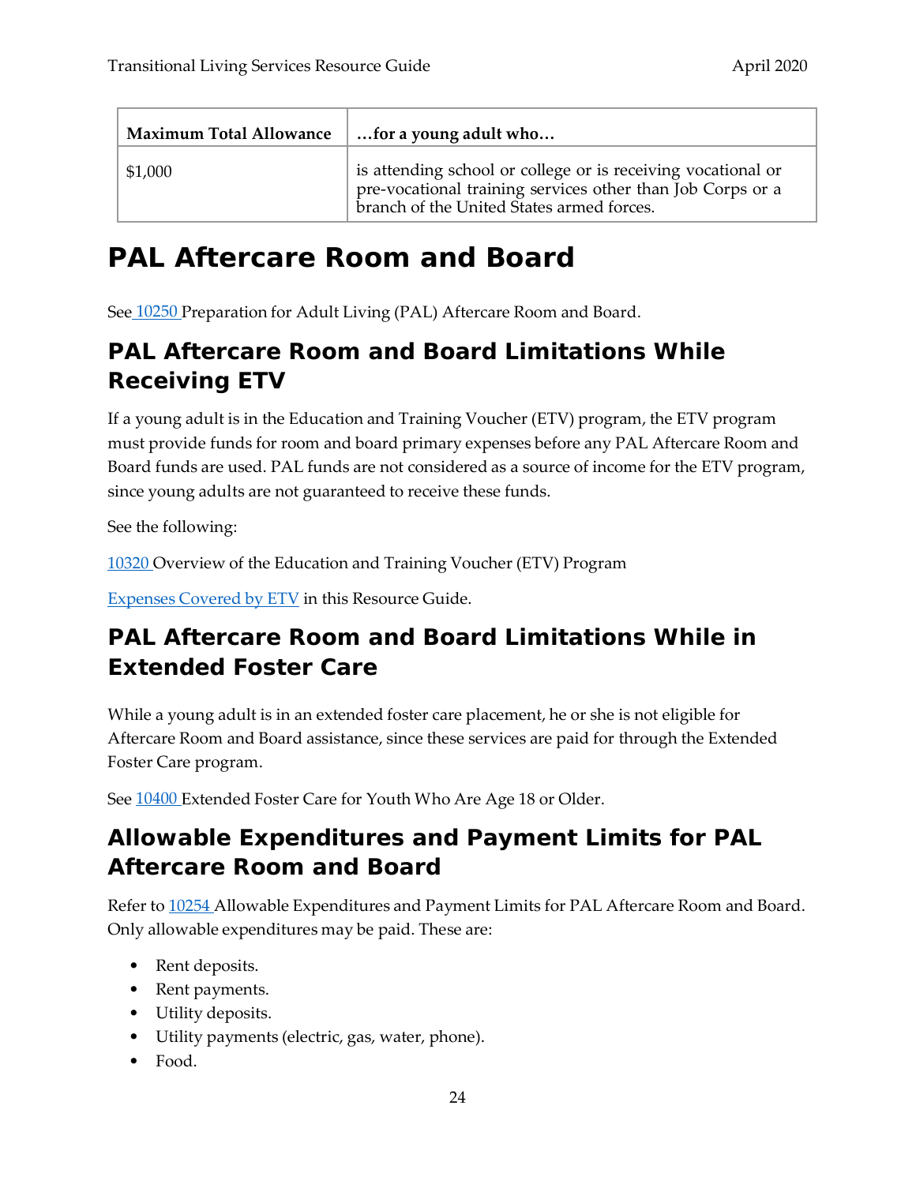| Maximum Total Allowance | …for a young adult who… |
| --- | --- |
| $1,000 | is attending school or college or is receiving vocational or pre-vocational training services other than Job Corps or a branch of the United States armed forces. |

# PAL Aftercare Room and Board

See 10250 Preparation for Adult Living (PAL) Aftercare Room and Board.

## PAL Aftercare Room and Board Limitations While Receiving ETV

If a young adult is in the Education and Training Voucher (ETV) program, the ETV program must provide funds for room and board primary expenses before any PAL Aftercare Room and Board funds are used. PAL funds are not considered as a source of income for the ETV program, since young adults are not guaranteed to receive these funds.

See the following:

10320 Overview of the Education and Training Voucher (ETV) Program

Expenses Covered by ETV in this Resource Guide.

## PAL Aftercare Room and Board Limitations While in Extended Foster Care

While a young adult is in an extended foster care placement, he or she is not eligible for Aftercare Room and Board assistance, since these services are paid for through the Extended Foster Care program.

See 10400 Extended Foster Care for Youth Who Are Age 18 or Older.

## Allowable Expenditures and Payment Limits for PAL Aftercare Room and Board

Refer to 10254 Allowable Expenditures and Payment Limits for PAL Aftercare Room and Board. Only allowable expenditures may be paid. These are:

- Rent deposits.
- Rent payments.
- Utility deposits.
- Utility payments (electric, gas, water, phone).
- Food.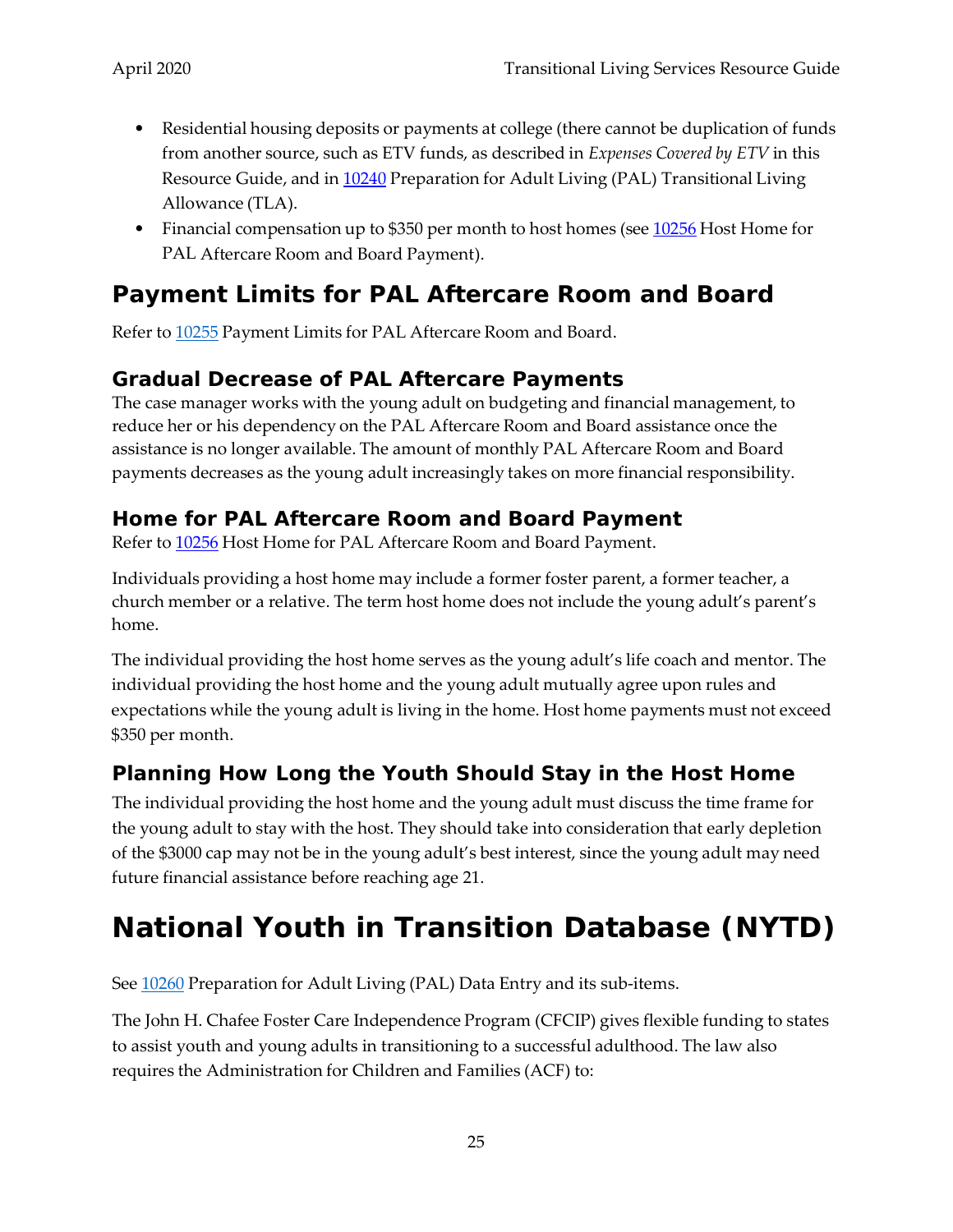- Residential housing deposits or payments at college (there cannot be duplication of funds from another source, such as ETV funds, as described in *Expenses Covered by ETV* in this Resource Guide, and in 10240 Preparation for Adult Living (PAL) Transitional Living Allowance (TLA).
- Financial compensation up to $350 per month to host homes (see 10256 Host Home for PAL Aftercare Room and Board Payment).

## Payment Limits for PAL Aftercare Room and Board

Refer to 10255 Payment Limits for PAL Aftercare Room and Board.

### Gradual Decrease of PAL Aftercare Payments

The case manager works with the young adult on budgeting and financial management, to reduce her or his dependency on the PAL Aftercare Room and Board assistance once the assistance is no longer available. The amount of monthly PAL Aftercare Room and Board payments decreases as the young adult increasingly takes on more financial responsibility.

### Home for PAL Aftercare Room and Board Payment

Refer to 10256 Host Home for PAL Aftercare Room and Board Payment.

Individuals providing a host home may include a former foster parent, a former teacher, a church member or a relative. The term host home does not include the young adult's parent's home.

The individual providing the host home serves as the young adult's life coach and mentor. The individual providing the host home and the young adult mutually agree upon rules and expectations while the young adult is living in the home. Host home payments must not exceed $350 per month.

### Planning How Long the Youth Should Stay in the Host Home

The individual providing the host home and the young adult must discuss the time frame for the young adult to stay with the host. They should take into consideration that early depletion of the $3000 cap may not be in the young adult's best interest, since the young adult may need future financial assistance before reaching age 21.

# National Youth in Transition Database (NYTD)

See 10260 Preparation for Adult Living (PAL) Data Entry and its sub-items.

The John H. Chafee Foster Care Independence Program (CFCIP) gives flexible funding to states to assist youth and young adults in transitioning to a successful adulthood. The law also requires the Administration for Children and Families (ACF) to: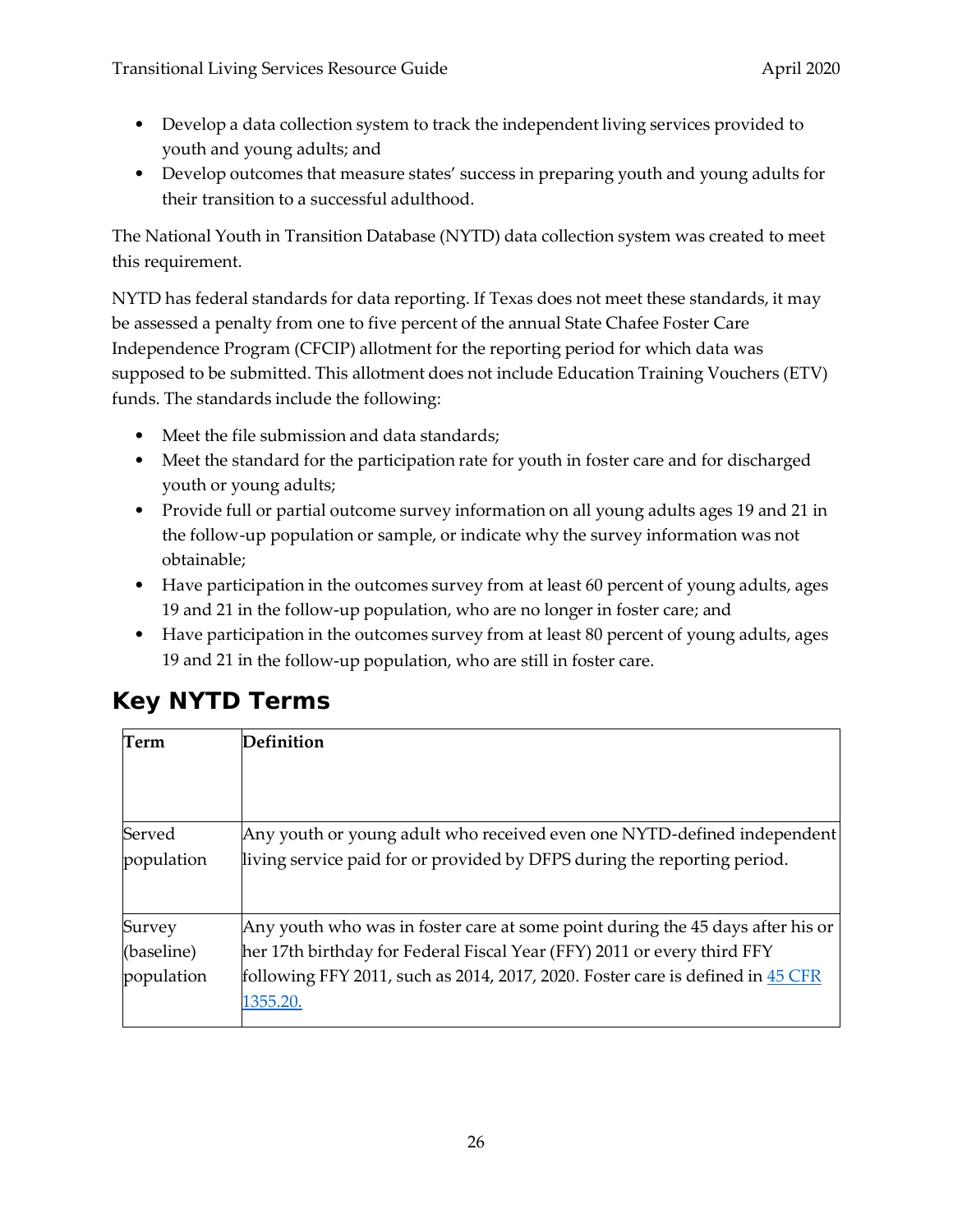- Develop a data collection system to track the independent living services provided to youth and young adults; and
- Develop outcomes that measure states' success in preparing youth and young adults for their transition to a successful adulthood.

The National Youth in Transition Database (NYTD) data collection system was created to meet this requirement.

NYTD has federal standards for data reporting. If Texas does not meet these standards, it may be assessed a penalty from one to five percent of the annual State Chafee Foster Care Independence Program (CFCIP) allotment for the reporting period for which data was supposed to be submitted. This allotment does not include Education Training Vouchers (ETV) funds. The standards include the following:

- Meet the file submission and data standards;
- Meet the standard for the participation rate for youth in foster care and for discharged youth or young adults;
- Provide full or partial outcome survey information on all young adults ages 19 and 21 in the follow-up population or sample, or indicate why the survey information was not obtainable;
- Have participation in the outcomes survey from at least 60 percent of young adults, ages 19 and 21 in the follow-up population, who are no longer in foster care; and
- Have participation in the outcomes survey from at least 80 percent of young adults, ages 19 and 21 in the follow-up population, who are still in foster care.

## Key NYTD Terms

| Term | Definition |
| --- | --- |
| Served population | Any youth or young adult who received even one NYTD-defined independent living service paid for or provided by DFPS during the reporting period. |
| Survey (baseline) population | Any youth who was in foster care at some point during the 45 days after his or her 17th birthday for Federal Fiscal Year (FFY) 2011 or every third FFY following FFY 2011, such as 2014, 2017, 2020. Foster care is defined in [45 CFR 1355.20.](45 CFR 1355.20) |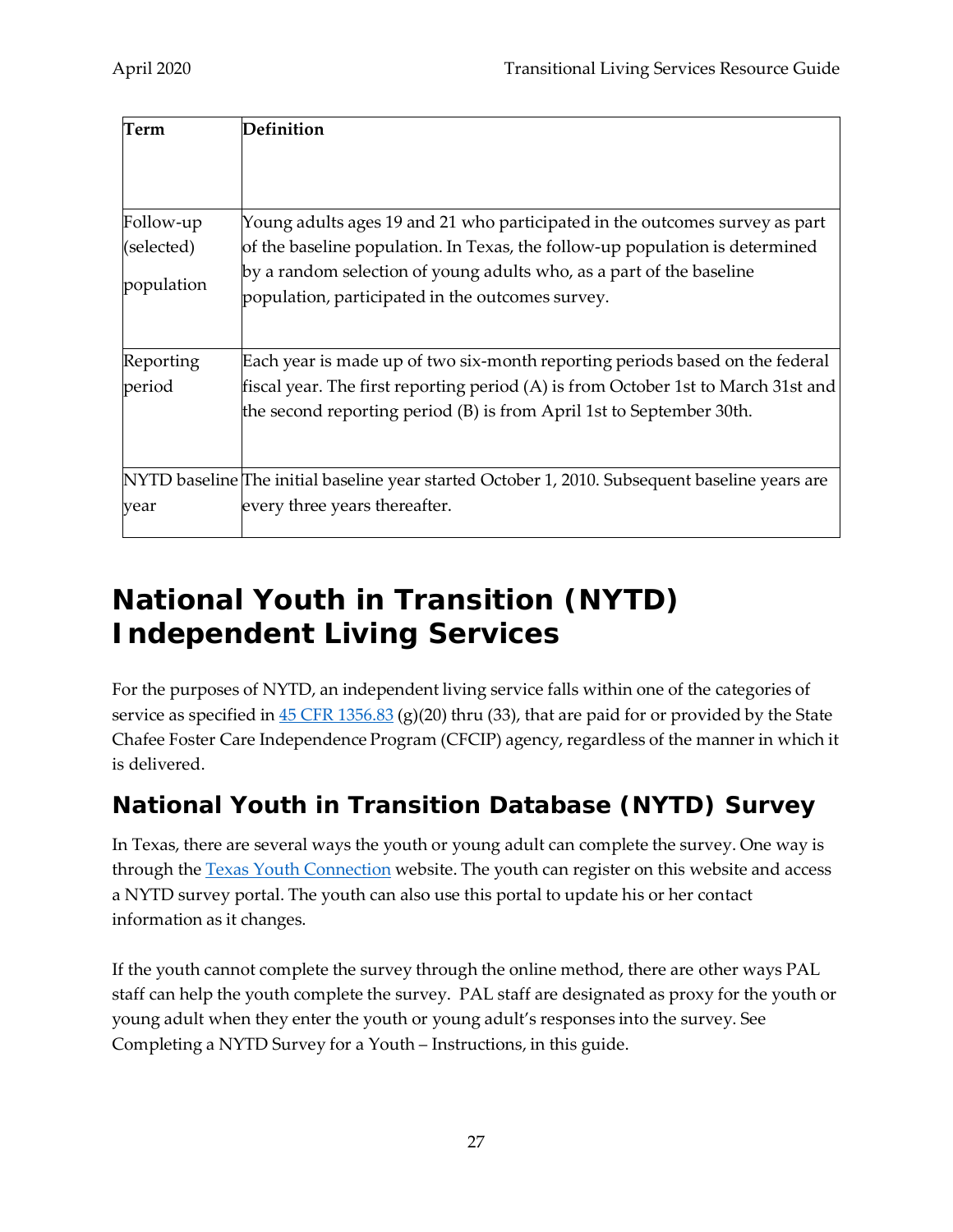| Term | Definition |
|---|---|
| Follow-up (selected) population | Young adults ages 19 and 21 who participated in the outcomes survey as part of the baseline population. In Texas, the follow-up population is determined by a random selection of young adults who, as a part of the baseline population, participated in the outcomes survey. |
| Reporting period | Each year is made up of two six-month reporting periods based on the federal fiscal year. The first reporting period (A) is from October 1st to March 31st and the second reporting period (B) is from April 1st to September 30th. |
| NYTD baseline year | The initial baseline year started October 1, 2010. Subsequent baseline years are every three years thereafter. |

# National Youth in Transition (NYTD) Independent Living Services

For the purposes of NYTD, an independent living service falls within one of the categories of service as specified in 45 CFR 1356.83 (g)(20) thru (33), that are paid for or provided by the State Chafee Foster Care Independence Program (CFCIP) agency, regardless of the manner in which it is delivered.

## National Youth in Transition Database (NYTD) Survey

In Texas, there are several ways the youth or young adult can complete the survey. One way is through the Texas Youth Connection website. The youth can register on this website and access a NYTD survey portal. The youth can also use this portal to update his or her contact information as it changes.

If the youth cannot complete the survey through the online method, there are other ways PAL staff can help the youth complete the survey. PAL staff are designated as proxy for the youth or young adult when they enter the youth or young adult's responses into the survey. See Completing a NYTD Survey for a Youth – Instructions, in this guide.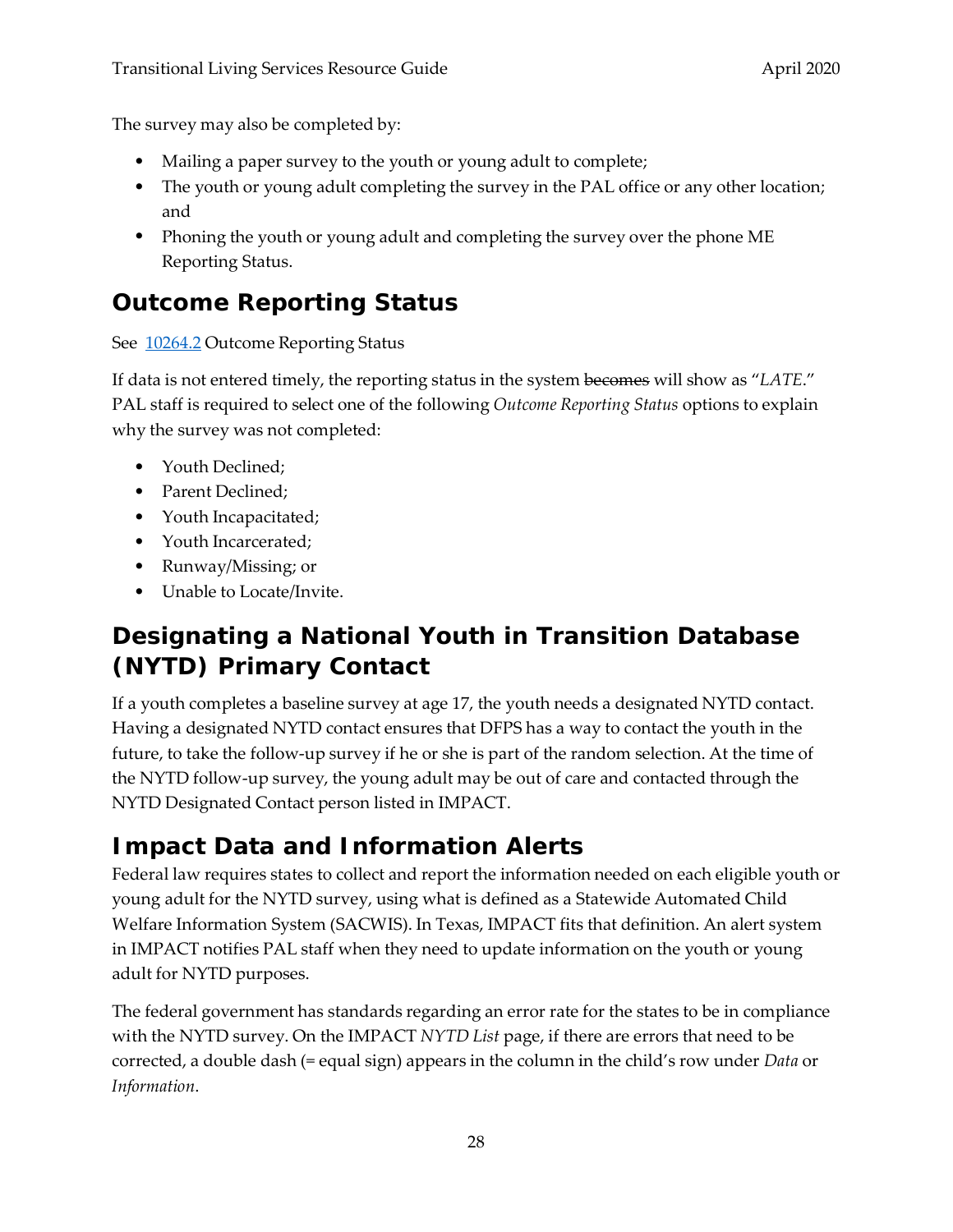The survey may also be completed by:

- Mailing a paper survey to the youth or young adult to complete;
- The youth or young adult completing the survey in the PAL office or any other location; and
- Phoning the youth or young adult and completing the survey over the phone ME Reporting Status.

## Outcome Reporting Status

See [10264.2](10264.2) Outcome Reporting Status

If data is not entered timely, the reporting status in the system ~~becomes~~ will show as "*LATE*." PAL staff is required to select one of the following *Outcome Reporting Status* options to explain why the survey was not completed:

- Youth Declined;
- Parent Declined;
- Youth Incapacitated;
- Youth Incarcerated;
- Runway/Missing; or
- Unable to Locate/Invite.

## Designating a National Youth in Transition Database (NYTD) Primary Contact

If a youth completes a baseline survey at age 17, the youth needs a designated NYTD contact. Having a designated NYTD contact ensures that DFPS has a way to contact the youth in the future, to take the follow-up survey if he or she is part of the random selection. At the time of the NYTD follow-up survey, the young adult may be out of care and contacted through the NYTD Designated Contact person listed in IMPACT.

## Impact Data and Information Alerts

Federal law requires states to collect and report the information needed on each eligible youth or young adult for the NYTD survey, using what is defined as a Statewide Automated Child Welfare Information System (SACWIS). In Texas, IMPACT fits that definition. An alert system in IMPACT notifies PAL staff when they need to update information on the youth or young adult for NYTD purposes.

The federal government has standards regarding an error rate for the states to be in compliance with the NYTD survey. On the IMPACT *NYTD List* page, if there are errors that need to be corrected, a double dash (= equal sign) appears in the column in the child's row under *Data* or *Information*.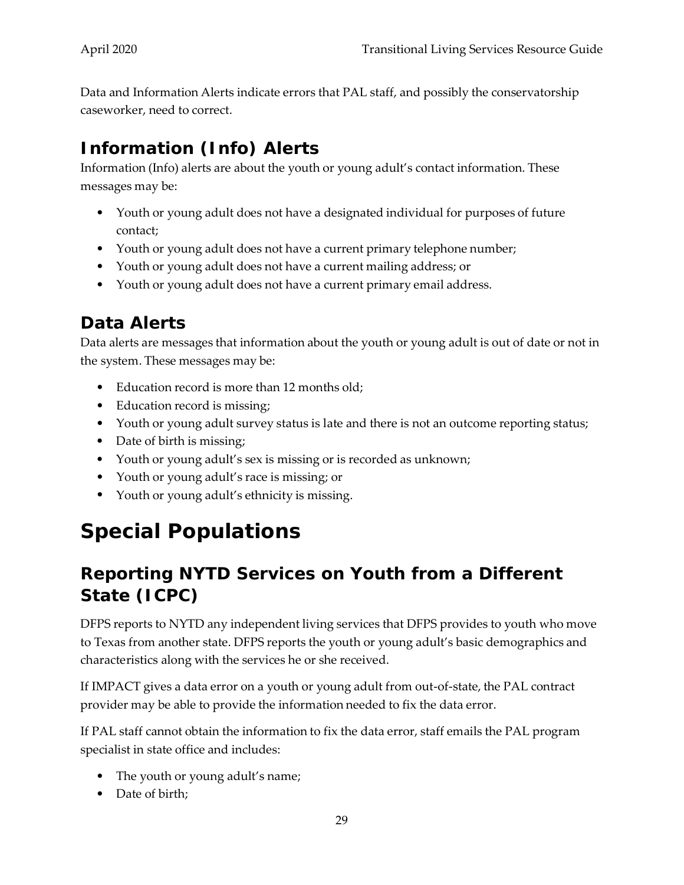Data and Information Alerts indicate errors that PAL staff, and possibly the conservatorship caseworker, need to correct.

## Information (Info) Alerts

Information (Info) alerts are about the youth or young adult's contact information. These messages may be:

- Youth or young adult does not have a designated individual for purposes of future contact;
- Youth or young adult does not have a current primary telephone number;
- Youth or young adult does not have a current mailing address; or
- Youth or young adult does not have a current primary email address.

## Data Alerts

Data alerts are messages that information about the youth or young adult is out of date or not in the system. These messages may be:

- Education record is more than 12 months old;
- Education record is missing;
- Youth or young adult survey status is late and there is not an outcome reporting status;
- Date of birth is missing;
- Youth or young adult's sex is missing or is recorded as unknown;
- Youth or young adult's race is missing; or
- Youth or young adult's ethnicity is missing.

# Special Populations

## Reporting NYTD Services on Youth from a Different State (ICPC)

DFPS reports to NYTD any independent living services that DFPS provides to youth who move to Texas from another state. DFPS reports the youth or young adult's basic demographics and characteristics along with the services he or she received.

If IMPACT gives a data error on a youth or young adult from out-of-state, the PAL contract provider may be able to provide the information needed to fix the data error.

If PAL staff cannot obtain the information to fix the data error, staff emails the PAL program specialist in state office and includes:

- The youth or young adult's name;
- Date of birth;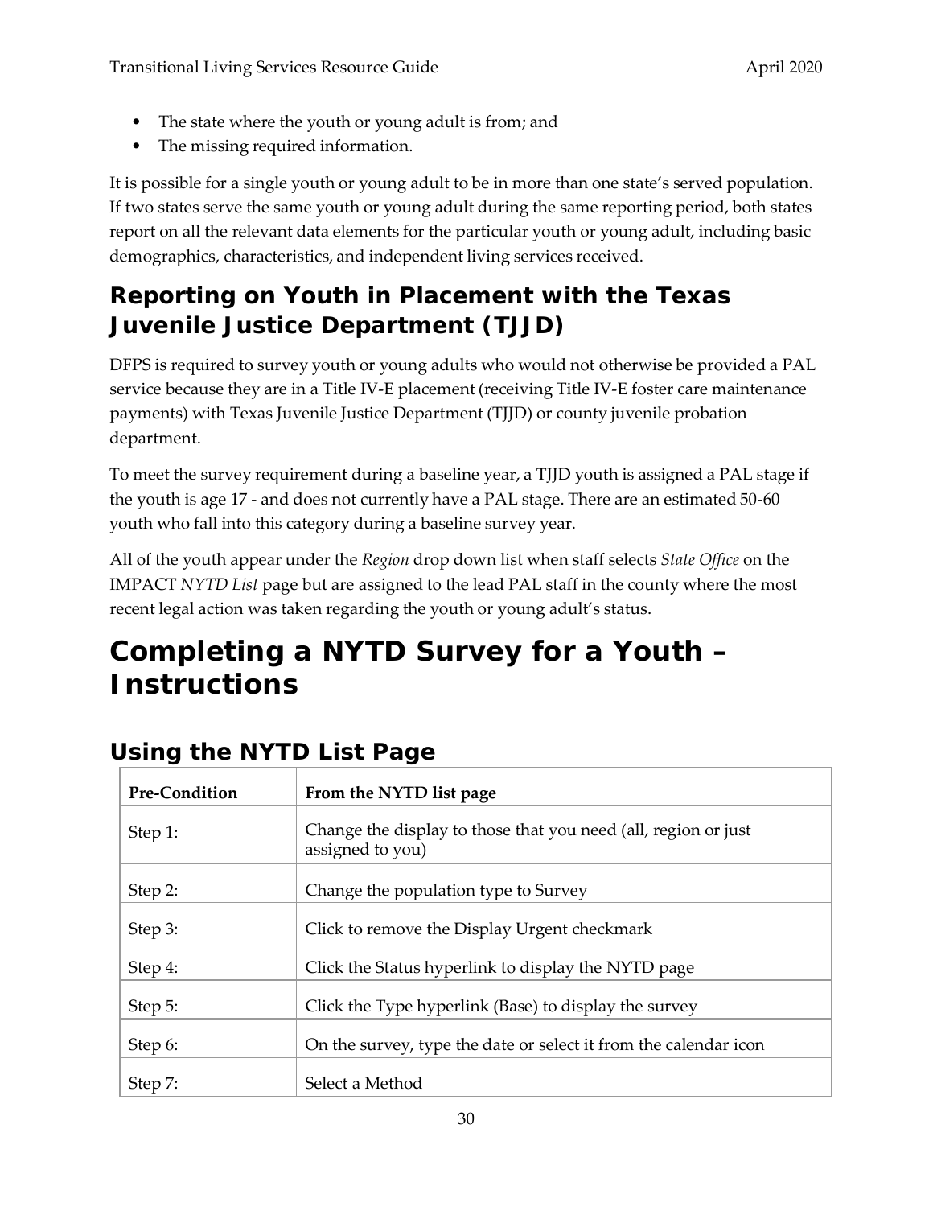- The state where the youth or young adult is from; and
- The missing required information.

It is possible for a single youth or young adult to be in more than one state's served population. If two states serve the same youth or young adult during the same reporting period, both states report on all the relevant data elements for the particular youth or young adult, including basic demographics, characteristics, and independent living services received.

## Reporting on Youth in Placement with the Texas Juvenile Justice Department (TJJD)

DFPS is required to survey youth or young adults who would not otherwise be provided a PAL service because they are in a Title IV-E placement (receiving Title IV-E foster care maintenance payments) with Texas Juvenile Justice Department (TJJD) or county juvenile probation department.

To meet the survey requirement during a baseline year, a TJJD youth is assigned a PAL stage if the youth is age 17 - and does not currently have a PAL stage. There are an estimated 50-60 youth who fall into this category during a baseline survey year.

All of the youth appear under the *Region* drop down list when staff selects *State Office* on the IMPACT *NYTD List* page but are assigned to the lead PAL staff in the county where the most recent legal action was taken regarding the youth or young adult's status.

# Completing a NYTD Survey for a Youth – Instructions

## Using the NYTD List Page

| Pre-Condition | From the NYTD list page |
|---|---|
| Step 1: | Change the display to those that you need (all, region or just assigned to you) |
| Step 2: | Change the population type to Survey |
| Step 3: | Click to remove the Display Urgent checkmark |
| Step 4: | Click the Status hyperlink to display the NYTD page |
| Step 5: | Click the Type hyperlink (Base) to display the survey |
| Step 6: | On the survey, type the date or select it from the calendar icon |
| Step 7: | Select a Method |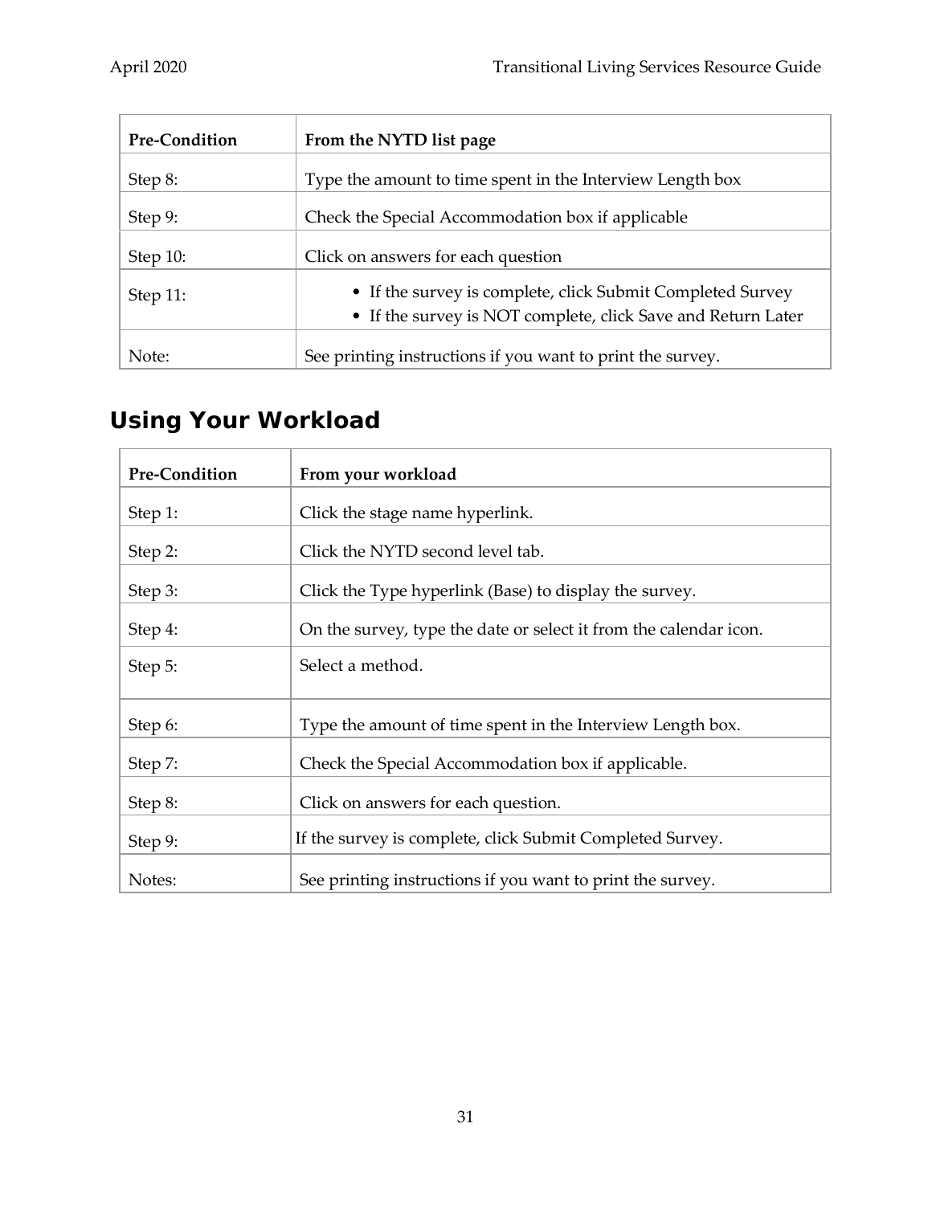| Pre-Condition | From the NYTD list page |
| --- | --- |
| Step 8: | Type the amount to time spent in the Interview Length box |
| Step 9: | Check the Special Accommodation box if applicable |
| Step 10: | Click on answers for each question |
| Step 11: | • If the survey is complete, click Submit Completed Survey<br>• If the survey is NOT complete, click Save and Return Later |
| Note: | See printing instructions if you want to print the survey. |

## Using Your Workload

| Pre-Condition | From your workload |
| --- | --- |
| Step 1: | Click the stage name hyperlink. |
| Step 2: | Click the NYTD second level tab. |
| Step 3: | Click the Type hyperlink (Base) to display the survey. |
| Step 4: | On the survey, type the date or select it from the calendar icon. |
| Step 5: | Select a method. |
| Step 6: | Type the amount of time spent in the Interview Length box. |
| Step 7: | Check the Special Accommodation box if applicable. |
| Step 8: | Click on answers for each question. |
| Step 9: | If the survey is complete, click Submit Completed Survey. |
| Notes: | See printing instructions if you want to print the survey. |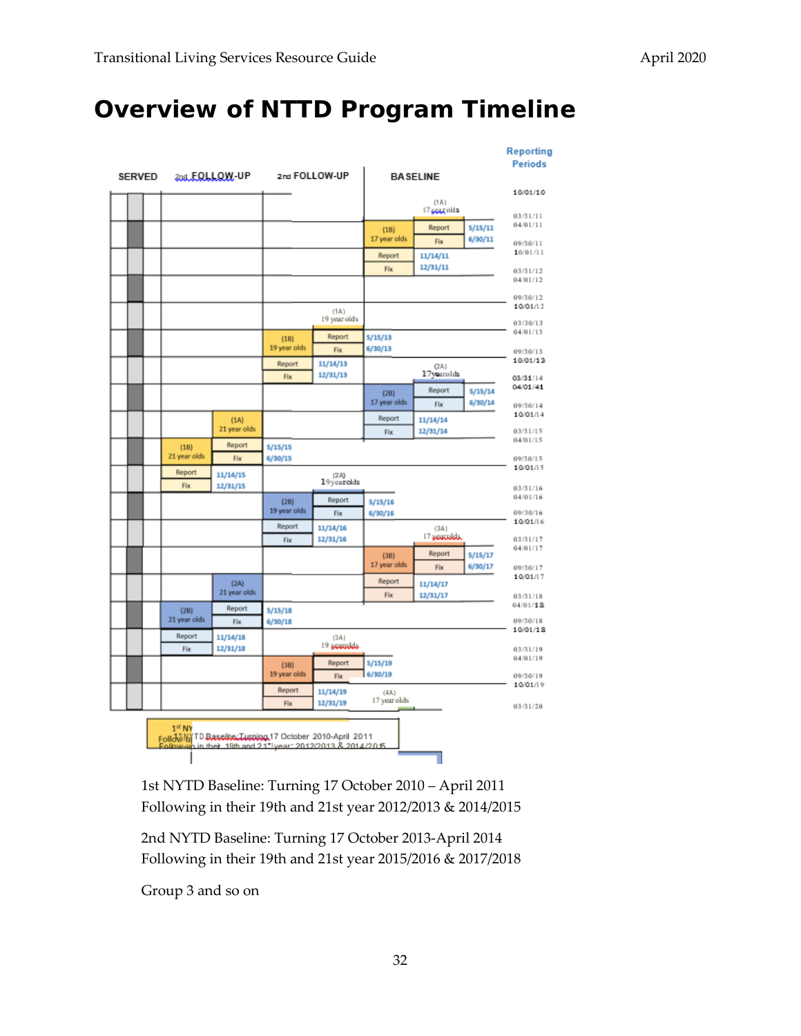# Overview of NTTD Program Timeline

| SERVED | 2nd FOLLOW-UP | 2nd FOLLOW-UP | BASELINE | Reporting Periods |
|---|---|---|---|---|
| | | | (1A) 17 year olds | 10/01/10 – 03/31/11 |
| | | | (1B) 17 year olds: Report 5/15/11, Fix 6/30/11 | 04/01/11 – 09/30/11 |
| | | | Report 11/14/11, Fix 12/31/11 | 10/01/11 – 03/31/12 |
| | | | | 04/01/12 – 09/30/12 |
| | | (1A) 19 year olds | | 10/01/12 – 03/30/13 |
| | | (1B) 19 year olds: Report 5/15/13, Fix 6/30/13 | | 04/01/13 – 09/30/13 |
| | | Report 11/14/13, Fix 12/31/13 | (2A) 17 year olds | 10/01/13 – 03/31/14 |
| | | | (2B) 17 year olds: Report 5/15/14, Fix 6/30/14 | 04/01/41 – 09/30/14 |
| | (1A) 21 year olds | | Report 11/14/14, Fix 12/31/14 | 10/01/14 – 03/31/15 |
| | (1B) 21 year olds: Report 5/15/15, Fix 6/30/15 | | | 04/01/15 – 09/30/15 |
| | Report 11/14/15, Fix 12/31/15 | (2A) 19 year olds | | 10/01/15 – 03/31/16 |
| | | (2B) 19 year olds: Report 5/15/16, Fix 6/30/16 | | 04/01/16 – 09/30/16 |
| | | Report 11/14/16, Fix 12/31/16 | (3A) 17 year olds | 10/01/16 – 03/31/17 |
| | | | (3B) 17 year olds: Report 5/15/17, Fix 6/30/17 | 04/01/17 – 09/30/17 |
| | (2A) 21 year olds | | Report 11/14/17, Fix 12/31/17 | 10/01/17 – 03/31/18 |
| | (2B) 21 year olds: Report 5/15/18, Fix 6/30/18 | | | 04/01/18 – 09/30/18 |
| | Report 11/14/18, Fix 12/31/18 | (3A) 19 year olds | | 10/01/18 – 03/31/19 |
| | | (3B) 19 year olds: Report 5/15/19, Fix 6/30/19 | | 04/01/19 – 09/30/19 |
| | | Report 11/14/19, Fix 12/31/19 | (4A) 17 year olds | 10/01/19 – 03/31/20 |

1st NYTD Baseline: Turning 17 October 2010 – April 2011
Following in their 19th and 21st year 2012/2013 & 2014/2015

2nd NYTD Baseline: Turning 17 October 2013-April 2014
Following in their 19th and 21st year 2015/2016 & 2017/2018

Group 3 and so on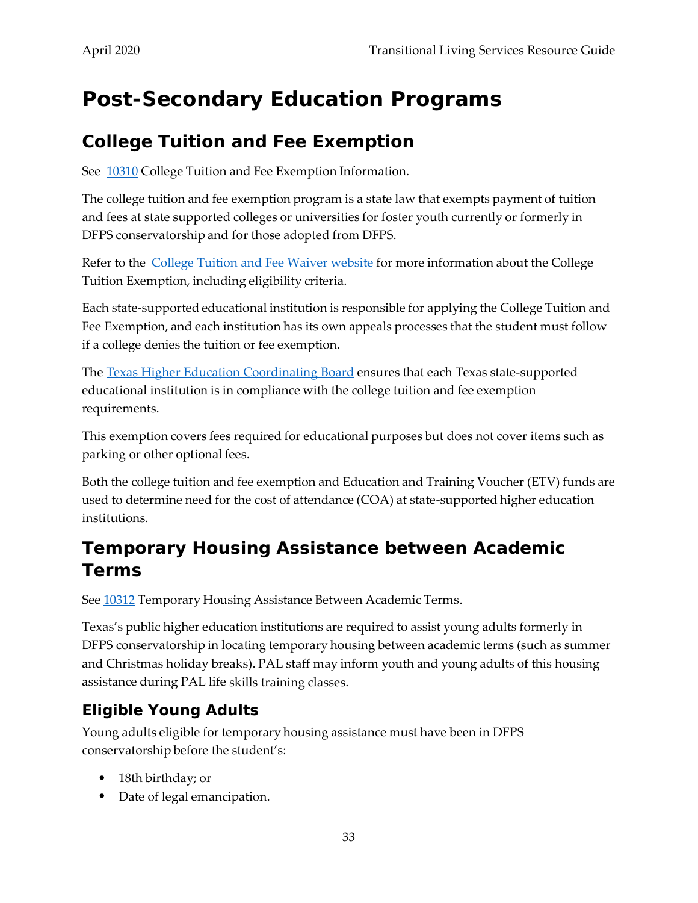# Post-Secondary Education Programs

## College Tuition and Fee Exemption

See 10310 College Tuition and Fee Exemption Information.

The college tuition and fee exemption program is a state law that exempts payment of tuition and fees at state supported colleges or universities for foster youth currently or formerly in DFPS conservatorship and for those adopted from DFPS.

Refer to the College Tuition and Fee Waiver website for more information about the College Tuition Exemption, including eligibility criteria.

Each state-supported educational institution is responsible for applying the College Tuition and Fee Exemption, and each institution has its own appeals processes that the student must follow if a college denies the tuition or fee exemption.

The Texas Higher Education Coordinating Board ensures that each Texas state-supported educational institution is in compliance with the college tuition and fee exemption requirements.

This exemption covers fees required for educational purposes but does not cover items such as parking or other optional fees.

Both the college tuition and fee exemption and Education and Training Voucher (ETV) funds are used to determine need for the cost of attendance (COA) at state-supported higher education institutions.

## Temporary Housing Assistance between Academic Terms

See 10312 Temporary Housing Assistance Between Academic Terms.

Texas's public higher education institutions are required to assist young adults formerly in DFPS conservatorship in locating temporary housing between academic terms (such as summer and Christmas holiday breaks). PAL staff may inform youth and young adults of this housing assistance during PAL life skills training classes.

### Eligible Young Adults

Young adults eligible for temporary housing assistance must have been in DFPS conservatorship before the student's:

- 18th birthday; or
- Date of legal emancipation.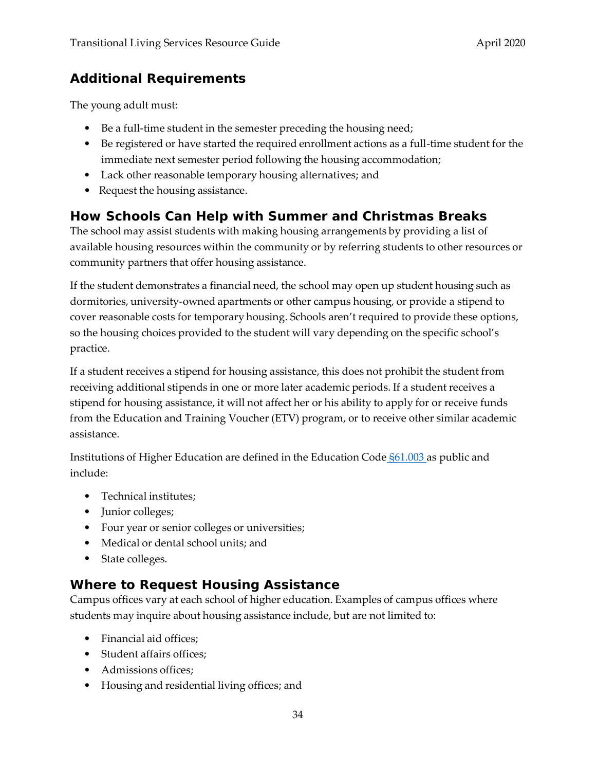## Additional Requirements

The young adult must:

- Be a full-time student in the semester preceding the housing need;
- Be registered or have started the required enrollment actions as a full-time student for the immediate next semester period following the housing accommodation;
- Lack other reasonable temporary housing alternatives; and
- Request the housing assistance.

## How Schools Can Help with Summer and Christmas Breaks

The school may assist students with making housing arrangements by providing a list of available housing resources within the community or by referring students to other resources or community partners that offer housing assistance.

If the student demonstrates a financial need, the school may open up student housing such as dormitories, university-owned apartments or other campus housing, or provide a stipend to cover reasonable costs for temporary housing. Schools aren't required to provide these options, so the housing choices provided to the student will vary depending on the specific school's practice.

If a student receives a stipend for housing assistance, this does not prohibit the student from receiving additional stipends in one or more later academic periods. If a student receives a stipend for housing assistance, it will not affect her or his ability to apply for or receive funds from the Education and Training Voucher (ETV) program, or to receive other similar academic assistance.

Institutions of Higher Education are defined in the Education Code §61.003 as public and include:

- Technical institutes;
- Junior colleges;
- Four year or senior colleges or universities;
- Medical or dental school units; and
- State colleges.

## Where to Request Housing Assistance

Campus offices vary at each school of higher education. Examples of campus offices where students may inquire about housing assistance include, but are not limited to:

- Financial aid offices;
- Student affairs offices;
- Admissions offices;
- Housing and residential living offices; and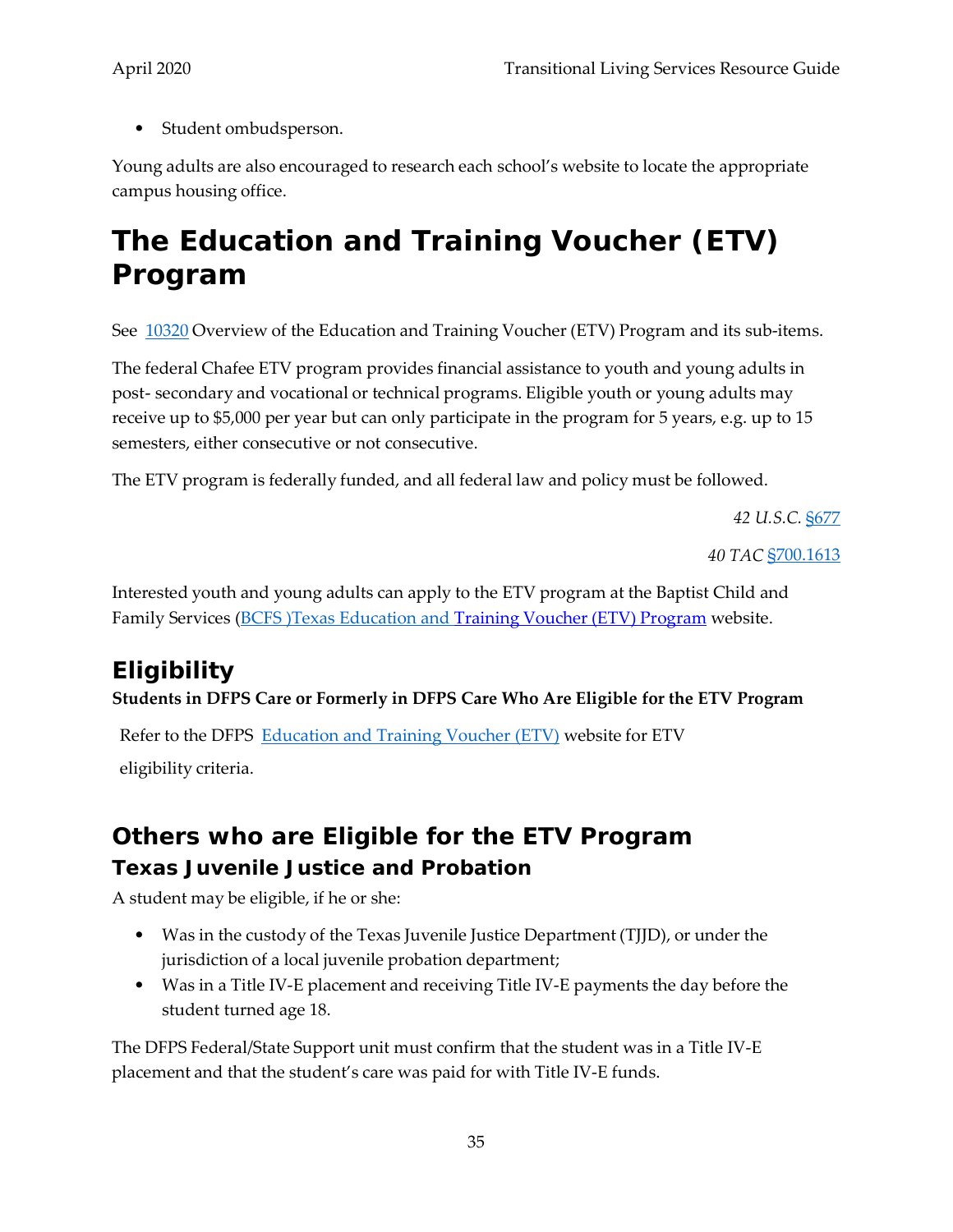- Student ombudsperson.

Young adults are also encouraged to research each school's website to locate the appropriate campus housing office.

# The Education and Training Voucher (ETV) Program

See 10320 Overview of the Education and Training Voucher (ETV) Program and its sub-items.

The federal Chafee ETV program provides financial assistance to youth and young adults in post- secondary and vocational or technical programs. Eligible youth or young adults may receive up to $5,000 per year but can only participate in the program for 5 years, e.g. up to 15 semesters, either consecutive or not consecutive.

The ETV program is federally funded, and all federal law and policy must be followed.

*42 U.S.C.* §677

*40 TAC* §700.1613

Interested youth and young adults can apply to the ETV program at the Baptist Child and Family Services (BCFS )Texas Education and Training Voucher (ETV) Program website.

## Eligibility

**Students in DFPS Care or Formerly in DFPS Care Who Are Eligible for the ETV Program**

Refer to the DFPS Education and Training Voucher (ETV) website for ETV eligibility criteria.

## Others who are Eligible for the ETV Program

### Texas Juvenile Justice and Probation

A student may be eligible, if he or she:

- Was in the custody of the Texas Juvenile Justice Department (TJJD), or under the jurisdiction of a local juvenile probation department;
- Was in a Title IV-E placement and receiving Title IV-E payments the day before the student turned age 18.

The DFPS Federal/State Support unit must confirm that the student was in a Title IV-E placement and that the student's care was paid for with Title IV-E funds.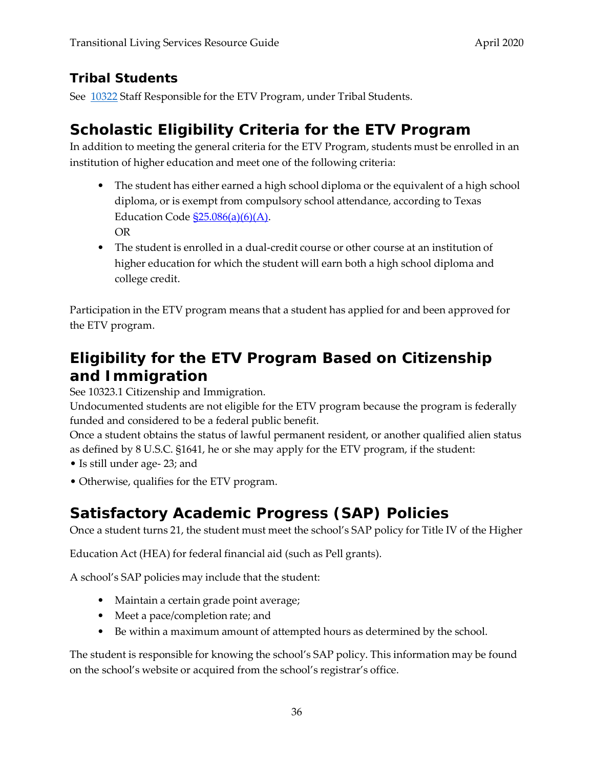### Tribal Students

See [10322](#) Staff Responsible for the ETV Program, under Tribal Students.

## Scholastic Eligibility Criteria for the ETV Program

In addition to meeting the general criteria for the ETV Program, students must be enrolled in an institution of higher education and meet one of the following criteria:

- The student has either earned a high school diploma or the equivalent of a high school diploma, or is exempt from compulsory school attendance, according to Texas Education Code [§25.086(a)(6)(A)](#).
  OR
- The student is enrolled in a dual-credit course or other course at an institution of higher education for which the student will earn both a high school diploma and college credit.

Participation in the ETV program means that a student has applied for and been approved for the ETV program.

## Eligibility for the ETV Program Based on Citizenship and Immigration

See 10323.1 Citizenship and Immigration.

Undocumented students are not eligible for the ETV program because the program is federally funded and considered to be a federal public benefit.

Once a student obtains the status of lawful permanent resident, or another qualified alien status as defined by 8 U.S.C. §1641, he or she may apply for the ETV program, if the student:

- Is still under age- 23; and
- Otherwise, qualifies for the ETV program.

## Satisfactory Academic Progress (SAP) Policies

Once a student turns 21, the student must meet the school's SAP policy for Title IV of the Higher Education Act (HEA) for federal financial aid (such as Pell grants).

A school's SAP policies may include that the student:

- Maintain a certain grade point average;
- Meet a pace/completion rate; and
- Be within a maximum amount of attempted hours as determined by the school.

The student is responsible for knowing the school's SAP policy. This information may be found on the school's website or acquired from the school's registrar's office.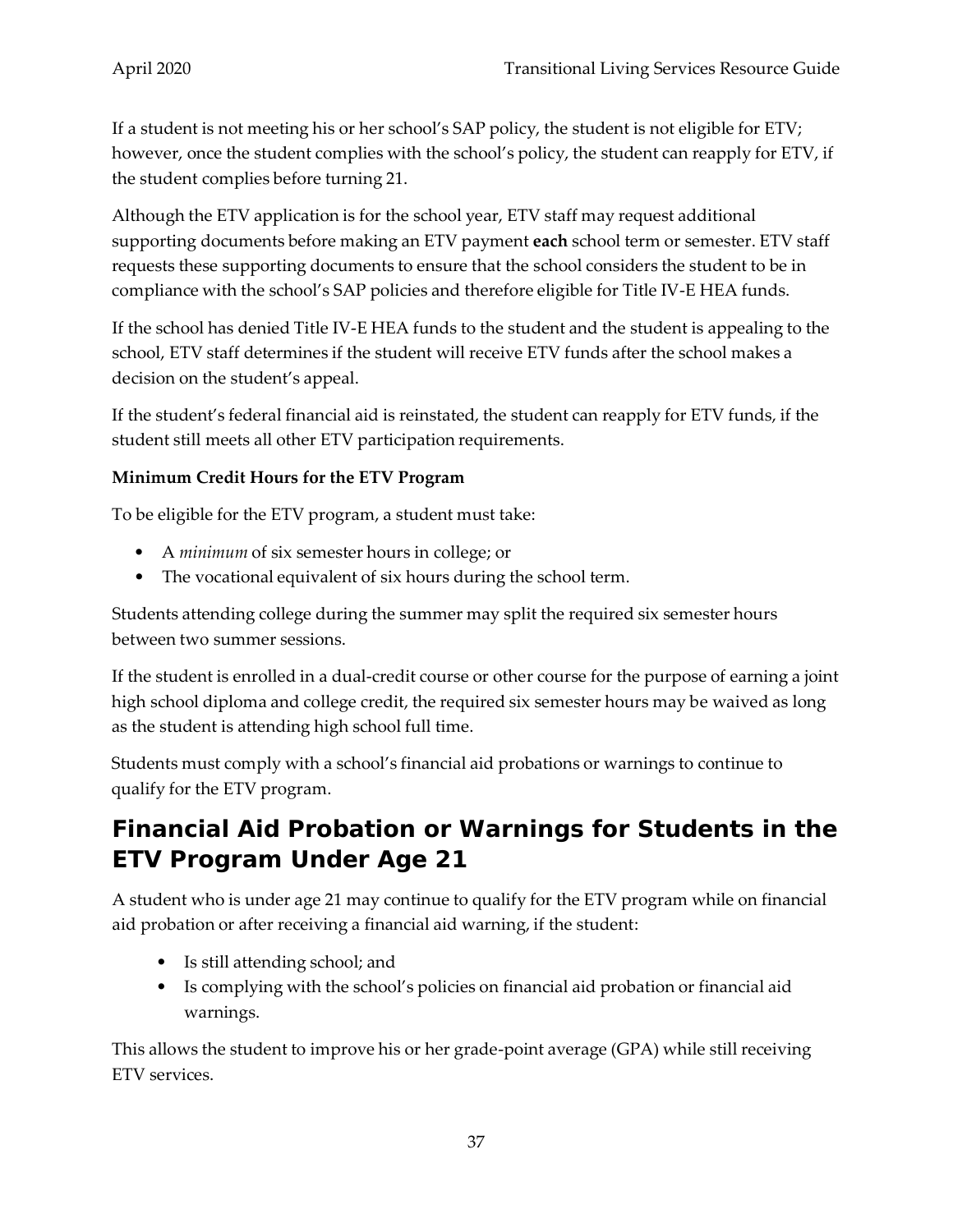If a student is not meeting his or her school's SAP policy, the student is not eligible for ETV; however, once the student complies with the school's policy, the student can reapply for ETV, if the student complies before turning 21.

Although the ETV application is for the school year, ETV staff may request additional supporting documents before making an ETV payment **each** school term or semester. ETV staff requests these supporting documents to ensure that the school considers the student to be in compliance with the school's SAP policies and therefore eligible for Title IV-E HEA funds.

If the school has denied Title IV-E HEA funds to the student and the student is appealing to the school, ETV staff determines if the student will receive ETV funds after the school makes a decision on the student's appeal.

If the student's federal financial aid is reinstated, the student can reapply for ETV funds, if the student still meets all other ETV participation requirements.

**Minimum Credit Hours for the ETV Program**

To be eligible for the ETV program, a student must take:

- A *minimum* of six semester hours in college; or
- The vocational equivalent of six hours during the school term.

Students attending college during the summer may split the required six semester hours between two summer sessions.

If the student is enrolled in a dual-credit course or other course for the purpose of earning a joint high school diploma and college credit, the required six semester hours may be waived as long as the student is attending high school full time.

Students must comply with a school's financial aid probations or warnings to continue to qualify for the ETV program.

## Financial Aid Probation or Warnings for Students in the ETV Program Under Age 21

A student who is under age 21 may continue to qualify for the ETV program while on financial aid probation or after receiving a financial aid warning, if the student:

- Is still attending school; and
- Is complying with the school's policies on financial aid probation or financial aid warnings.

This allows the student to improve his or her grade-point average (GPA) while still receiving ETV services.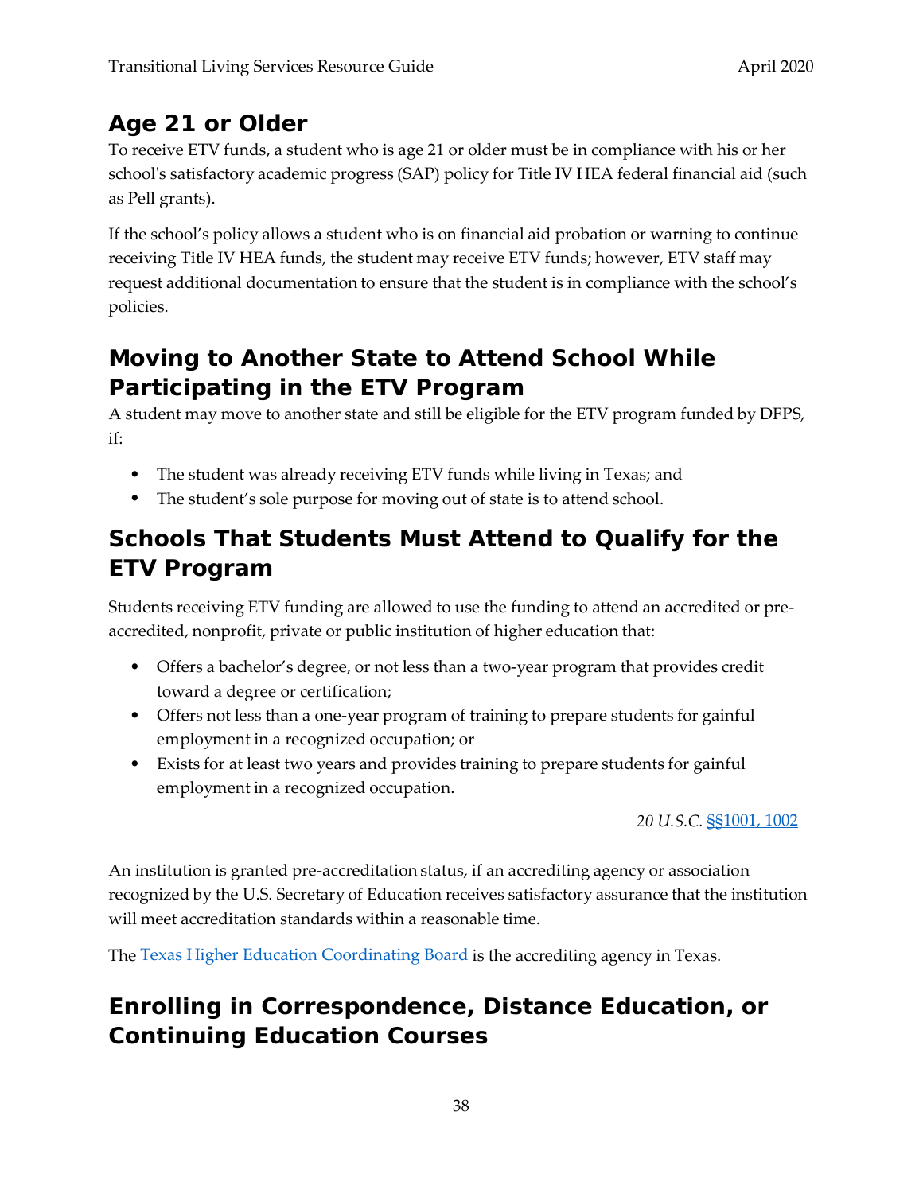## Age 21 or Older

To receive ETV funds, a student who is age 21 or older must be in compliance with his or her school's satisfactory academic progress (SAP) policy for Title IV HEA federal financial aid (such as Pell grants).

If the school's policy allows a student who is on financial aid probation or warning to continue receiving Title IV HEA funds, the student may receive ETV funds; however, ETV staff may request additional documentation to ensure that the student is in compliance with the school's policies.

## Moving to Another State to Attend School While Participating in the ETV Program

A student may move to another state and still be eligible for the ETV program funded by DFPS, if:

- The student was already receiving ETV funds while living in Texas; and
- The student's sole purpose for moving out of state is to attend school.

## Schools That Students Must Attend to Qualify for the ETV Program

Students receiving ETV funding are allowed to use the funding to attend an accredited or pre-accredited, nonprofit, private or public institution of higher education that:

- Offers a bachelor's degree, or not less than a two-year program that provides credit toward a degree or certification;
- Offers not less than a one-year program of training to prepare students for gainful employment in a recognized occupation; or
- Exists for at least two years and provides training to prepare students for gainful employment in a recognized occupation.

*20 U.S.C.* [§§1001, 1002]

An institution is granted pre-accreditation status, if an accrediting agency or association recognized by the U.S. Secretary of Education receives satisfactory assurance that the institution will meet accreditation standards within a reasonable time.

The [Texas Higher Education Coordinating Board] is the accrediting agency in Texas.

## Enrolling in Correspondence, Distance Education, or Continuing Education Courses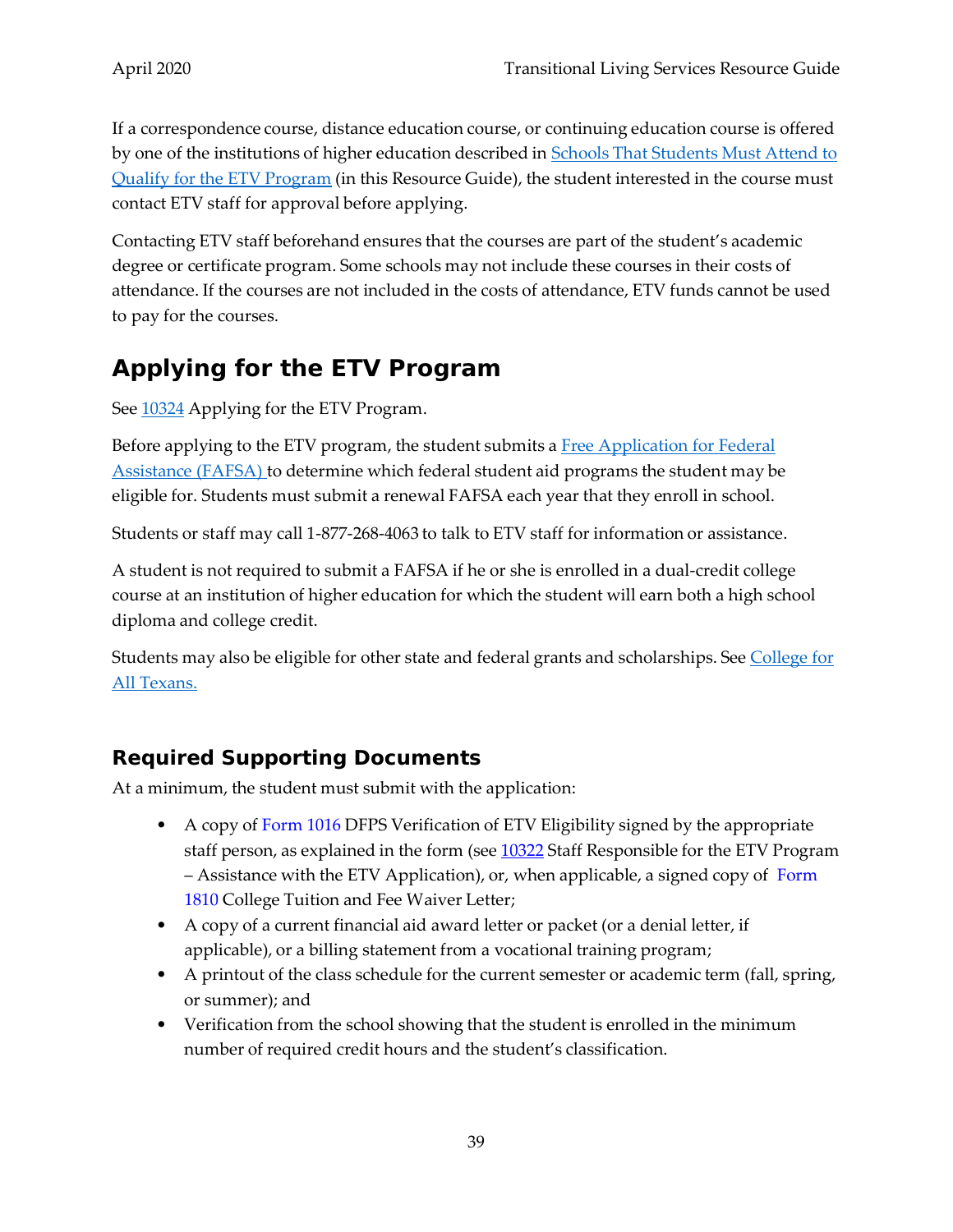If a correspondence course, distance education course, or continuing education course is offered by one of the institutions of higher education described in Schools That Students Must Attend to Qualify for the ETV Program (in this Resource Guide), the student interested in the course must contact ETV staff for approval before applying.

Contacting ETV staff beforehand ensures that the courses are part of the student's academic degree or certificate program. Some schools may not include these courses in their costs of attendance. If the courses are not included in the costs of attendance, ETV funds cannot be used to pay for the courses.

## Applying for the ETV Program

See 10324 Applying for the ETV Program.

Before applying to the ETV program, the student submits a Free Application for Federal Assistance (FAFSA) to determine which federal student aid programs the student may be eligible for. Students must submit a renewal FAFSA each year that they enroll in school.

Students or staff may call 1-877-268-4063 to talk to ETV staff for information or assistance.

A student is not required to submit a FAFSA if he or she is enrolled in a dual-credit college course at an institution of higher education for which the student will earn both a high school diploma and college credit.

Students may also be eligible for other state and federal grants and scholarships. See College for All Texans.

### Required Supporting Documents

At a minimum, the student must submit with the application:

- A copy of Form 1016 DFPS Verification of ETV Eligibility signed by the appropriate staff person, as explained in the form (see 10322 Staff Responsible for the ETV Program – Assistance with the ETV Application), or, when applicable, a signed copy of Form 1810 College Tuition and Fee Waiver Letter;
- A copy of a current financial aid award letter or packet (or a denial letter, if applicable), or a billing statement from a vocational training program;
- A printout of the class schedule for the current semester or academic term (fall, spring, or summer); and
- Verification from the school showing that the student is enrolled in the minimum number of required credit hours and the student's classification.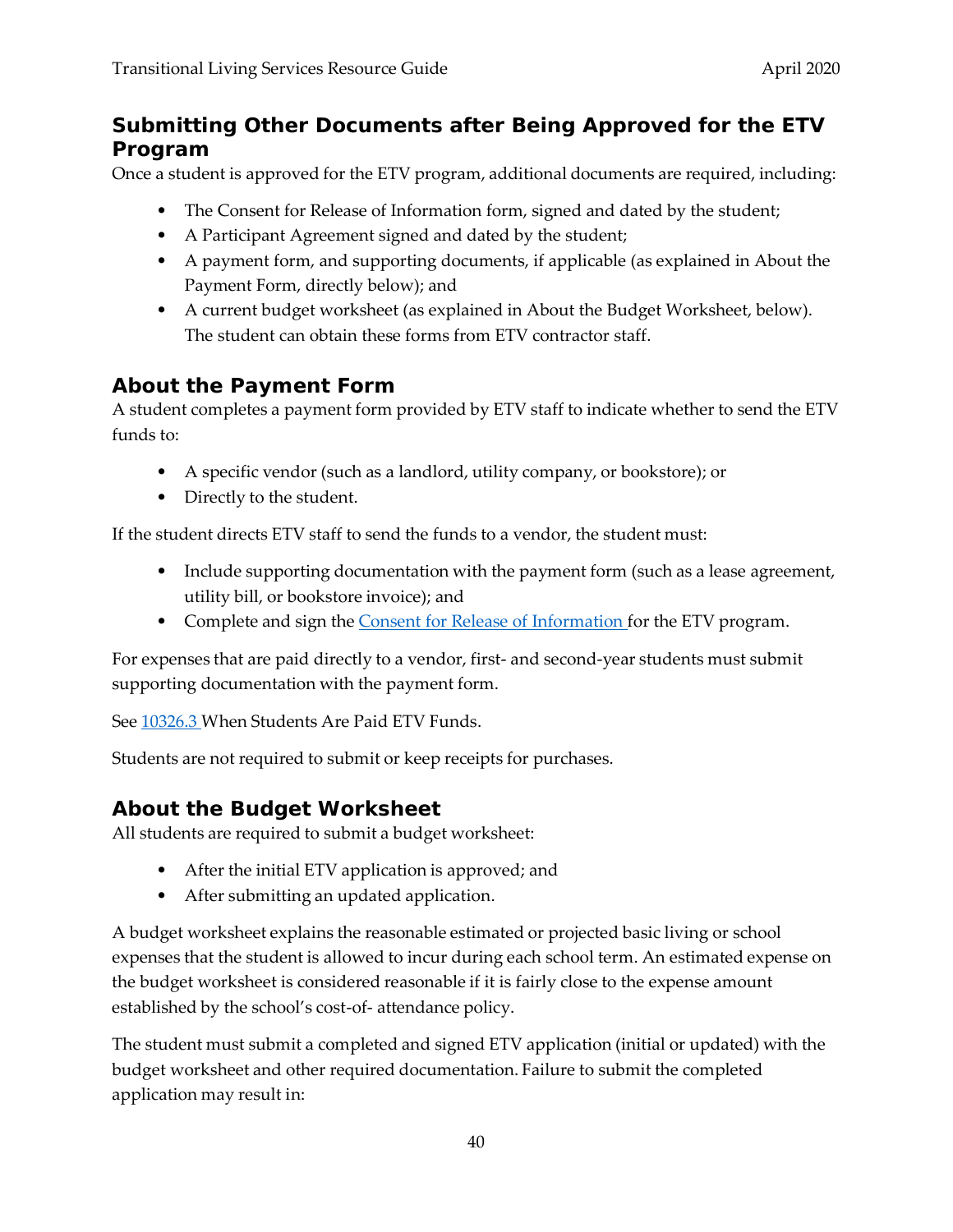## Submitting Other Documents after Being Approved for the ETV Program

Once a student is approved for the ETV program, additional documents are required, including:

- The Consent for Release of Information form, signed and dated by the student;
- A Participant Agreement signed and dated by the student;
- A payment form, and supporting documents, if applicable (as explained in About the Payment Form, directly below); and
- A current budget worksheet (as explained in About the Budget Worksheet, below). The student can obtain these forms from ETV contractor staff.

## About the Payment Form

A student completes a payment form provided by ETV staff to indicate whether to send the ETV funds to:

- A specific vendor (such as a landlord, utility company, or bookstore); or
- Directly to the student.

If the student directs ETV staff to send the funds to a vendor, the student must:

- Include supporting documentation with the payment form (such as a lease agreement, utility bill, or bookstore invoice); and
- Complete and sign the Consent for Release of Information for the ETV program.

For expenses that are paid directly to a vendor, first- and second-year students must submit supporting documentation with the payment form.

See 10326.3 When Students Are Paid ETV Funds.

Students are not required to submit or keep receipts for purchases.

## About the Budget Worksheet

All students are required to submit a budget worksheet:

- After the initial ETV application is approved; and
- After submitting an updated application.

A budget worksheet explains the reasonable estimated or projected basic living or school expenses that the student is allowed to incur during each school term. An estimated expense on the budget worksheet is considered reasonable if it is fairly close to the expense amount established by the school's cost-of- attendance policy.

The student must submit a completed and signed ETV application (initial or updated) with the budget worksheet and other required documentation. Failure to submit the completed application may result in: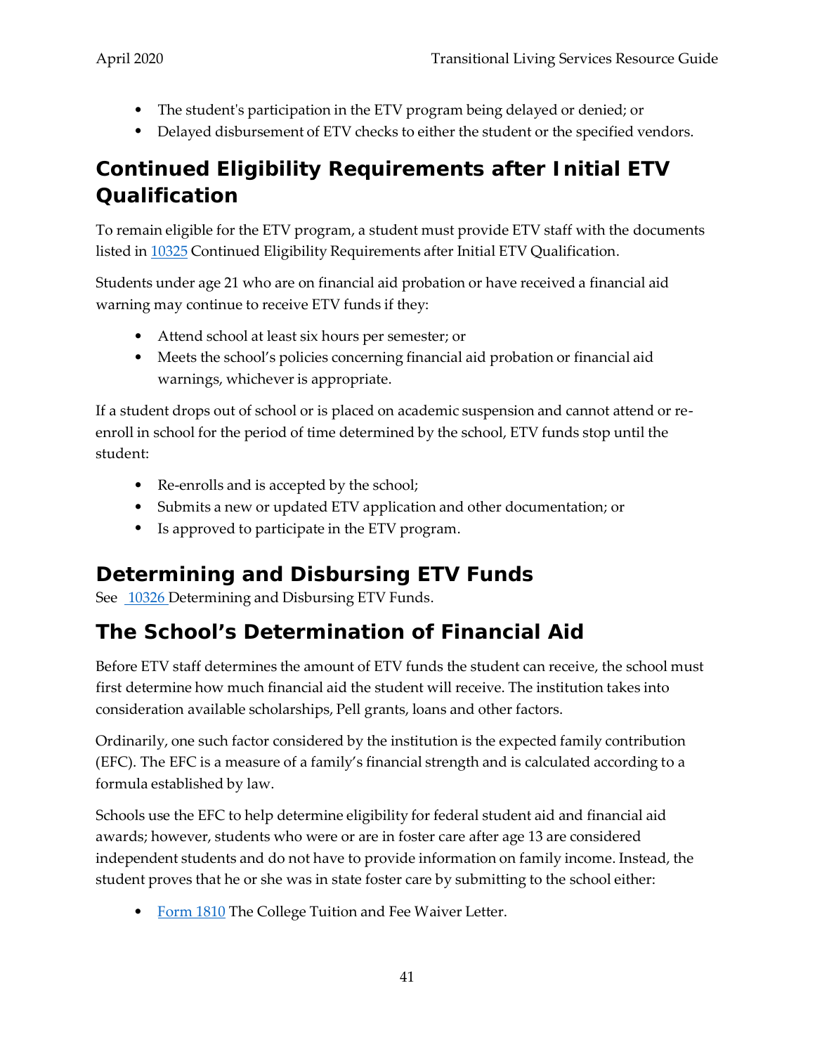- The student's participation in the ETV program being delayed or denied; or
- Delayed disbursement of ETV checks to either the student or the specified vendors.

## Continued Eligibility Requirements after Initial ETV Qualification

To remain eligible for the ETV program, a student must provide ETV staff with the documents listed in 10325 Continued Eligibility Requirements after Initial ETV Qualification.

Students under age 21 who are on financial aid probation or have received a financial aid warning may continue to receive ETV funds if they:

- Attend school at least six hours per semester; or
- Meets the school's policies concerning financial aid probation or financial aid warnings, whichever is appropriate.

If a student drops out of school or is placed on academic suspension and cannot attend or re-enroll in school for the period of time determined by the school, ETV funds stop until the student:

- Re-enrolls and is accepted by the school;
- Submits a new or updated ETV application and other documentation; or
- Is approved to participate in the ETV program.

## Determining and Disbursing ETV Funds

See 10326 Determining and Disbursing ETV Funds.

## The School's Determination of Financial Aid

Before ETV staff determines the amount of ETV funds the student can receive, the school must first determine how much financial aid the student will receive. The institution takes into consideration available scholarships, Pell grants, loans and other factors.

Ordinarily, one such factor considered by the institution is the expected family contribution (EFC). The EFC is a measure of a family's financial strength and is calculated according to a formula established by law.

Schools use the EFC to help determine eligibility for federal student aid and financial aid awards; however, students who were or are in foster care after age 13 are considered independent students and do not have to provide information on family income. Instead, the student proves that he or she was in state foster care by submitting to the school either:

- Form 1810 The College Tuition and Fee Waiver Letter.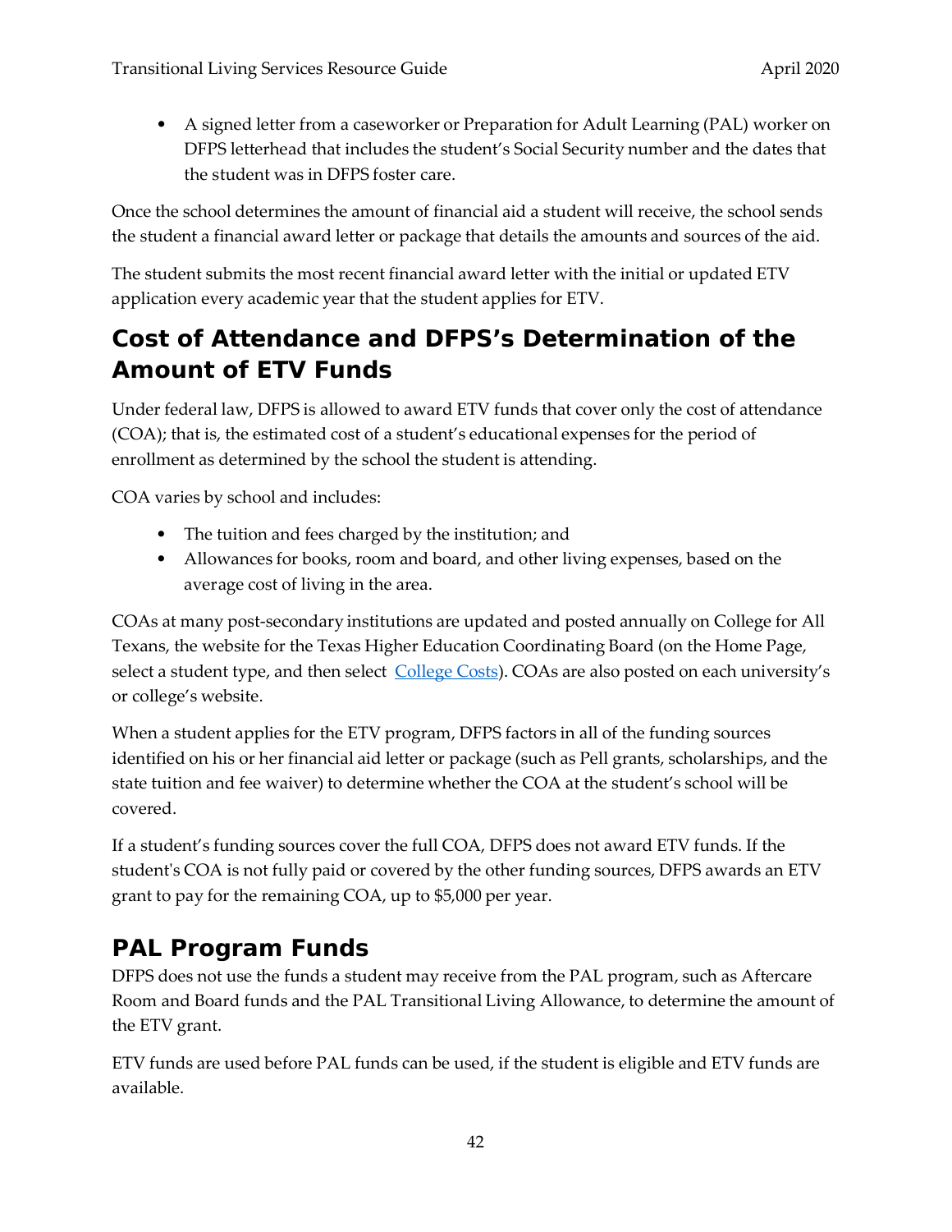- A signed letter from a caseworker or Preparation for Adult Learning (PAL) worker on DFPS letterhead that includes the student's Social Security number and the dates that the student was in DFPS foster care.

Once the school determines the amount of financial aid a student will receive, the school sends the student a financial award letter or package that details the amounts and sources of the aid.

The student submits the most recent financial award letter with the initial or updated ETV application every academic year that the student applies for ETV.

## Cost of Attendance and DFPS's Determination of the Amount of ETV Funds

Under federal law, DFPS is allowed to award ETV funds that cover only the cost of attendance (COA); that is, the estimated cost of a student's educational expenses for the period of enrollment as determined by the school the student is attending.

COA varies by school and includes:

- The tuition and fees charged by the institution; and
- Allowances for books, room and board, and other living expenses, based on the average cost of living in the area.

COAs at many post-secondary institutions are updated and posted annually on College for All Texans, the website for the Texas Higher Education Coordinating Board (on the Home Page, select a student type, and then select College Costs). COAs are also posted on each university's or college's website.

When a student applies for the ETV program, DFPS factors in all of the funding sources identified on his or her financial aid letter or package (such as Pell grants, scholarships, and the state tuition and fee waiver) to determine whether the COA at the student's school will be covered.

If a student's funding sources cover the full COA, DFPS does not award ETV funds. If the student's COA is not fully paid or covered by the other funding sources, DFPS awards an ETV grant to pay for the remaining COA, up to $5,000 per year.

## PAL Program Funds

DFPS does not use the funds a student may receive from the PAL program, such as Aftercare Room and Board funds and the PAL Transitional Living Allowance, to determine the amount of the ETV grant.

ETV funds are used before PAL funds can be used, if the student is eligible and ETV funds are available.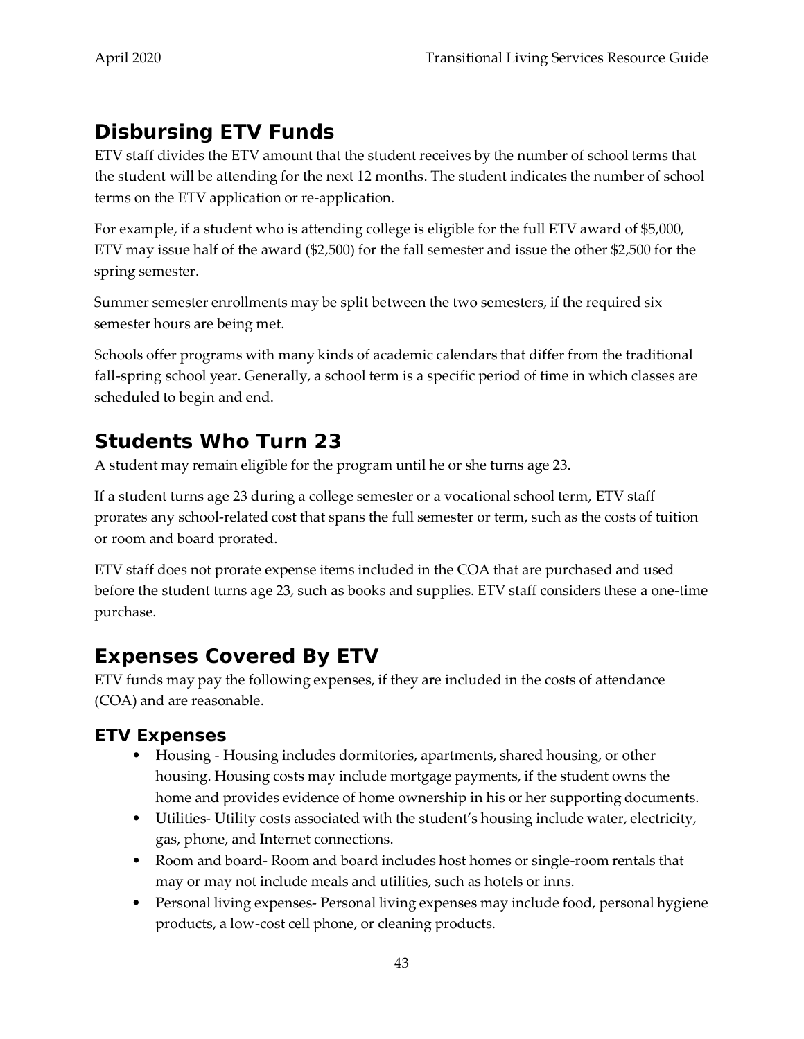## Disbursing ETV Funds

ETV staff divides the ETV amount that the student receives by the number of school terms that the student will be attending for the next 12 months. The student indicates the number of school terms on the ETV application or re-application.

For example, if a student who is attending college is eligible for the full ETV award of $5,000, ETV may issue half of the award ($2,500) for the fall semester and issue the other $2,500 for the spring semester.

Summer semester enrollments may be split between the two semesters, if the required six semester hours are being met.

Schools offer programs with many kinds of academic calendars that differ from the traditional fall-spring school year. Generally, a school term is a specific period of time in which classes are scheduled to begin and end.

## Students Who Turn 23

A student may remain eligible for the program until he or she turns age 23.

If a student turns age 23 during a college semester or a vocational school term, ETV staff prorates any school-related cost that spans the full semester or term, such as the costs of tuition or room and board prorated.

ETV staff does not prorate expense items included in the COA that are purchased and used before the student turns age 23, such as books and supplies. ETV staff considers these a one-time purchase.

## Expenses Covered By ETV

ETV funds may pay the following expenses, if they are included in the costs of attendance (COA) and are reasonable.

### ETV Expenses

- Housing - Housing includes dormitories, apartments, shared housing, or other housing. Housing costs may include mortgage payments, if the student owns the home and provides evidence of home ownership in his or her supporting documents.
- Utilities- Utility costs associated with the student's housing include water, electricity, gas, phone, and Internet connections.
- Room and board- Room and board includes host homes or single-room rentals that may or may not include meals and utilities, such as hotels or inns.
- Personal living expenses- Personal living expenses may include food, personal hygiene products, a low-cost cell phone, or cleaning products.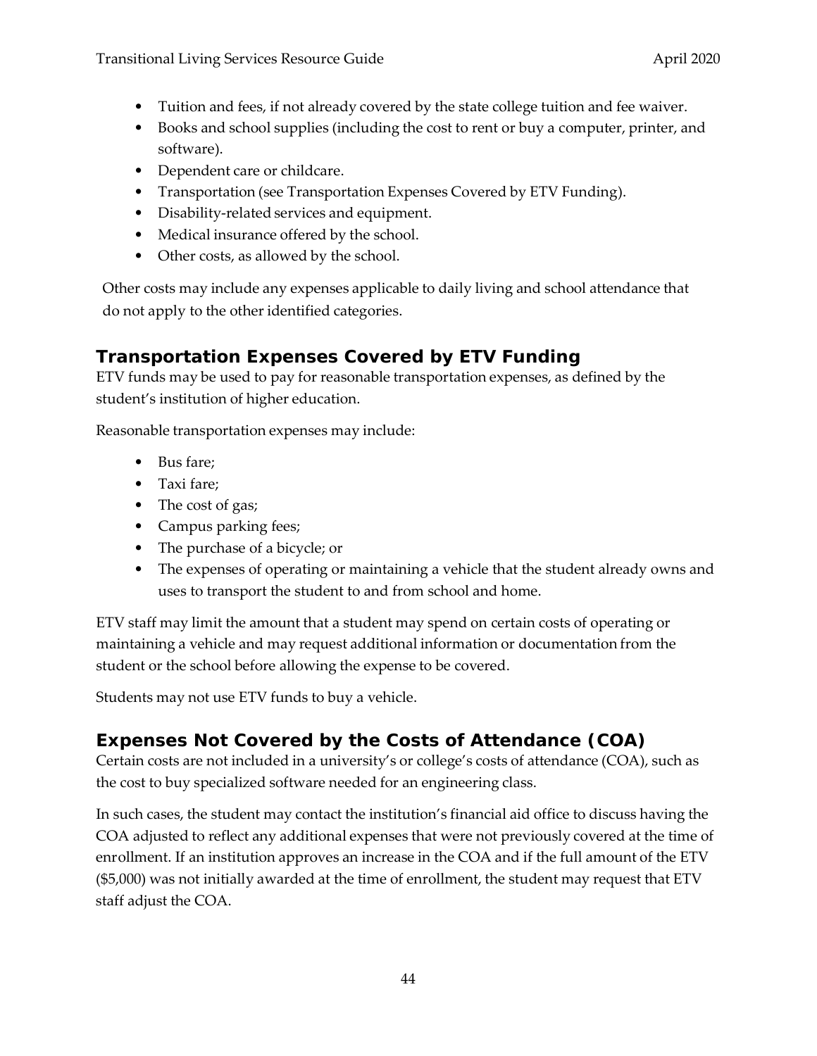- Tuition and fees, if not already covered by the state college tuition and fee waiver.
- Books and school supplies (including the cost to rent or buy a computer, printer, and software).
- Dependent care or childcare.
- Transportation (see Transportation Expenses Covered by ETV Funding).
- Disability-related services and equipment.
- Medical insurance offered by the school.
- Other costs, as allowed by the school.

Other costs may include any expenses applicable to daily living and school attendance that do not apply to the other identified categories.

## Transportation Expenses Covered by ETV Funding

ETV funds may be used to pay for reasonable transportation expenses, as defined by the student's institution of higher education.

Reasonable transportation expenses may include:

- Bus fare;
- Taxi fare;
- The cost of gas;
- Campus parking fees;
- The purchase of a bicycle; or
- The expenses of operating or maintaining a vehicle that the student already owns and uses to transport the student to and from school and home.

ETV staff may limit the amount that a student may spend on certain costs of operating or maintaining a vehicle and may request additional information or documentation from the student or the school before allowing the expense to be covered.

Students may not use ETV funds to buy a vehicle.

## Expenses Not Covered by the Costs of Attendance (COA)

Certain costs are not included in a university's or college's costs of attendance (COA), such as the cost to buy specialized software needed for an engineering class.

In such cases, the student may contact the institution's financial aid office to discuss having the COA adjusted to reflect any additional expenses that were not previously covered at the time of enrollment. If an institution approves an increase in the COA and if the full amount of the ETV ($5,000) was not initially awarded at the time of enrollment, the student may request that ETV staff adjust the COA.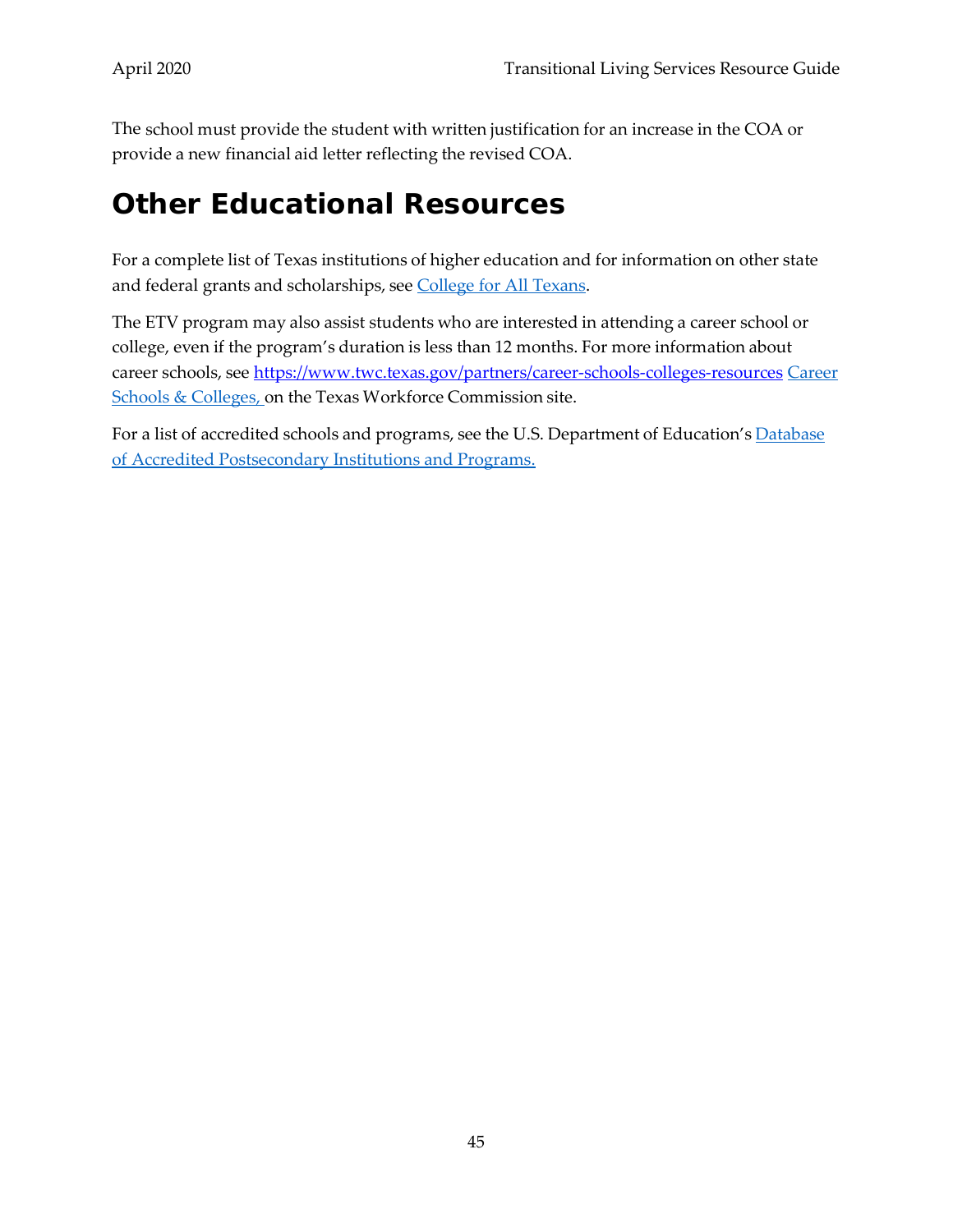The school must provide the student with written justification for an increase in the COA or provide a new financial aid letter reflecting the revised COA.

# Other Educational Resources

For a complete list of Texas institutions of higher education and for information on other state and federal grants and scholarships, see College for All Texans.

The ETV program may also assist students who are interested in attending a career school or college, even if the program's duration is less than 12 months. For more information about career schools, see https://www.twc.texas.gov/partners/career-schools-colleges-resources Career Schools & Colleges, on the Texas Workforce Commission site.

For a list of accredited schools and programs, see the U.S. Department of Education's Database of Accredited Postsecondary Institutions and Programs.